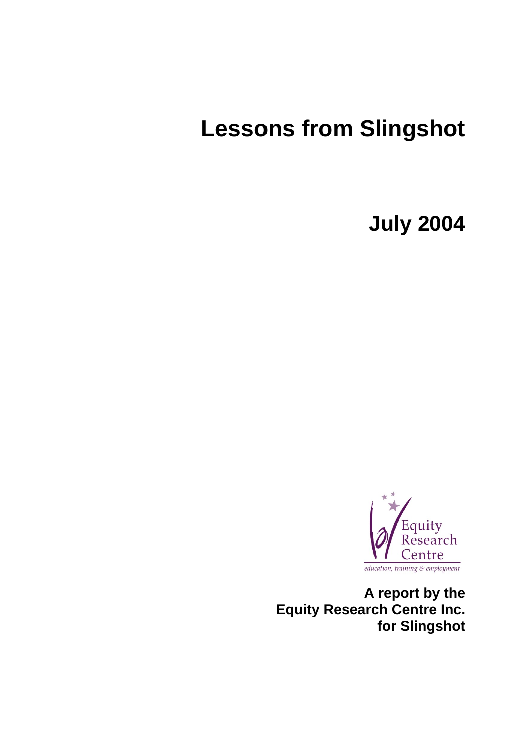# Lessons from Slingshot

**July 2004**

Equity Research Centre

*education, training & employment*

**A report by the Equity Research Centre Inc. for Slingshot**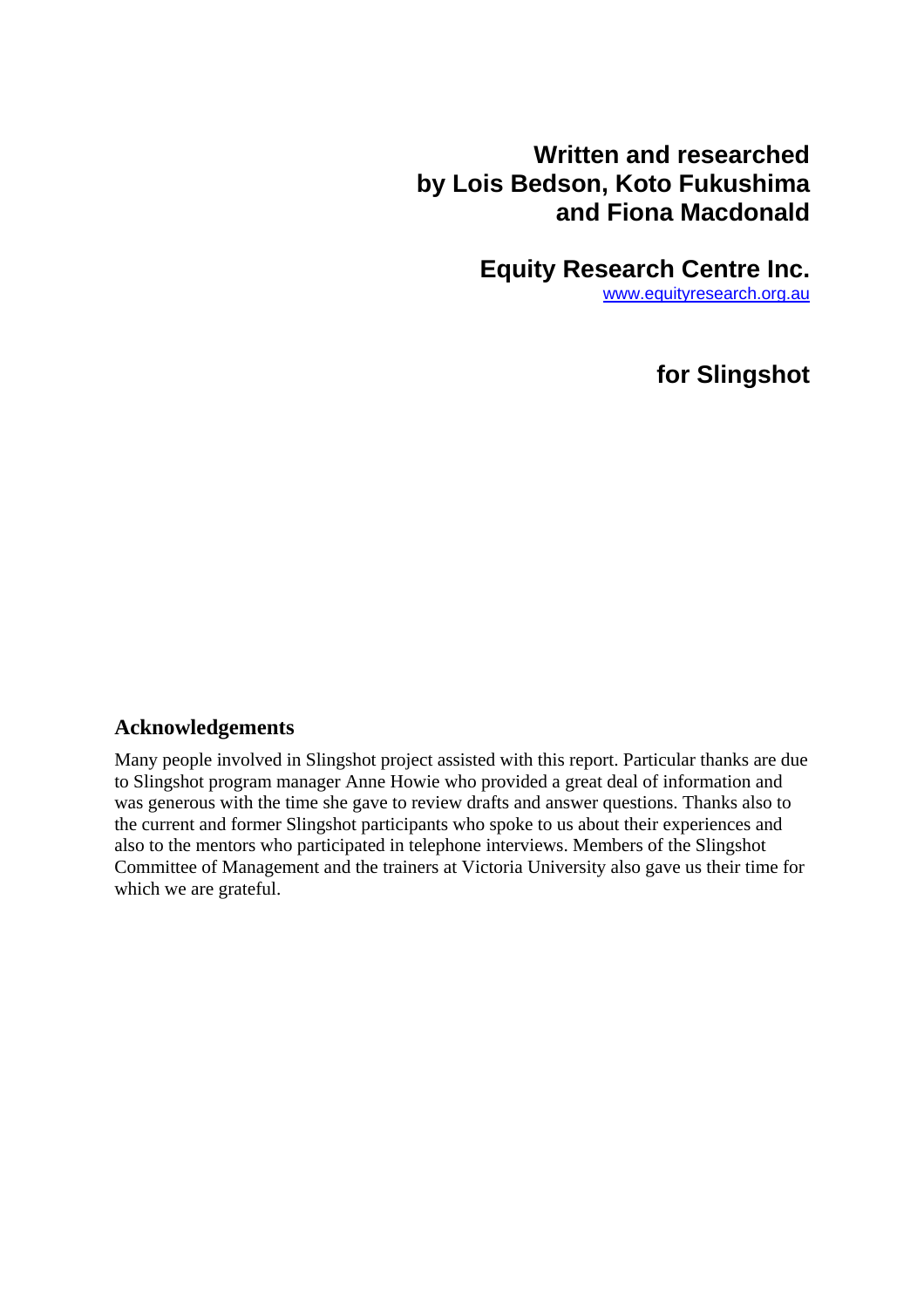**Written and researched by Lois Bedson, Koto Fukushima and Fiona Macdonald**

**Equity Research Centre Inc.**
www.equityresearch.org.au

**for Slingshot**

## Acknowledgements

Many people involved in Slingshot project assisted with this report. Particular thanks are due to Slingshot program manager Anne Howie who provided a great deal of information and was generous with the time she gave to review drafts and answer questions. Thanks also to the current and former Slingshot participants who spoke to us about their experiences and also to the mentors who participated in telephone interviews. Members of the Slingshot Committee of Management and the trainers at Victoria University also gave us their time for which we are grateful.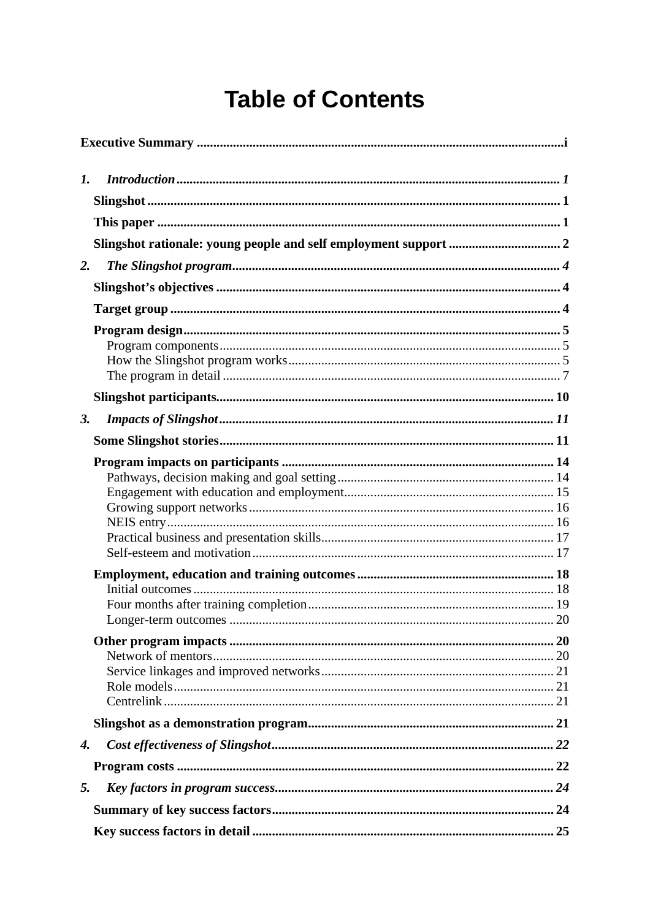# Table of Contents

**Executive Summary** .................................................................................................... i

***1. Introduction*** .................................................................................................... *1*

**Slingshot** .................................................................................................... 1

**This paper** .................................................................................................... 1

**Slingshot rationale: young people and self employment support** .................................. 2

***2. The Slingshot program*** .................................................................................................... *4*

**Slingshot's objectives** .................................................................................................... 4

**Target group** .................................................................................................... 4

**Program design** .................................................................................................... 5

Program components .................................................................................................... 5

How the Slingshot program works .................................................................................................... 5

The program in detail .................................................................................................... 7

**Slingshot participants** .................................................................................................... 10

***3. Impacts of Slingshot*** .................................................................................................... *11*

**Some Slingshot stories** .................................................................................................... 11

**Program impacts on participants** .................................................................................................... 14

Pathways, decision making and goal setting .................................................................................................... 14

Engagement with education and employment .................................................................................................... 15

Growing support networks .................................................................................................... 16

NEIS entry .................................................................................................... 16

Practical business and presentation skills .................................................................................................... 17

Self-esteem and motivation .................................................................................................... 17

**Employment, education and training outcomes** .................................................................................................... 18

Initial outcomes .................................................................................................... 18

Four months after training completion .................................................................................................... 19

Longer-term outcomes .................................................................................................... 20

**Other program impacts** .................................................................................................... 20

Network of mentors .................................................................................................... 20

Service linkages and improved networks .................................................................................................... 21

Role models .................................................................................................... 21

Centrelink .................................................................................................... 21

**Slingshot as a demonstration program** .................................................................................................... 21

***4. Cost effectiveness of Slingshot*** .................................................................................................... *22*

**Program costs** .................................................................................................... 22

***5. Key factors in program success*** .................................................................................................... *24*

**Summary of key success factors** .................................................................................................... 24

**Key success factors in detail** .................................................................................................... 25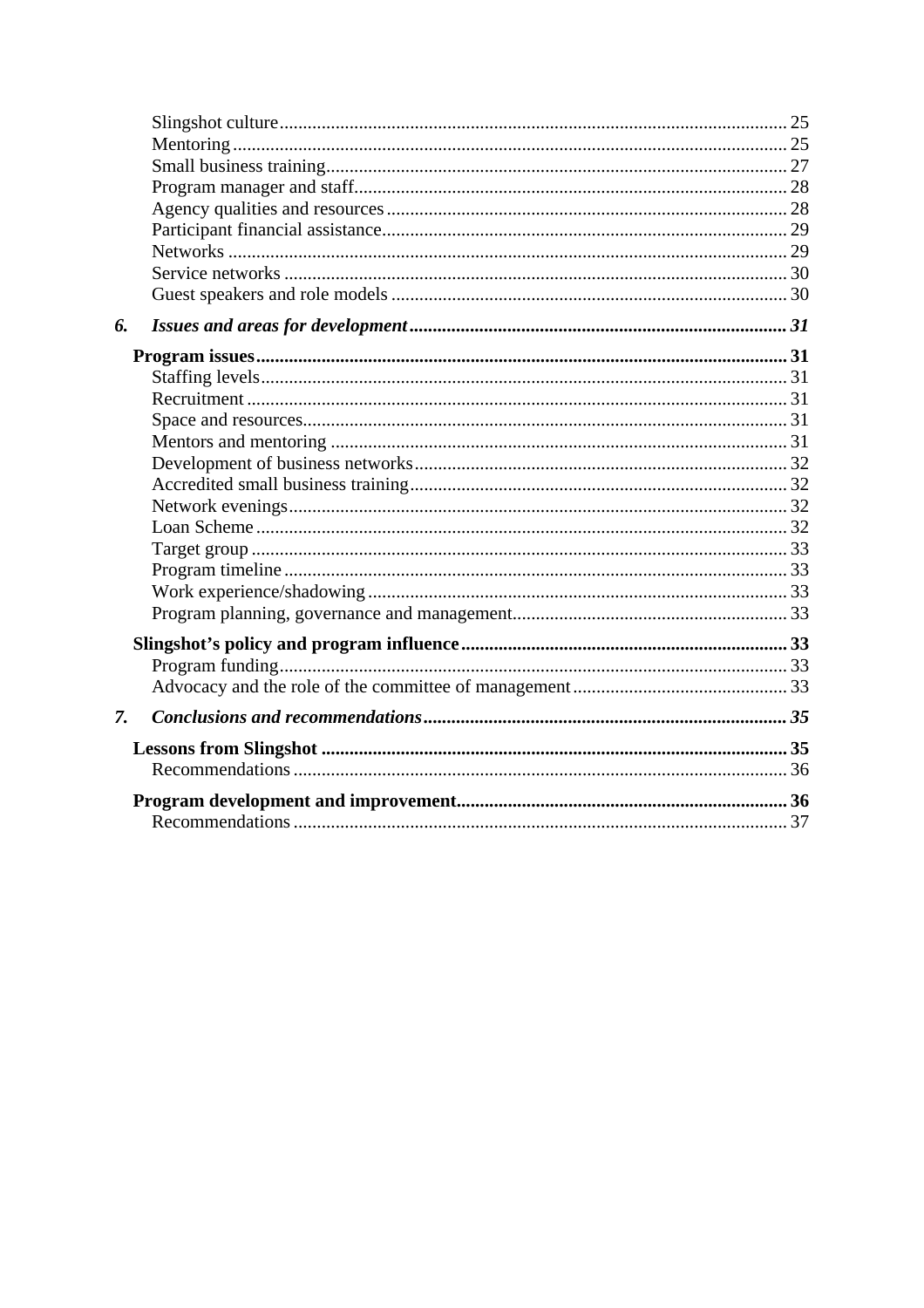Slingshot culture ... 25
Mentoring ... 25
Small business training ... 27
Program manager and staff ... 28
Agency qualities and resources ... 28
Participant financial assistance ... 29
Networks ... 29
Service networks ... 30
Guest speakers and role models ... 30

***6. Issues and areas for development ... 31***

**Program issues ... 31**

Staffing levels ... 31
Recruitment ... 31
Space and resources ... 31
Mentors and mentoring ... 31
Development of business networks ... 32
Accredited small business training ... 32
Network evenings ... 32
Loan Scheme ... 32
Target group ... 33
Program timeline ... 33
Work experience/shadowing ... 33
Program planning, governance and management ... 33

**Slingshot's policy and program influence ... 33**

Program funding ... 33
Advocacy and the role of the committee of management ... 33

***7. Conclusions and recommendations ... 35***

**Lessons from Slingshot ... 35**

Recommendations ... 36

**Program development and improvement ... 36**

Recommendations ... 37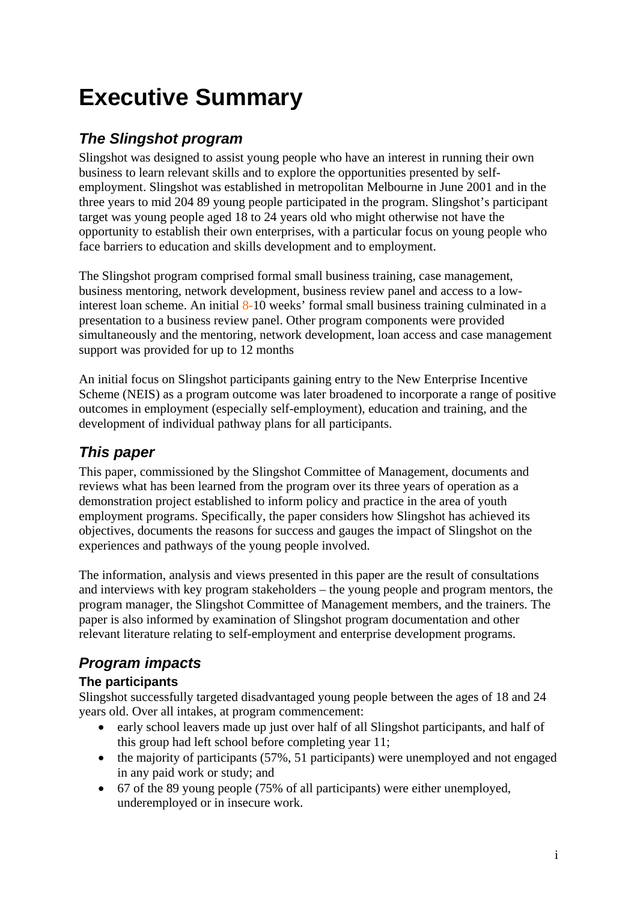# Executive Summary

## *The Slingshot program*

Slingshot was designed to assist young people who have an interest in running their own business to learn relevant skills and to explore the opportunities presented by self-employment. Slingshot was established in metropolitan Melbourne in June 2001 and in the three years to mid 204 89 young people participated in the program. Slingshot's participant target was young people aged 18 to 24 years old who might otherwise not have the opportunity to establish their own enterprises, with a particular focus on young people who face barriers to education and skills development and to employment.

The Slingshot program comprised formal small business training, case management, business mentoring, network development, business review panel and access to a low-interest loan scheme. An initial 8-10 weeks' formal small business training culminated in a presentation to a business review panel. Other program components were provided simultaneously and the mentoring, network development, loan access and case management support was provided for up to 12 months

An initial focus on Slingshot participants gaining entry to the New Enterprise Incentive Scheme (NEIS) as a program outcome was later broadened to incorporate a range of positive outcomes in employment (especially self-employment), education and training, and the development of individual pathway plans for all participants.

## *This paper*

This paper, commissioned by the Slingshot Committee of Management, documents and reviews what has been learned from the program over its three years of operation as a demonstration project established to inform policy and practice in the area of youth employment programs. Specifically, the paper considers how Slingshot has achieved its objectives, documents the reasons for success and gauges the impact of Slingshot on the experiences and pathways of the young people involved.

The information, analysis and views presented in this paper are the result of consultations and interviews with key program stakeholders – the young people and program mentors, the program manager, the Slingshot Committee of Management members, and the trainers. The paper is also informed by examination of Slingshot program documentation and other relevant literature relating to self-employment and enterprise development programs.

## *Program impacts*

### The participants

Slingshot successfully targeted disadvantaged young people between the ages of 18 and 24 years old. Over all intakes, at program commencement:

- early school leavers made up just over half of all Slingshot participants, and half of this group had left school before completing year 11;
- the majority of participants (57%, 51 participants) were unemployed and not engaged in any paid work or study; and
- 67 of the 89 young people (75% of all participants) were either unemployed, underemployed or in insecure work.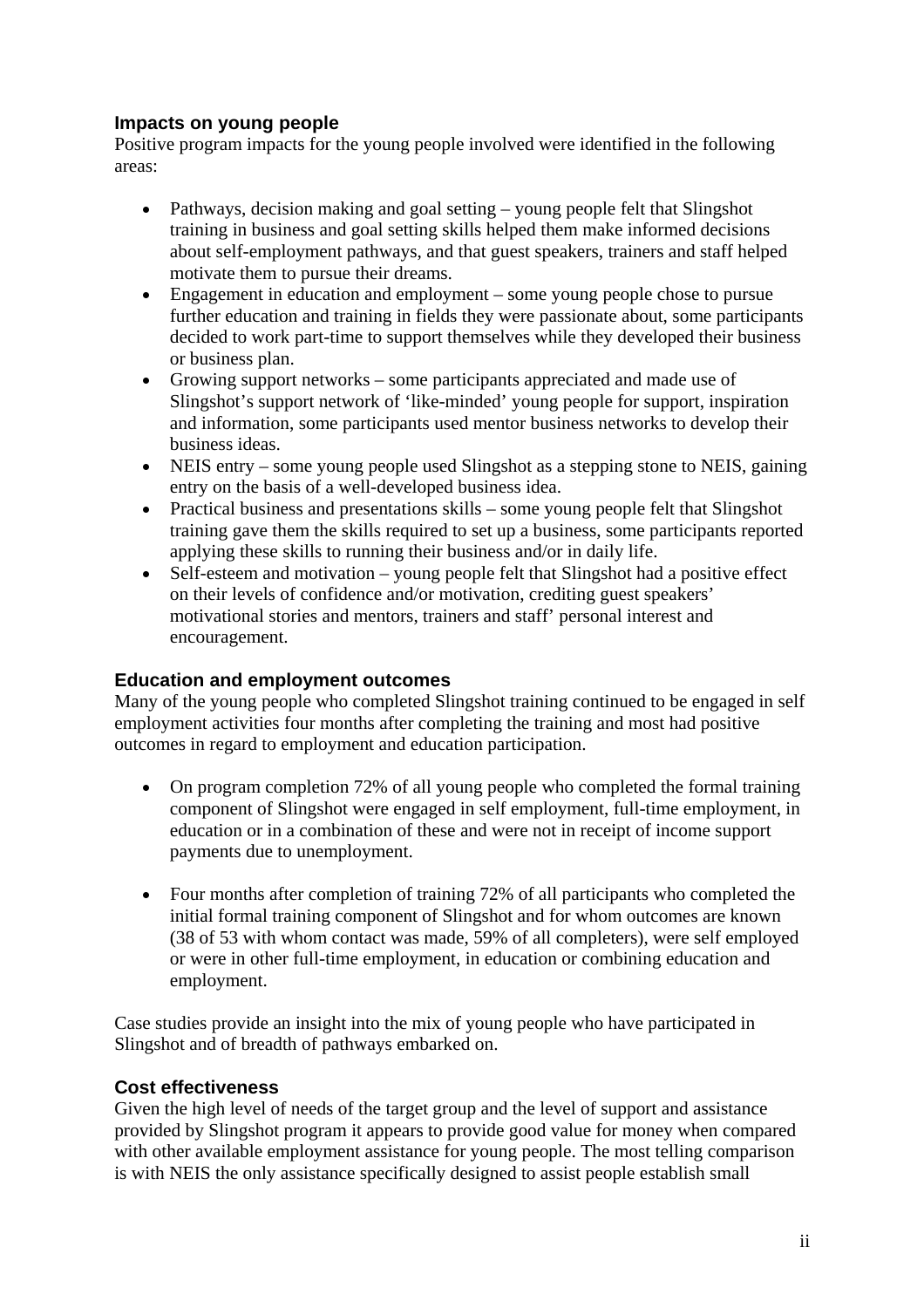### Impacts on young people

Positive program impacts for the young people involved were identified in the following areas:

- Pathways, decision making and goal setting – young people felt that Slingshot training in business and goal setting skills helped them make informed decisions about self-employment pathways, and that guest speakers, trainers and staff helped motivate them to pursue their dreams.
- Engagement in education and employment – some young people chose to pursue further education and training in fields they were passionate about, some participants decided to work part-time to support themselves while they developed their business or business plan.
- Growing support networks – some participants appreciated and made use of Slingshot's support network of 'like-minded' young people for support, inspiration and information, some participants used mentor business networks to develop their business ideas.
- NEIS entry – some young people used Slingshot as a stepping stone to NEIS, gaining entry on the basis of a well-developed business idea.
- Practical business and presentations skills – some young people felt that Slingshot training gave them the skills required to set up a business, some participants reported applying these skills to running their business and/or in daily life.
- Self-esteem and motivation – young people felt that Slingshot had a positive effect on their levels of confidence and/or motivation, crediting guest speakers' motivational stories and mentors, trainers and staff' personal interest and encouragement.

### Education and employment outcomes

Many of the young people who completed Slingshot training continued to be engaged in self employment activities four months after completing the training and most had positive outcomes in regard to employment and education participation.

- On program completion 72% of all young people who completed the formal training component of Slingshot were engaged in self employment, full-time employment, in education or in a combination of these and were not in receipt of income support payments due to unemployment.

- Four months after completion of training 72% of all participants who completed the initial formal training component of Slingshot and for whom outcomes are known (38 of 53 with whom contact was made, 59% of all completers), were self employed or were in other full-time employment, in education or combining education and employment.

Case studies provide an insight into the mix of young people who have participated in Slingshot and of breadth of pathways embarked on.

### Cost effectiveness

Given the high level of needs of the target group and the level of support and assistance provided by Slingshot program it appears to provide good value for money when compared with other available employment assistance for young people. The most telling comparison is with NEIS the only assistance specifically designed to assist people establish small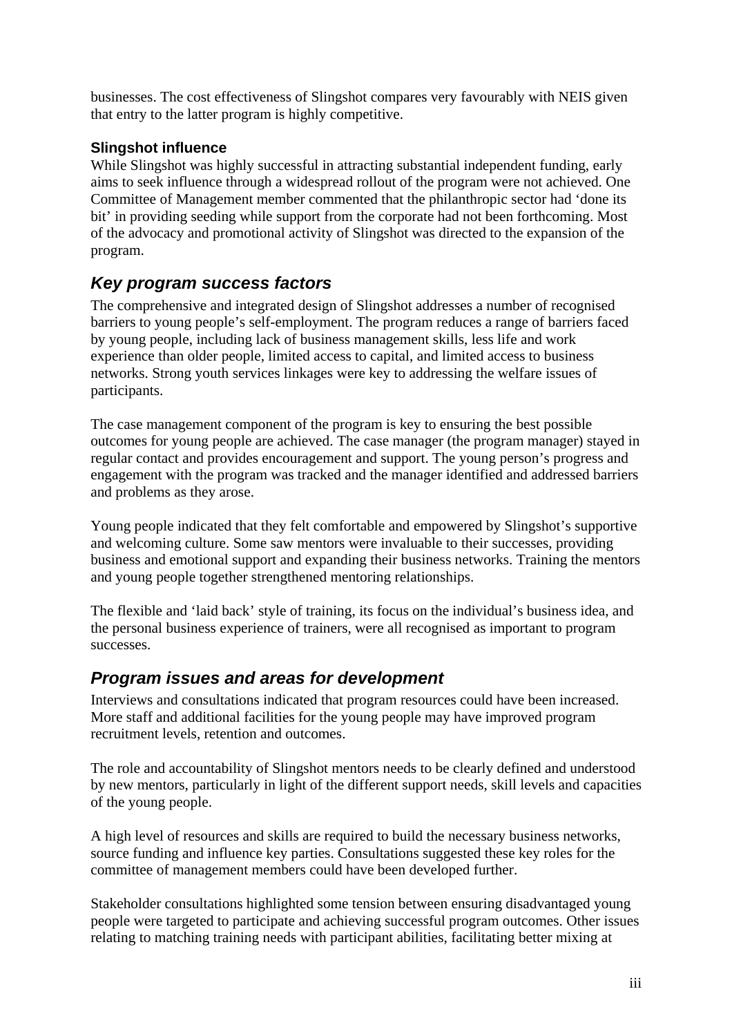businesses. The cost effectiveness of Slingshot compares very favourably with NEIS given that entry to the latter program is highly competitive.

**Slingshot influence**

While Slingshot was highly successful in attracting substantial independent funding, early aims to seek influence through a widespread rollout of the program were not achieved. One Committee of Management member commented that the philanthropic sector had 'done its bit' in providing seeding while support from the corporate had not been forthcoming. Most of the advocacy and promotional activity of Slingshot was directed to the expansion of the program.

## *Key program success factors*

The comprehensive and integrated design of Slingshot addresses a number of recognised barriers to young people's self-employment. The program reduces a range of barriers faced by young people, including lack of business management skills, less life and work experience than older people, limited access to capital, and limited access to business networks. Strong youth services linkages were key to addressing the welfare issues of participants.

The case management component of the program is key to ensuring the best possible outcomes for young people are achieved. The case manager (the program manager) stayed in regular contact and provides encouragement and support. The young person's progress and engagement with the program was tracked and the manager identified and addressed barriers and problems as they arose.

Young people indicated that they felt comfortable and empowered by Slingshot's supportive and welcoming culture. Some saw mentors were invaluable to their successes, providing business and emotional support and expanding their business networks. Training the mentors and young people together strengthened mentoring relationships.

The flexible and 'laid back' style of training, its focus on the individual's business idea, and the personal business experience of trainers, were all recognised as important to program successes.

## *Program issues and areas for development*

Interviews and consultations indicated that program resources could have been increased. More staff and additional facilities for the young people may have improved program recruitment levels, retention and outcomes.

The role and accountability of Slingshot mentors needs to be clearly defined and understood by new mentors, particularly in light of the different support needs, skill levels and capacities of the young people.

A high level of resources and skills are required to build the necessary business networks, source funding and influence key parties. Consultations suggested these key roles for the committee of management members could have been developed further.

Stakeholder consultations highlighted some tension between ensuring disadvantaged young people were targeted to participate and achieving successful program outcomes. Other issues relating to matching training needs with participant abilities, facilitating better mixing at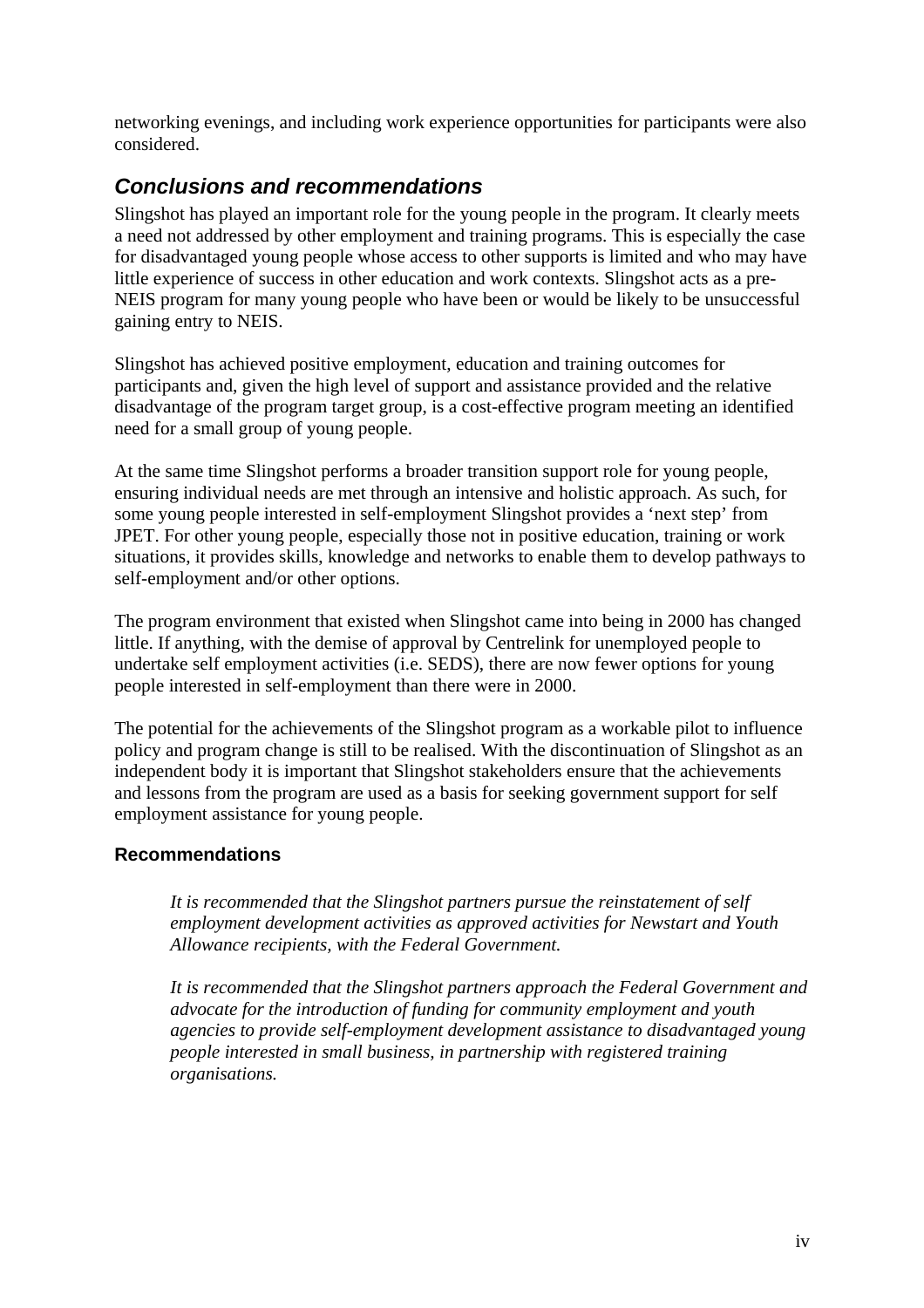networking evenings, and including work experience opportunities for participants were also considered.

## *Conclusions and recommendations*

Slingshot has played an important role for the young people in the program. It clearly meets a need not addressed by other employment and training programs. This is especially the case for disadvantaged young people whose access to other supports is limited and who may have little experience of success in other education and work contexts. Slingshot acts as a pre-NEIS program for many young people who have been or would be likely to be unsuccessful gaining entry to NEIS.

Slingshot has achieved positive employment, education and training outcomes for participants and, given the high level of support and assistance provided and the relative disadvantage of the program target group, is a cost-effective program meeting an identified need for a small group of young people.

At the same time Slingshot performs a broader transition support role for young people, ensuring individual needs are met through an intensive and holistic approach. As such, for some young people interested in self-employment Slingshot provides a 'next step' from JPET. For other young people, especially those not in positive education, training or work situations, it provides skills, knowledge and networks to enable them to develop pathways to self-employment and/or other options.

The program environment that existed when Slingshot came into being in 2000 has changed little. If anything, with the demise of approval by Centrelink for unemployed people to undertake self employment activities (i.e. SEDS), there are now fewer options for young people interested in self-employment than there were in 2000.

The potential for the achievements of the Slingshot program as a workable pilot to influence policy and program change is still to be realised. With the discontinuation of Slingshot as an independent body it is important that Slingshot stakeholders ensure that the achievements and lessons from the program are used as a basis for seeking government support for self employment assistance for young people.

### Recommendations

*It is recommended that the Slingshot partners pursue the reinstatement of self employment development activities as approved activities for Newstart and Youth Allowance recipients, with the Federal Government.*

*It is recommended that the Slingshot partners approach the Federal Government and advocate for the introduction of funding for community employment and youth agencies to provide self-employment development assistance to disadvantaged young people interested in small business, in partnership with registered training organisations.*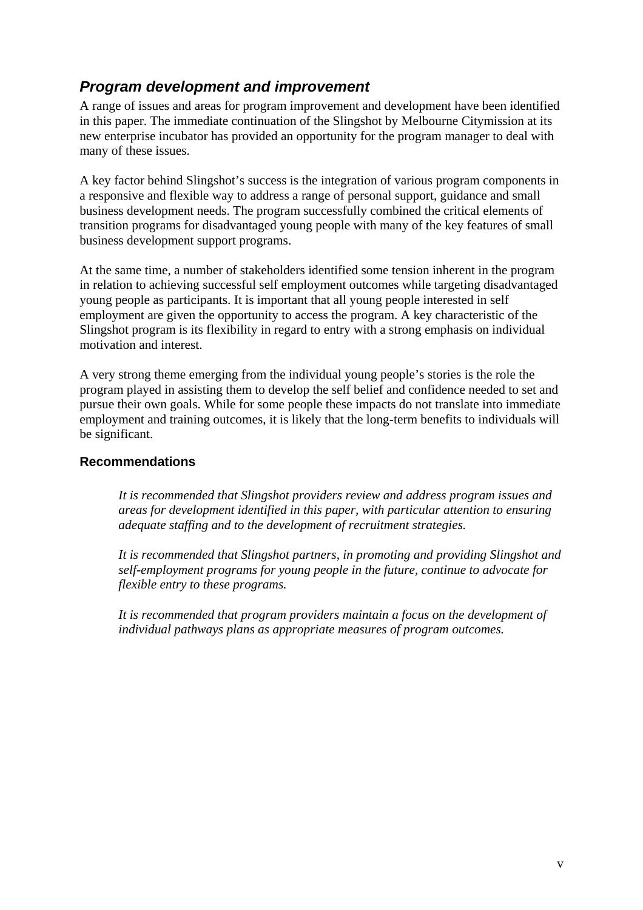## *Program development and improvement*

A range of issues and areas for program improvement and development have been identified in this paper. The immediate continuation of the Slingshot by Melbourne Citymission at its new enterprise incubator has provided an opportunity for the program manager to deal with many of these issues.

A key factor behind Slingshot's success is the integration of various program components in a responsive and flexible way to address a range of personal support, guidance and small business development needs. The program successfully combined the critical elements of transition programs for disadvantaged young people with many of the key features of small business development support programs.

At the same time, a number of stakeholders identified some tension inherent in the program in relation to achieving successful self employment outcomes while targeting disadvantaged young people as participants. It is important that all young people interested in self employment are given the opportunity to access the program. A key characteristic of the Slingshot program is its flexibility in regard to entry with a strong emphasis on individual motivation and interest.

A very strong theme emerging from the individual young people's stories is the role the program played in assisting them to develop the self belief and confidence needed to set and pursue their own goals. While for some people these impacts do not translate into immediate employment and training outcomes, it is likely that the long-term benefits to individuals will be significant.

### Recommendations

> *It is recommended that Slingshot providers review and address program issues and areas for development identified in this paper, with particular attention to ensuring adequate staffing and to the development of recruitment strategies.*
>
> *It is recommended that Slingshot partners, in promoting and providing Slingshot and self-employment programs for young people in the future, continue to advocate for flexible entry to these programs.*
>
> *It is recommended that program providers maintain a focus on the development of individual pathways plans as appropriate measures of program outcomes.*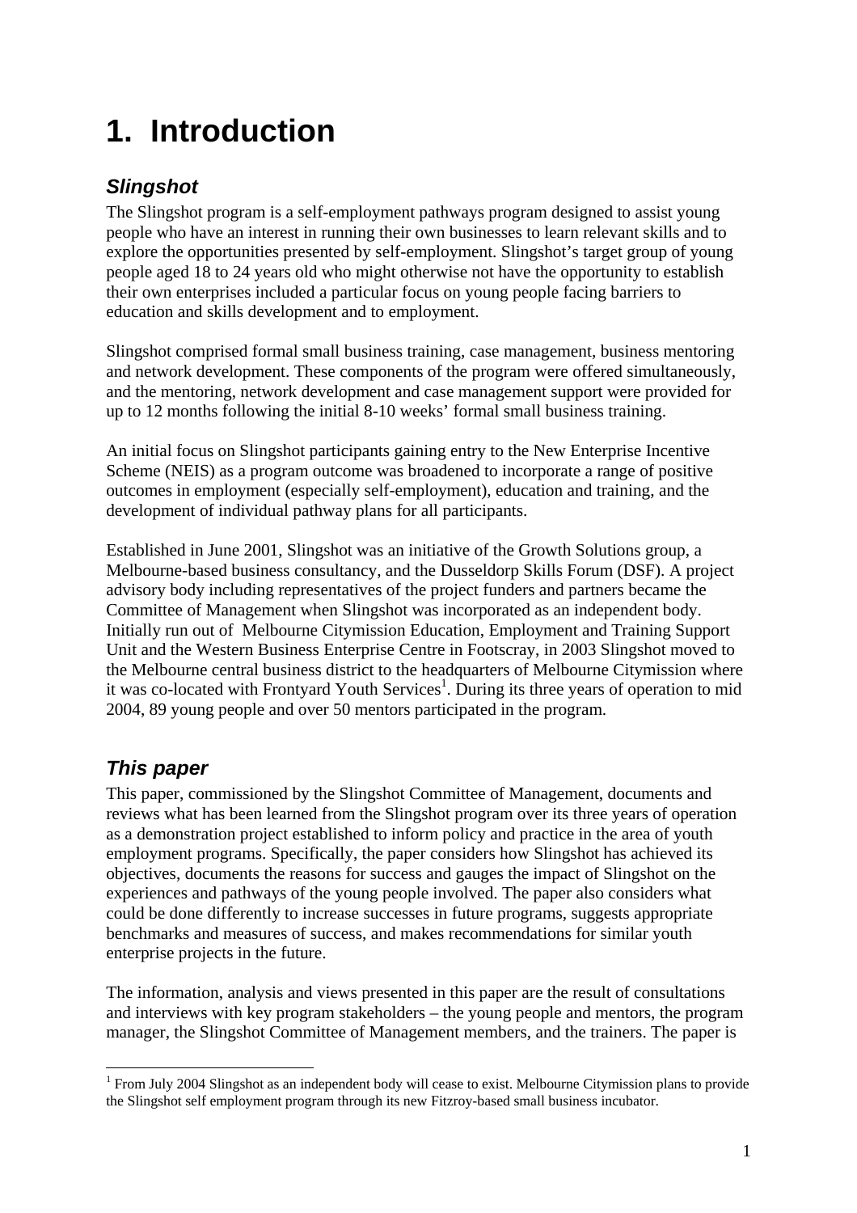# 1. Introduction

## *Slingshot*

The Slingshot program is a self-employment pathways program designed to assist young people who have an interest in running their own businesses to learn relevant skills and to explore the opportunities presented by self-employment. Slingshot's target group of young people aged 18 to 24 years old who might otherwise not have the opportunity to establish their own enterprises included a particular focus on young people facing barriers to education and skills development and to employment.

Slingshot comprised formal small business training, case management, business mentoring and network development. These components of the program were offered simultaneously, and the mentoring, network development and case management support were provided for up to 12 months following the initial 8-10 weeks' formal small business training.

An initial focus on Slingshot participants gaining entry to the New Enterprise Incentive Scheme (NEIS) as a program outcome was broadened to incorporate a range of positive outcomes in employment (especially self-employment), education and training, and the development of individual pathway plans for all participants.

Established in June 2001, Slingshot was an initiative of the Growth Solutions group, a Melbourne-based business consultancy, and the Dusseldorp Skills Forum (DSF). A project advisory body including representatives of the project funders and partners became the Committee of Management when Slingshot was incorporated as an independent body. Initially run out of Melbourne Citymission Education, Employment and Training Support Unit and the Western Business Enterprise Centre in Footscray, in 2003 Slingshot moved to the Melbourne central business district to the headquarters of Melbourne Citymission where it was co-located with Frontyard Youth Services[1]. During its three years of operation to mid 2004, 89 young people and over 50 mentors participated in the program.

## *This paper*

This paper, commissioned by the Slingshot Committee of Management, documents and reviews what has been learned from the Slingshot program over its three years of operation as a demonstration project established to inform policy and practice in the area of youth employment programs. Specifically, the paper considers how Slingshot has achieved its objectives, documents the reasons for success and gauges the impact of Slingshot on the experiences and pathways of the young people involved. The paper also considers what could be done differently to increase successes in future programs, suggests appropriate benchmarks and measures of success, and makes recommendations for similar youth enterprise projects in the future.

The information, analysis and views presented in this paper are the result of consultations and interviews with key program stakeholders – the young people and mentors, the program manager, the Slingshot Committee of Management members, and the trainers. The paper is

---

[1] From July 2004 Slingshot as an independent body will cease to exist. Melbourne Citymission plans to provide the Slingshot self employment program through its new Fitzroy-based small business incubator.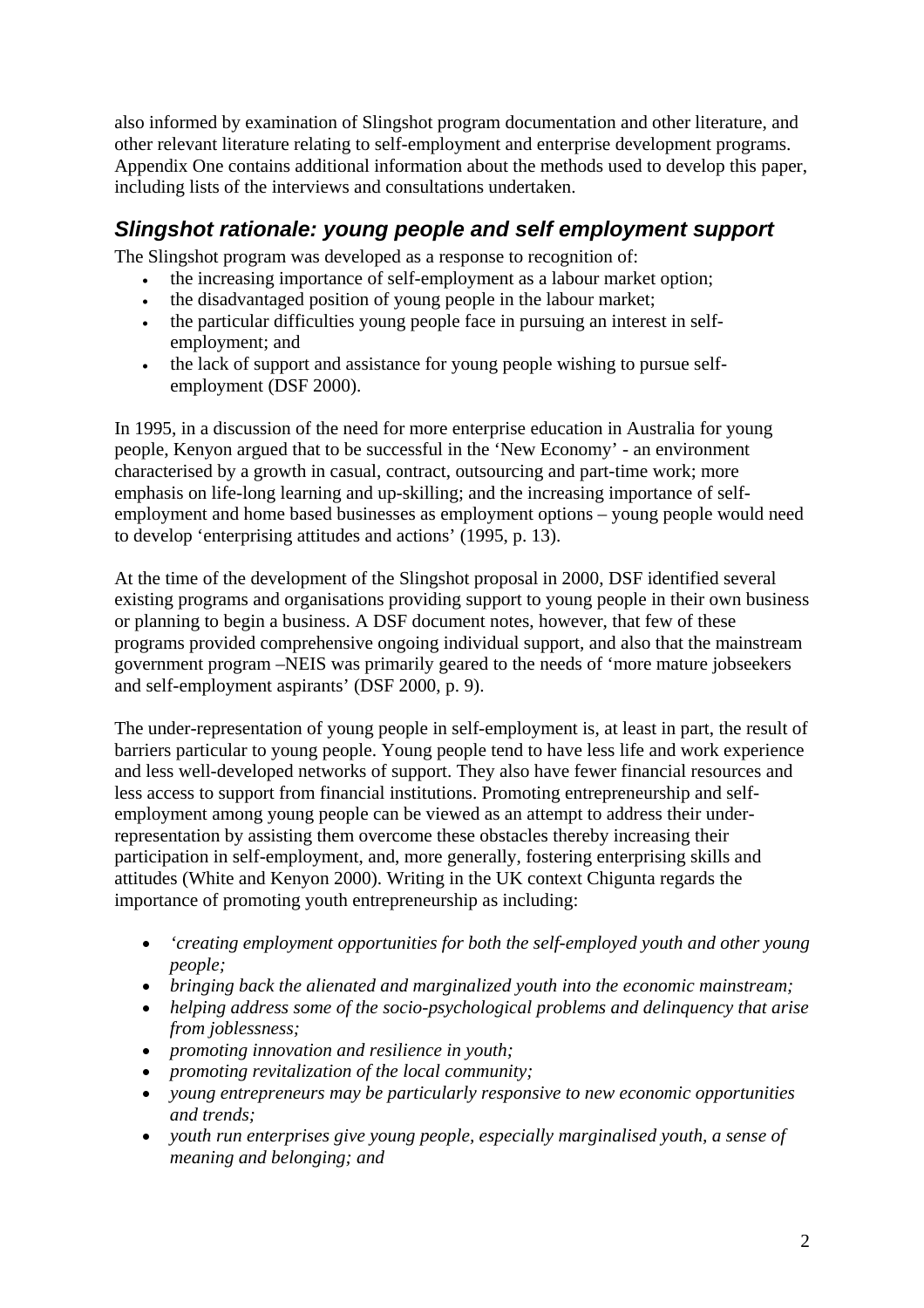also informed by examination of Slingshot program documentation and other literature, and other relevant literature relating to self-employment and enterprise development programs. Appendix One contains additional information about the methods used to develop this paper, including lists of the interviews and consultations undertaken.

## *Slingshot rationale: young people and self employment support*

The Slingshot program was developed as a response to recognition of:

- the increasing importance of self-employment as a labour market option;
- the disadvantaged position of young people in the labour market;
- the particular difficulties young people face in pursuing an interest in self-employment; and
- the lack of support and assistance for young people wishing to pursue self-employment (DSF 2000).

In 1995, in a discussion of the need for more enterprise education in Australia for young people, Kenyon argued that to be successful in the 'New Economy' - an environment characterised by a growth in casual, contract, outsourcing and part-time work; more emphasis on life-long learning and up-skilling; and the increasing importance of self-employment and home based businesses as employment options – young people would need to develop 'enterprising attitudes and actions' (1995, p. 13).

At the time of the development of the Slingshot proposal in 2000, DSF identified several existing programs and organisations providing support to young people in their own business or planning to begin a business. A DSF document notes, however, that few of these programs provided comprehensive ongoing individual support, and also that the mainstream government program –NEIS was primarily geared to the needs of 'more mature jobseekers and self-employment aspirants' (DSF 2000, p. 9).

The under-representation of young people in self-employment is, at least in part, the result of barriers particular to young people. Young people tend to have less life and work experience and less well-developed networks of support. They also have fewer financial resources and less access to support from financial institutions. Promoting entrepreneurship and self-employment among young people can be viewed as an attempt to address their under-representation by assisting them overcome these obstacles thereby increasing their participation in self-employment, and, more generally, fostering enterprising skills and attitudes (White and Kenyon 2000). Writing in the UK context Chigunta regards the importance of promoting youth entrepreneurship as including:

- *'creating employment opportunities for both the self-employed youth and other young people;*
- *bringing back the alienated and marginalized youth into the economic mainstream;*
- *helping address some of the socio-psychological problems and delinquency that arise from joblessness;*
- *promoting innovation and resilience in youth;*
- *promoting revitalization of the local community;*
- *young entrepreneurs may be particularly responsive to new economic opportunities and trends;*
- *youth run enterprises give young people, especially marginalised youth, a sense of meaning and belonging; and*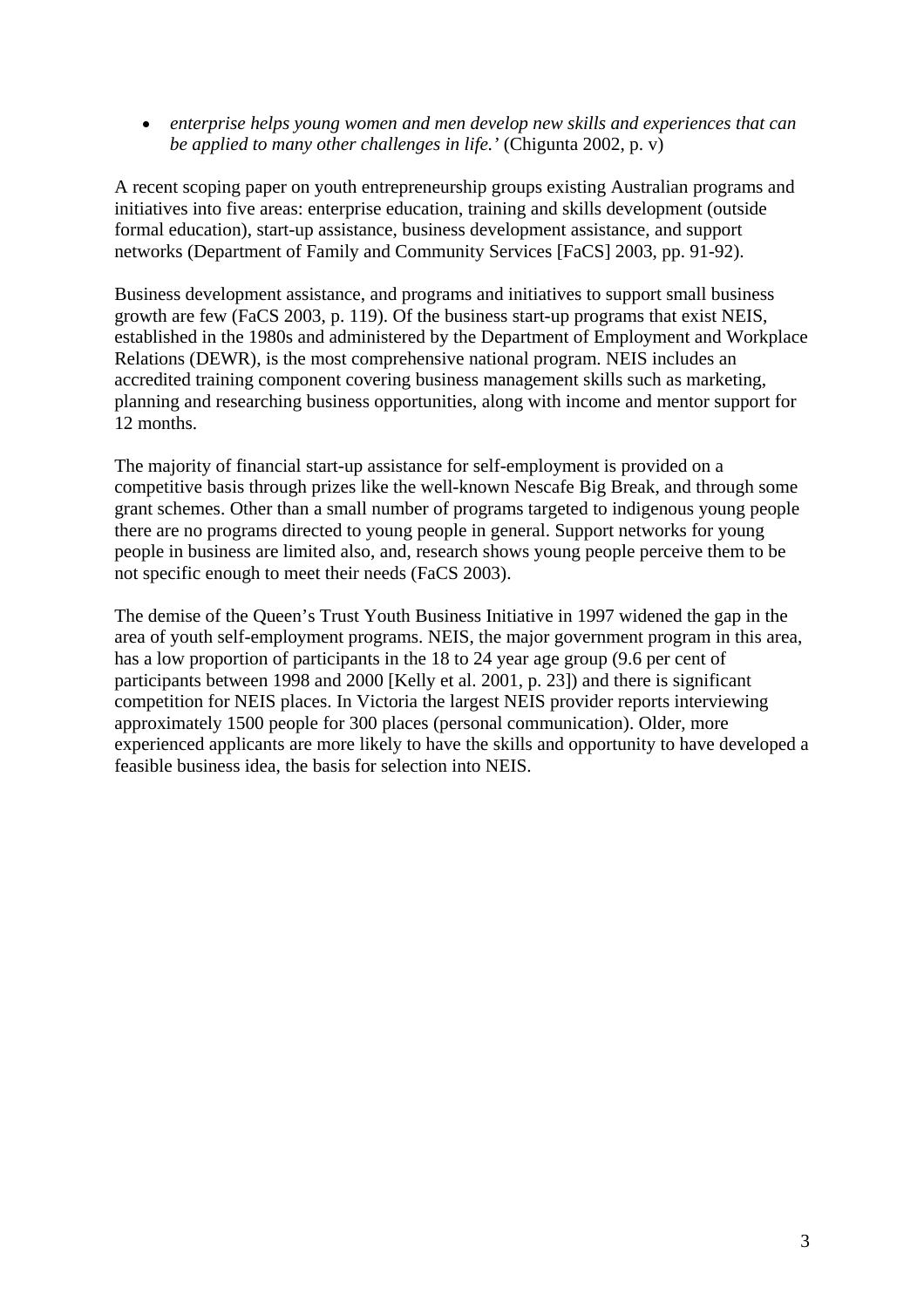- *enterprise helps young women and men develop new skills and experiences that can be applied to many other challenges in life.'* (Chigunta 2002, p. v)

A recent scoping paper on youth entrepreneurship groups existing Australian programs and initiatives into five areas: enterprise education, training and skills development (outside formal education), start-up assistance, business development assistance, and support networks (Department of Family and Community Services [FaCS] 2003, pp. 91-92).

Business development assistance, and programs and initiatives to support small business growth are few (FaCS 2003, p. 119). Of the business start-up programs that exist NEIS, established in the 1980s and administered by the Department of Employment and Workplace Relations (DEWR), is the most comprehensive national program. NEIS includes an accredited training component covering business management skills such as marketing, planning and researching business opportunities, along with income and mentor support for 12 months.

The majority of financial start-up assistance for self-employment is provided on a competitive basis through prizes like the well-known Nescafe Big Break, and through some grant schemes. Other than a small number of programs targeted to indigenous young people there are no programs directed to young people in general. Support networks for young people in business are limited also, and, research shows young people perceive them to be not specific enough to meet their needs (FaCS 2003).

The demise of the Queen's Trust Youth Business Initiative in 1997 widened the gap in the area of youth self-employment programs. NEIS, the major government program in this area, has a low proportion of participants in the 18 to 24 year age group (9.6 per cent of participants between 1998 and 2000 [Kelly et al. 2001, p. 23]) and there is significant competition for NEIS places. In Victoria the largest NEIS provider reports interviewing approximately 1500 people for 300 places (personal communication). Older, more experienced applicants are more likely to have the skills and opportunity to have developed a feasible business idea, the basis for selection into NEIS.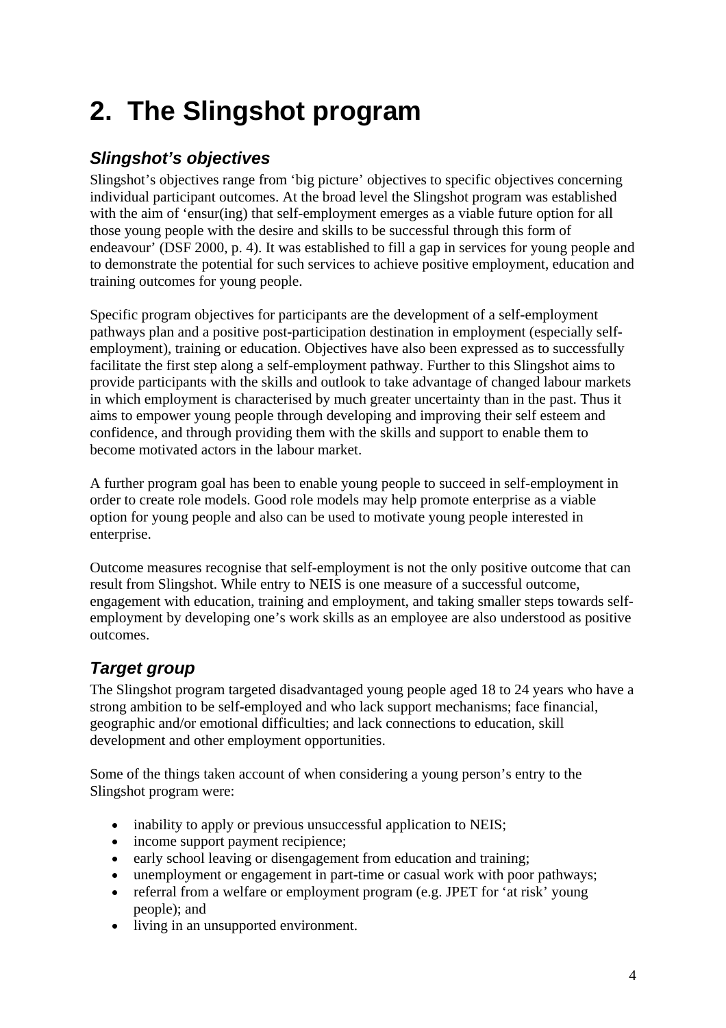# 2. The Slingshot program

### *Slingshot's objectives*

Slingshot's objectives range from 'big picture' objectives to specific objectives concerning individual participant outcomes. At the broad level the Slingshot program was established with the aim of 'ensur(ing) that self-employment emerges as a viable future option for all those young people with the desire and skills to be successful through this form of endeavour' (DSF 2000, p. 4). It was established to fill a gap in services for young people and to demonstrate the potential for such services to achieve positive employment, education and training outcomes for young people.

Specific program objectives for participants are the development of a self-employment pathways plan and a positive post-participation destination in employment (especially self-employment), training or education. Objectives have also been expressed as to successfully facilitate the first step along a self-employment pathway. Further to this Slingshot aims to provide participants with the skills and outlook to take advantage of changed labour markets in which employment is characterised by much greater uncertainty than in the past. Thus it aims to empower young people through developing and improving their self esteem and confidence, and through providing them with the skills and support to enable them to become motivated actors in the labour market.

A further program goal has been to enable young people to succeed in self-employment in order to create role models. Good role models may help promote enterprise as a viable option for young people and also can be used to motivate young people interested in enterprise.

Outcome measures recognise that self-employment is not the only positive outcome that can result from Slingshot. While entry to NEIS is one measure of a successful outcome, engagement with education, training and employment, and taking smaller steps towards self-employment by developing one's work skills as an employee are also understood as positive outcomes.

### *Target group*

The Slingshot program targeted disadvantaged young people aged 18 to 24 years who have a strong ambition to be self-employed and who lack support mechanisms; face financial, geographic and/or emotional difficulties; and lack connections to education, skill development and other employment opportunities.

Some of the things taken account of when considering a young person's entry to the Slingshot program were:

- inability to apply or previous unsuccessful application to NEIS;
- income support payment recipience;
- early school leaving or disengagement from education and training;
- unemployment or engagement in part-time or casual work with poor pathways;
- referral from a welfare or employment program (e.g. JPET for 'at risk' young people); and
- living in an unsupported environment.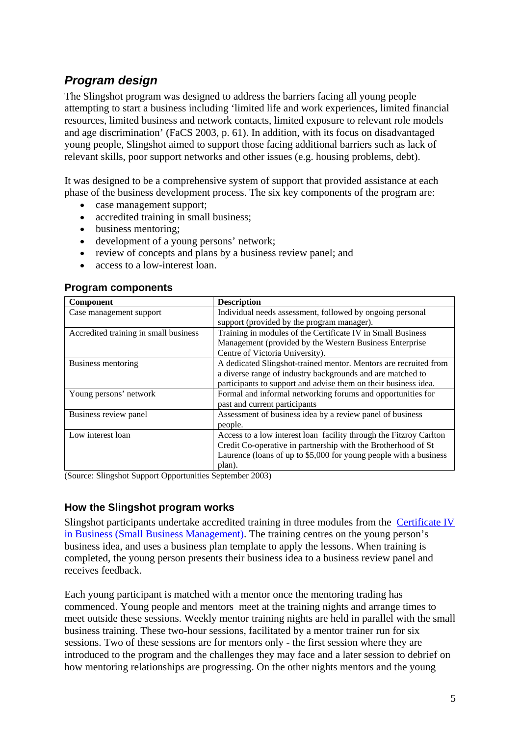## *Program design*

The Slingshot program was designed to address the barriers facing all young people attempting to start a business including 'limited life and work experiences, limited financial resources, limited business and network contacts, limited exposure to relevant role models and age discrimination' (FaCS 2003, p. 61). In addition, with its focus on disadvantaged young people, Slingshot aimed to support those facing additional barriers such as lack of relevant skills, poor support networks and other issues (e.g. housing problems, debt).

It was designed to be a comprehensive system of support that provided assistance at each phase of the business development process. The six key components of the program are:

- case management support;
- accredited training in small business;
- business mentoring;
- development of a young persons' network;
- review of concepts and plans by a business review panel; and
- access to a low-interest loan.

### Program components

| Component | Description |
|---|---|
| Case management support | Individual needs assessment, followed by ongoing personal support (provided by the program manager). |
| Accredited training in small business | Training in modules of the Certificate IV in Small Business Management (provided by the Western Business Enterprise Centre of Victoria University). |
| Business mentoring | A dedicated Slingshot-trained mentor. Mentors are recruited from a diverse range of industry backgrounds and are matched to participants to support and advise them on their business idea. |
| Young persons' network | Formal and informal networking forums and opportunities for past and current participants |
| Business review panel | Assessment of business idea by a review panel of business people. |
| Low interest loan | Access to a low interest loan facility through the Fitzroy Carlton Credit Co-operative in partnership with the Brotherhood of St Laurence (loans of up to $5,000 for young people with a business plan). |

(Source: Slingshot Support Opportunities September 2003)

### How the Slingshot program works

Slingshot participants undertake accredited training in three modules from the Certificate IV in Business (Small Business Management). The training centres on the young person's business idea, and uses a business plan template to apply the lessons. When training is completed, the young person presents their business idea to a business review panel and receives feedback.

Each young participant is matched with a mentor once the mentoring trading has commenced. Young people and mentors meet at the training nights and arrange times to meet outside these sessions. Weekly mentor training nights are held in parallel with the small business training. These two-hour sessions, facilitated by a mentor trainer run for six sessions. Two of these sessions are for mentors only - the first session where they are introduced to the program and the challenges they may face and a later session to debrief on how mentoring relationships are progressing. On the other nights mentors and the young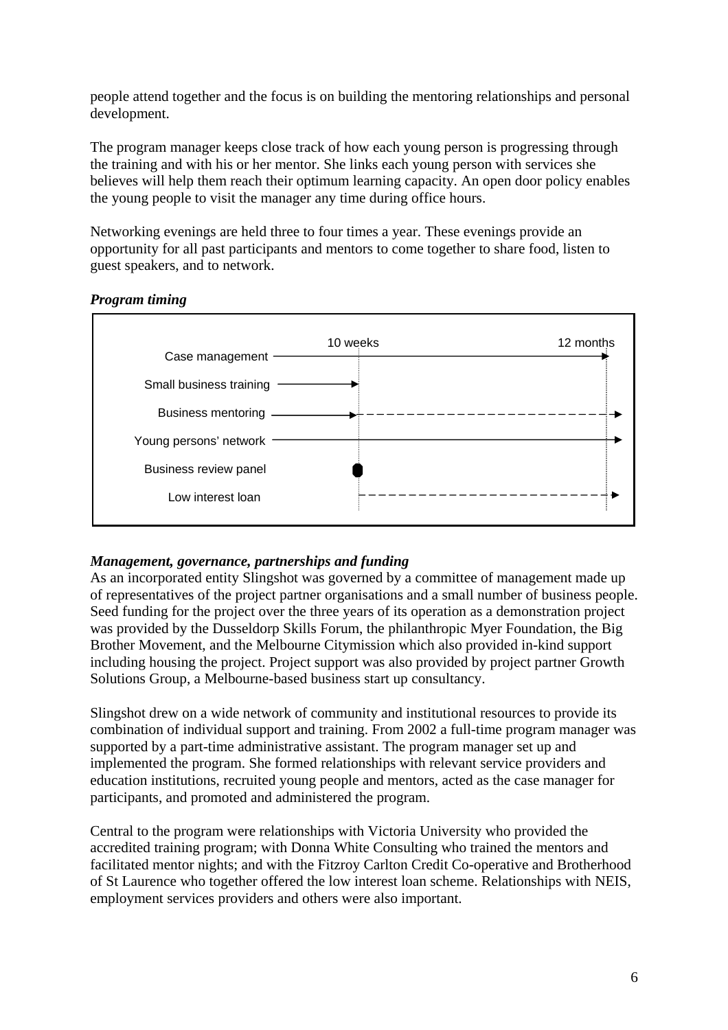people attend together and the focus is on building the mentoring relationships and personal development.

The program manager keeps close track of how each young person is progressing through the training and with his or her mentor. She links each young person with services she believes will help them reach their optimum learning capacity. An open door policy enables the young people to visit the manager any time during office hours.

Networking evenings are held three to four times a year. These evenings provide an opportunity for all past participants and mentors to come together to share food, listen to guest speakers, and to network.

***Program timing***

10 weeks | 12 months

- Case management
- Small business training
- Business mentoring
- Young persons' network
- Business review panel
- Low interest loan

***Management, governance, partnerships and funding***

As an incorporated entity Slingshot was governed by a committee of management made up of representatives of the project partner organisations and a small number of business people. Seed funding for the project over the three years of its operation as a demonstration project was provided by the Dusseldorp Skills Forum, the philanthropic Myer Foundation, the Big Brother Movement, and the Melbourne Citymission which also provided in-kind support including housing the project. Project support was also provided by project partner Growth Solutions Group, a Melbourne-based business start up consultancy.

Slingshot drew on a wide network of community and institutional resources to provide its combination of individual support and training. From 2002 a full-time program manager was supported by a part-time administrative assistant. The program manager set up and implemented the program. She formed relationships with relevant service providers and education institutions, recruited young people and mentors, acted as the case manager for participants, and promoted and administered the program.

Central to the program were relationships with Victoria University who provided the accredited training program; with Donna White Consulting who trained the mentors and facilitated mentor nights; and with the Fitzroy Carlton Credit Co-operative and Brotherhood of St Laurence who together offered the low interest loan scheme. Relationships with NEIS, employment services providers and others were also important.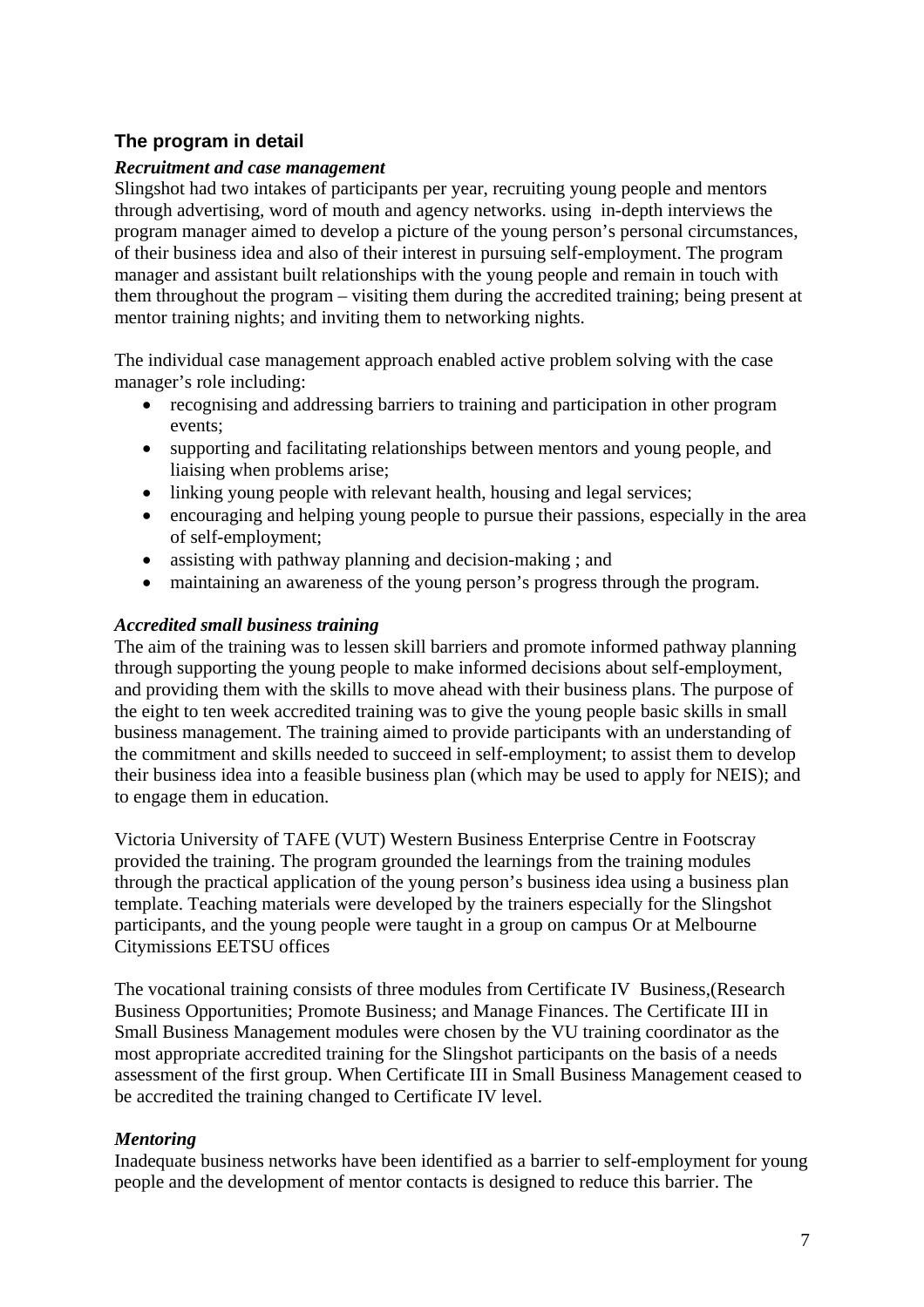### The program in detail

***Recruitment and case management***

Slingshot had two intakes of participants per year, recruiting young people and mentors through advertising, word of mouth and agency networks. using in-depth interviews the program manager aimed to develop a picture of the young person's personal circumstances, of their business idea and also of their interest in pursuing self-employment. The program manager and assistant built relationships with the young people and remain in touch with them throughout the program – visiting them during the accredited training; being present at mentor training nights; and inviting them to networking nights.

The individual case management approach enabled active problem solving with the case manager's role including:

- recognising and addressing barriers to training and participation in other program events;
- supporting and facilitating relationships between mentors and young people, and liaising when problems arise;
- linking young people with relevant health, housing and legal services;
- encouraging and helping young people to pursue their passions, especially in the area of self-employment;
- assisting with pathway planning and decision-making ; and
- maintaining an awareness of the young person's progress through the program.

***Accredited small business training***

The aim of the training was to lessen skill barriers and promote informed pathway planning through supporting the young people to make informed decisions about self-employment, and providing them with the skills to move ahead with their business plans. The purpose of the eight to ten week accredited training was to give the young people basic skills in small business management. The training aimed to provide participants with an understanding of the commitment and skills needed to succeed in self-employment; to assist them to develop their business idea into a feasible business plan (which may be used to apply for NEIS); and to engage them in education.

Victoria University of TAFE (VUT) Western Business Enterprise Centre in Footscray provided the training. The program grounded the learnings from the training modules through the practical application of the young person's business idea using a business plan template. Teaching materials were developed by the trainers especially for the Slingshot participants, and the young people were taught in a group on campus Or at Melbourne Citymissions EETSU offices

The vocational training consists of three modules from Certificate IV Business,(Research Business Opportunities; Promote Business; and Manage Finances. The Certificate III in Small Business Management modules were chosen by the VU training coordinator as the most appropriate accredited training for the Slingshot participants on the basis of a needs assessment of the first group. When Certificate III in Small Business Management ceased to be accredited the training changed to Certificate IV level.

***Mentoring***

Inadequate business networks have been identified as a barrier to self-employment for young people and the development of mentor contacts is designed to reduce this barrier. The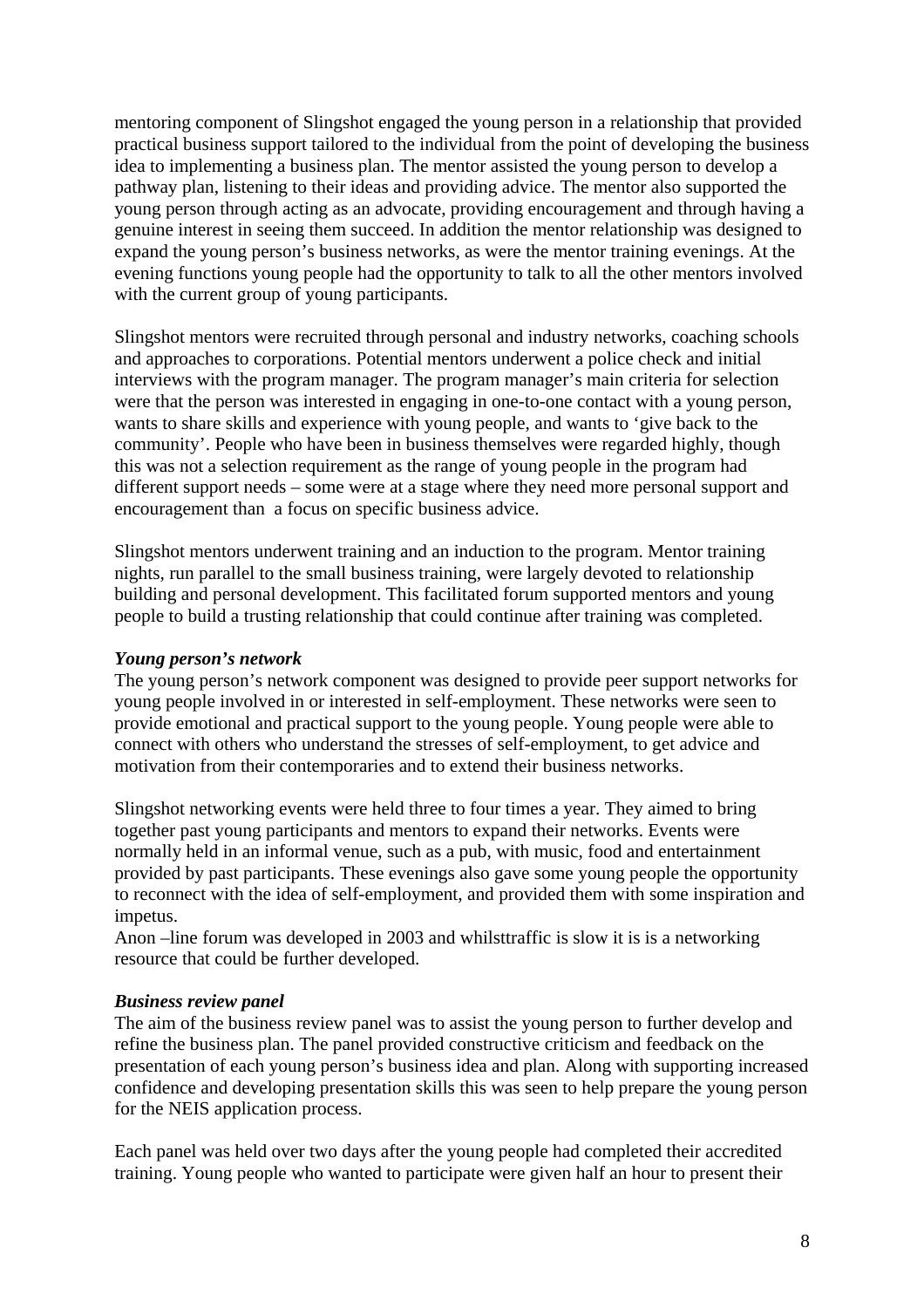mentoring component of Slingshot engaged the young person in a relationship that provided practical business support tailored to the individual from the point of developing the business idea to implementing a business plan. The mentor assisted the young person to develop a pathway plan, listening to their ideas and providing advice. The mentor also supported the young person through acting as an advocate, providing encouragement and through having a genuine interest in seeing them succeed. In addition the mentor relationship was designed to expand the young person's business networks, as were the mentor training evenings. At the evening functions young people had the opportunity to talk to all the other mentors involved with the current group of young participants.

Slingshot mentors were recruited through personal and industry networks, coaching schools and approaches to corporations. Potential mentors underwent a police check and initial interviews with the program manager. The program manager's main criteria for selection were that the person was interested in engaging in one-to-one contact with a young person, wants to share skills and experience with young people, and wants to 'give back to the community'. People who have been in business themselves were regarded highly, though this was not a selection requirement as the range of young people in the program had different support needs – some were at a stage where they need more personal support and encouragement than  a focus on specific business advice.

Slingshot mentors underwent training and an induction to the program. Mentor training nights, run parallel to the small business training, were largely devoted to relationship building and personal development. This facilitated forum supported mentors and young people to build a trusting relationship that could continue after training was completed.

***Young person's network***

The young person's network component was designed to provide peer support networks for young people involved in or interested in self-employment. These networks were seen to provide emotional and practical support to the young people. Young people were able to connect with others who understand the stresses of self-employment, to get advice and motivation from their contemporaries and to extend their business networks.

Slingshot networking events were held three to four times a year. They aimed to bring together past young participants and mentors to expand their networks. Events were normally held in an informal venue, such as a pub, with music, food and entertainment provided by past participants. These evenings also gave some young people the opportunity to reconnect with the idea of self-employment, and provided them with some inspiration and impetus.
Anon –line forum was developed in 2003 and whilsttraffic is slow it is is a networking resource that could be further developed.

***Business review panel***

The aim of the business review panel was to assist the young person to further develop and refine the business plan. The panel provided constructive criticism and feedback on the presentation of each young person's business idea and plan. Along with supporting increased confidence and developing presentation skills this was seen to help prepare the young person for the NEIS application process.

Each panel was held over two days after the young people had completed their accredited training. Young people who wanted to participate were given half an hour to present their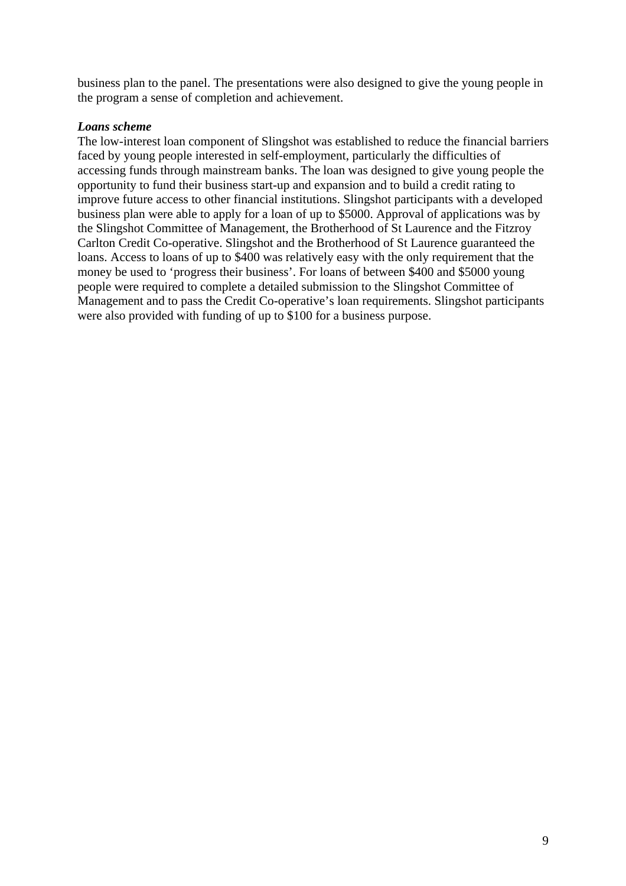business plan to the panel. The presentations were also designed to give the young people in the program a sense of completion and achievement.

***Loans scheme***

The low-interest loan component of Slingshot was established to reduce the financial barriers faced by young people interested in self-employment, particularly the difficulties of accessing funds through mainstream banks. The loan was designed to give young people the opportunity to fund their business start-up and expansion and to build a credit rating to improve future access to other financial institutions. Slingshot participants with a developed business plan were able to apply for a loan of up to $5000. Approval of applications was by the Slingshot Committee of Management, the Brotherhood of St Laurence and the Fitzroy Carlton Credit Co-operative. Slingshot and the Brotherhood of St Laurence guaranteed the loans. Access to loans of up to $400 was relatively easy with the only requirement that the money be used to 'progress their business'. For loans of between $400 and $5000 young people were required to complete a detailed submission to the Slingshot Committee of Management and to pass the Credit Co-operative's loan requirements. Slingshot participants were also provided with funding of up to $100 for a business purpose.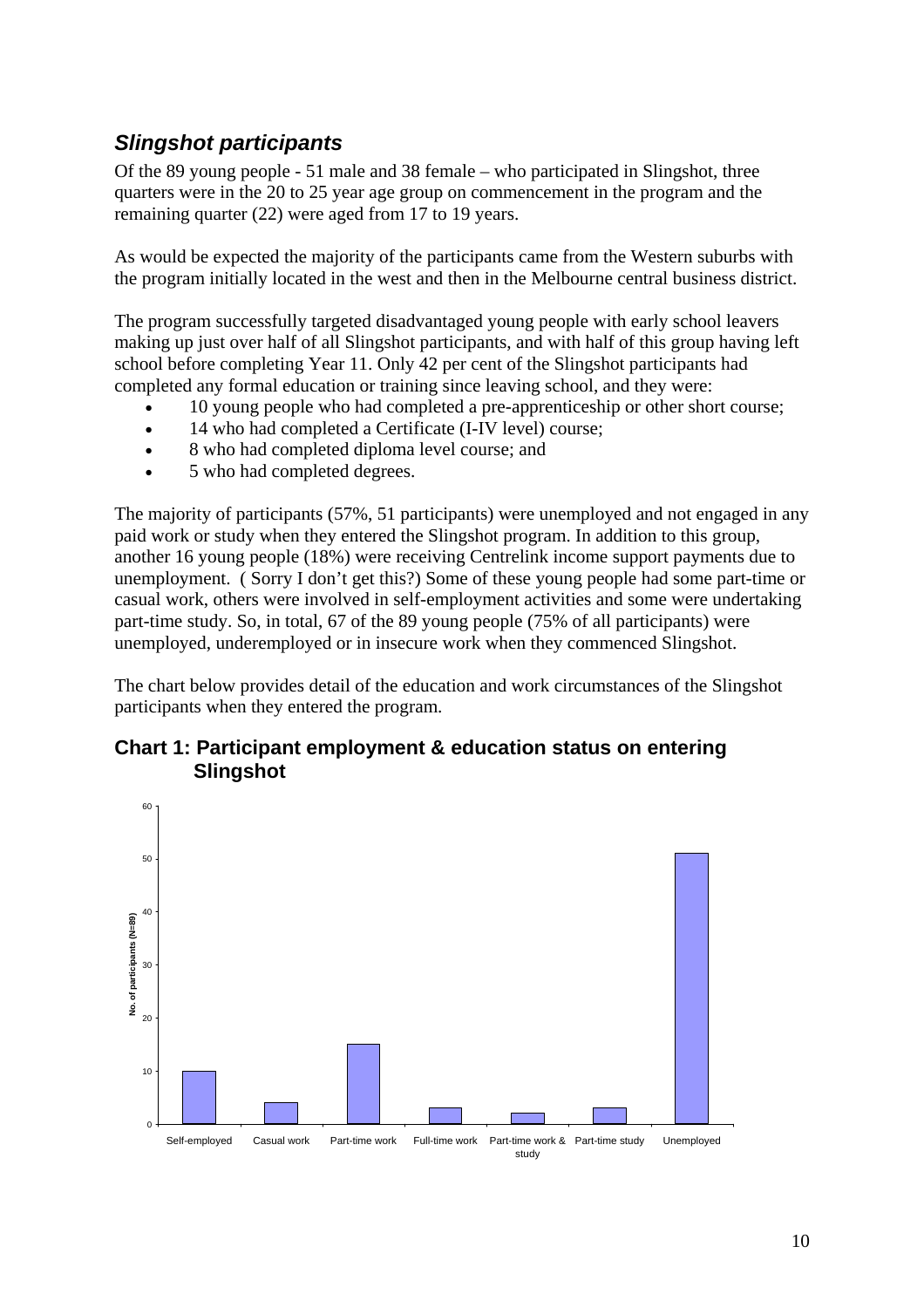## *Slingshot participants*

Of the 89 young people - 51 male and 38 female – who participated in Slingshot, three quarters were in the 20 to 25 year age group on commencement in the program and the remaining quarter (22) were aged from 17 to 19 years.

As would be expected the majority of the participants came from the Western suburbs with the program initially located in the west and then in the Melbourne central business district.

The program successfully targeted disadvantaged young people with early school leavers making up just over half of all Slingshot participants, and with half of this group having left school before completing Year 11. Only 42 per cent of the Slingshot participants had completed any formal education or training since leaving school, and they were:

- 10 young people who had completed a pre-apprenticeship or other short course;
- 14 who had completed a Certificate (I-IV level) course;
- 8 who had completed diploma level course; and
- 5 who had completed degrees.

The majority of participants (57%, 51 participants) were unemployed and not engaged in any paid work or study when they entered the Slingshot program. In addition to this group, another 16 young people (18%) were receiving Centrelink income support payments due to unemployment. ( Sorry I don't get this?) Some of these young people had some part-time or casual work, others were involved in self-employment activities and some were undertaking part-time study. So, in total, 67 of the 89 young people (75% of all participants) were unemployed, underemployed or in insecure work when they commenced Slingshot.

The chart below provides detail of the education and work circumstances of the Slingshot participants when they entered the program.

### Chart 1: Participant employment & education status on entering Slingshot

| Status | No. of participants (N=89) |
|---|---|
| Self-employed | 10 |
| Casual work | 4 |
| Part-time work | 15 |
| Full-time work | 3 |
| Part-time work & study | 2 |
| Part-time study | 3 |
| Unemployed | 51 |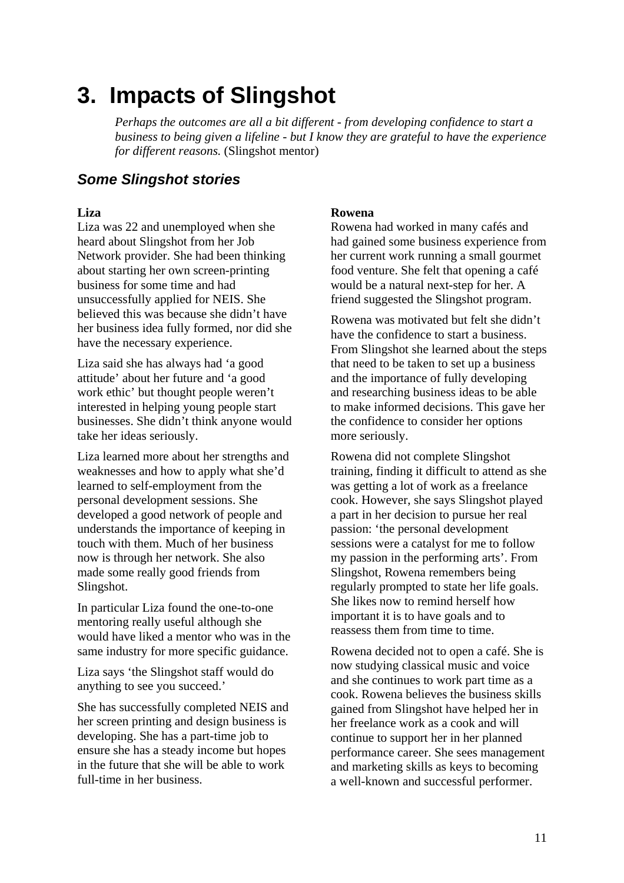# 3. Impacts of Slingshot

> *Perhaps the outcomes are all a bit different - from developing confidence to start a business to being given a lifeline - but I know they are grateful to have the experience for different reasons.* (Slingshot mentor)

## *Some Slingshot stories*

**Liza**

Liza was 22 and unemployed when she heard about Slingshot from her Job Network provider. She had been thinking about starting her own screen-printing business for some time and had unsuccessfully applied for NEIS. She believed this was because she didn't have her business idea fully formed, nor did she have the necessary experience.

Liza said she has always had 'a good attitude' about her future and 'a good work ethic' but thought people weren't interested in helping young people start businesses. She didn't think anyone would take her ideas seriously.

Liza learned more about her strengths and weaknesses and how to apply what she'd learned to self-employment from the personal development sessions. She developed a good network of people and understands the importance of keeping in touch with them. Much of her business now is through her network. She also made some really good friends from Slingshot.

In particular Liza found the one-to-one mentoring really useful although she would have liked a mentor who was in the same industry for more specific guidance.

Liza says 'the Slingshot staff would do anything to see you succeed.'

She has successfully completed NEIS and her screen printing and design business is developing. She has a part-time job to ensure she has a steady income but hopes in the future that she will be able to work full-time in her business.

**Rowena**

Rowena had worked in many cafés and had gained some business experience from her current work running a small gourmet food venture. She felt that opening a café would be a natural next-step for her. A friend suggested the Slingshot program.

Rowena was motivated but felt she didn't have the confidence to start a business. From Slingshot she learned about the steps that need to be taken to set up a business and the importance of fully developing and researching business ideas to be able to make informed decisions. This gave her the confidence to consider her options more seriously.

Rowena did not complete Slingshot training, finding it difficult to attend as she was getting a lot of work as a freelance cook. However, she says Slingshot played a part in her decision to pursue her real passion: 'the personal development sessions were a catalyst for me to follow my passion in the performing arts'. From Slingshot, Rowena remembers being regularly prompted to state her life goals. She likes now to remind herself how important it is to have goals and to reassess them from time to time.

Rowena decided not to open a café. She is now studying classical music and voice and she continues to work part time as a cook. Rowena believes the business skills gained from Slingshot have helped her in her freelance work as a cook and will continue to support her in her planned performance career. She sees management and marketing skills as keys to becoming a well-known and successful performer.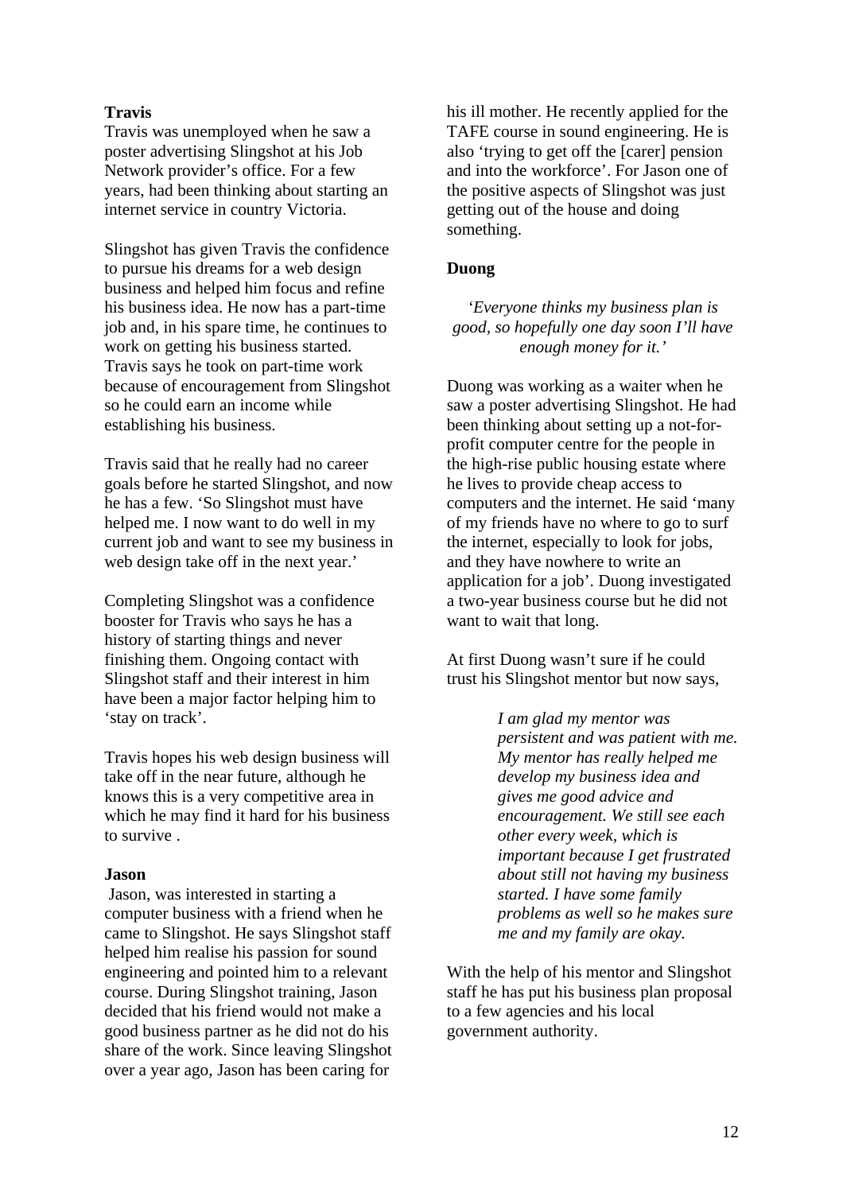**Travis**

Travis was unemployed when he saw a poster advertising Slingshot at his Job Network provider's office. For a few years, had been thinking about starting an internet service in country Victoria.

Slingshot has given Travis the confidence to pursue his dreams for a web design business and helped him focus and refine his business idea. He now has a part-time job and, in his spare time, he continues to work on getting his business started. Travis says he took on part-time work because of encouragement from Slingshot so he could earn an income while establishing his business.

Travis said that he really had no career goals before he started Slingshot, and now he has a few. 'So Slingshot must have helped me. I now want to do well in my current job and want to see my business in web design take off in the next year.'

Completing Slingshot was a confidence booster for Travis who says he has a history of starting things and never finishing them. Ongoing contact with Slingshot staff and their interest in him have been a major factor helping him to 'stay on track'.

Travis hopes his web design business will take off in the near future, although he knows this is a very competitive area in which he may find it hard for his business to survive .

**Jason**

Jason, was interested in starting a computer business with a friend when he came to Slingshot. He says Slingshot staff helped him realise his passion for sound engineering and pointed him to a relevant course. During Slingshot training, Jason decided that his friend would not make a good business partner as he did not do his share of the work. Since leaving Slingshot over a year ago, Jason has been caring for his ill mother. He recently applied for the TAFE course in sound engineering. He is also 'trying to get off the [carer] pension and into the workforce'. For Jason one of the positive aspects of Slingshot was just getting out of the house and doing something.

**Duong**

*'Everyone thinks my business plan is good, so hopefully one day soon I'll have enough money for it.'*

Duong was working as a waiter when he saw a poster advertising Slingshot. He had been thinking about setting up a not-for-profit computer centre for the people in the high-rise public housing estate where he lives to provide cheap access to computers and the internet. He said 'many of my friends have no where to go to surf the internet, especially to look for jobs, and they have nowhere to write an application for a job'. Duong investigated a two-year business course but he did not want to wait that long.

At first Duong wasn't sure if he could trust his Slingshot mentor but now says,

> *I am glad my mentor was persistent and was patient with me. My mentor has really helped me develop my business idea and gives me good advice and encouragement. We still see each other every week, which is important because I get frustrated about still not having my business started. I have some family problems as well so he makes sure me and my family are okay.*

With the help of his mentor and Slingshot staff he has put his business plan proposal to a few agencies and his local government authority.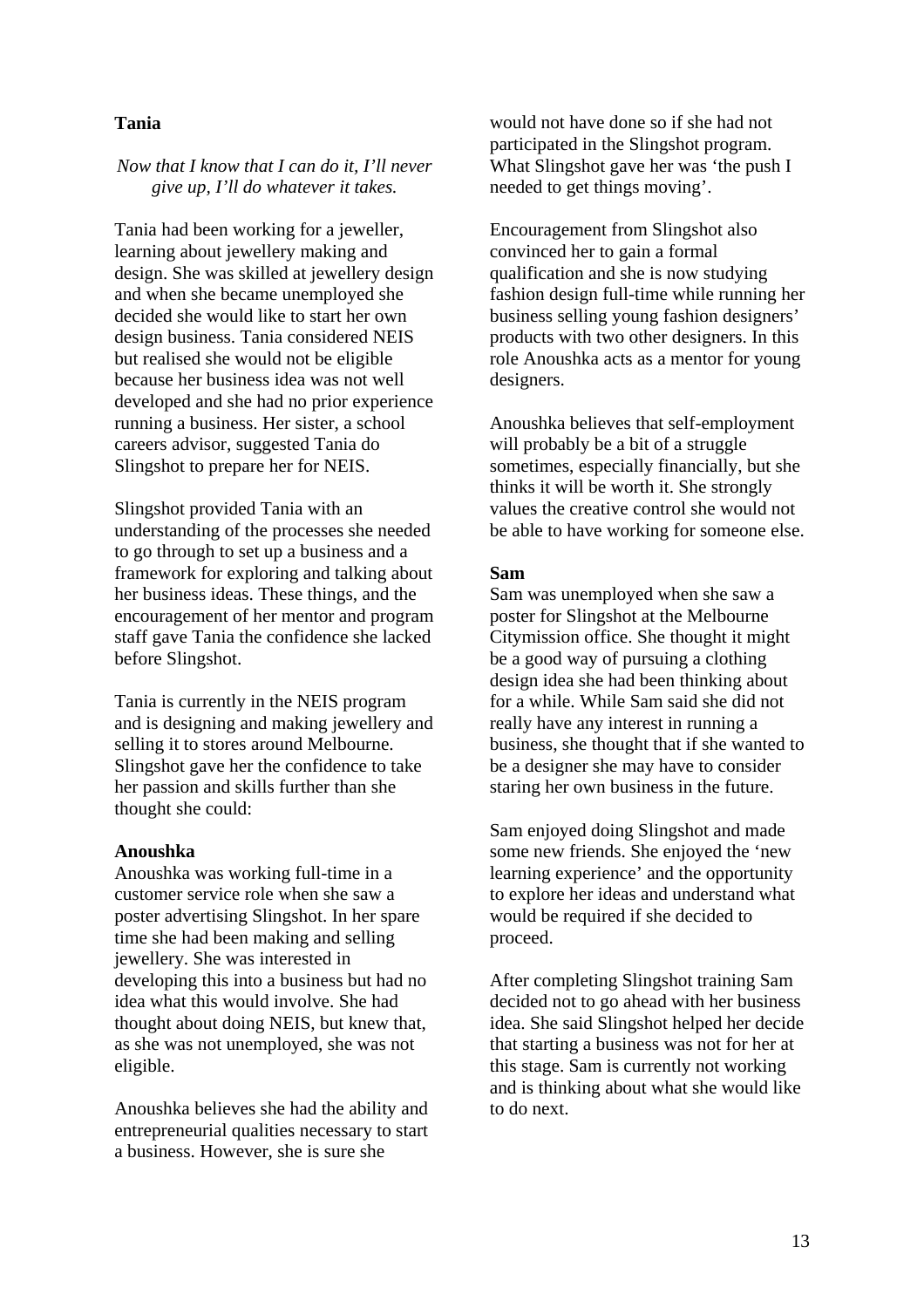**Tania**

*Now that I know that I can do it, I'll never give up, I'll do whatever it takes.*

Tania had been working for a jeweller, learning about jewellery making and design. She was skilled at jewellery design and when she became unemployed she decided she would like to start her own design business. Tania considered NEIS but realised she would not be eligible because her business idea was not well developed and she had no prior experience running a business. Her sister, a school careers advisor, suggested Tania do Slingshot to prepare her for NEIS.

Slingshot provided Tania with an understanding of the processes she needed to go through to set up a business and a framework for exploring and talking about her business ideas. These things, and the encouragement of her mentor and program staff gave Tania the confidence she lacked before Slingshot.

Tania is currently in the NEIS program and is designing and making jewellery and selling it to stores around Melbourne. Slingshot gave her the confidence to take her passion and skills further than she thought she could:

**Anoushka**

Anoushka was working full-time in a customer service role when she saw a poster advertising Slingshot. In her spare time she had been making and selling jewellery. She was interested in developing this into a business but had no idea what this would involve. She had thought about doing NEIS, but knew that, as she was not unemployed, she was not eligible.

Anoushka believes she had the ability and entrepreneurial qualities necessary to start a business. However, she is sure she would not have done so if she had not participated in the Slingshot program. What Slingshot gave her was 'the push I needed to get things moving'.

Encouragement from Slingshot also convinced her to gain a formal qualification and she is now studying fashion design full-time while running her business selling young fashion designers' products with two other designers. In this role Anoushka acts as a mentor for young designers.

Anoushka believes that self-employment will probably be a bit of a struggle sometimes, especially financially, but she thinks it will be worth it. She strongly values the creative control she would not be able to have working for someone else.

**Sam**

Sam was unemployed when she saw a poster for Slingshot at the Melbourne Citymission office. She thought it might be a good way of pursuing a clothing design idea she had been thinking about for a while. While Sam said she did not really have any interest in running a business, she thought that if she wanted to be a designer she may have to consider staring her own business in the future.

Sam enjoyed doing Slingshot and made some new friends. She enjoyed the 'new learning experience' and the opportunity to explore her ideas and understand what would be required if she decided to proceed.

After completing Slingshot training Sam decided not to go ahead with her business idea. She said Slingshot helped her decide that starting a business was not for her at this stage. Sam is currently not working and is thinking about what she would like to do next.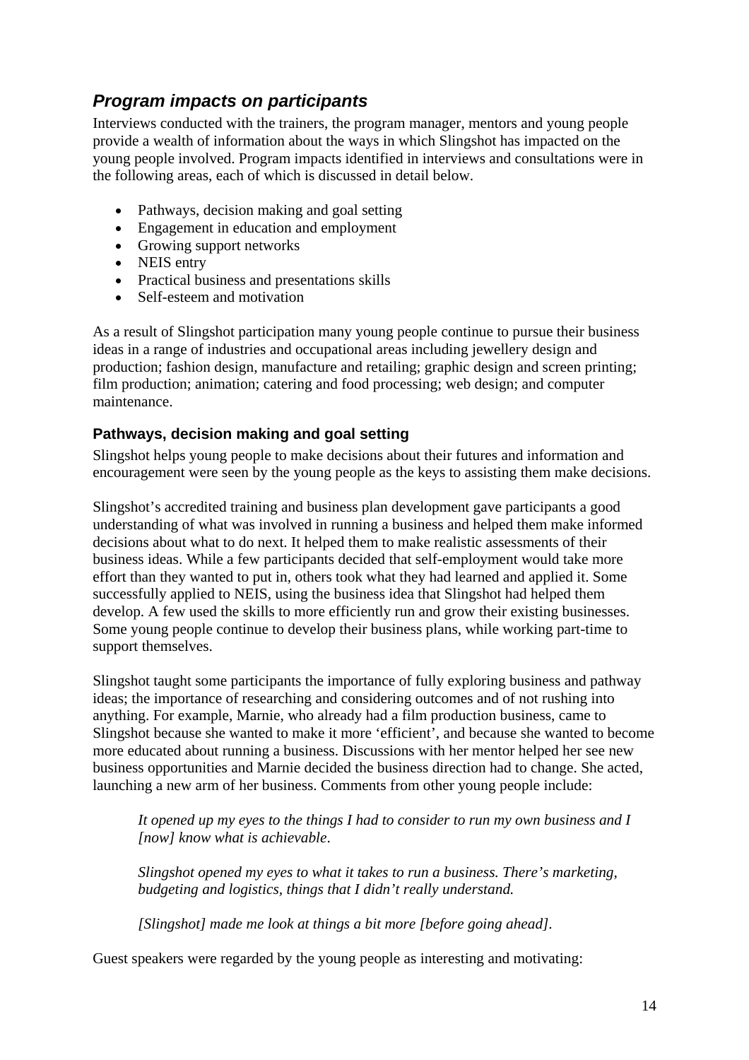## *Program impacts on participants*

Interviews conducted with the trainers, the program manager, mentors and young people provide a wealth of information about the ways in which Slingshot has impacted on the young people involved. Program impacts identified in interviews and consultations were in the following areas, each of which is discussed in detail below.

- Pathways, decision making and goal setting
- Engagement in education and employment
- Growing support networks
- NEIS entry
- Practical business and presentations skills
- Self-esteem and motivation

As a result of Slingshot participation many young people continue to pursue their business ideas in a range of industries and occupational areas including jewellery design and production; fashion design, manufacture and retailing; graphic design and screen printing; film production; animation; catering and food processing; web design; and computer maintenance.

### Pathways, decision making and goal setting

Slingshot helps young people to make decisions about their futures and information and encouragement were seen by the young people as the keys to assisting them make decisions.

Slingshot's accredited training and business plan development gave participants a good understanding of what was involved in running a business and helped them make informed decisions about what to do next. It helped them to make realistic assessments of their business ideas. While a few participants decided that self-employment would take more effort than they wanted to put in, others took what they had learned and applied it. Some successfully applied to NEIS, using the business idea that Slingshot had helped them develop. A few used the skills to more efficiently run and grow their existing businesses. Some young people continue to develop their business plans, while working part-time to support themselves.

Slingshot taught some participants the importance of fully exploring business and pathway ideas; the importance of researching and considering outcomes and of not rushing into anything. For example, Marnie, who already had a film production business, came to Slingshot because she wanted to make it more 'efficient', and because she wanted to become more educated about running a business. Discussions with her mentor helped her see new business opportunities and Marnie decided the business direction had to change. She acted, launching a new arm of her business. Comments from other young people include:

> *It opened up my eyes to the things I had to consider to run my own business and I [now] know what is achievable*.
>
> *Slingshot opened my eyes to what it takes to run a business. There's marketing, budgeting and logistics, things that I didn't really understand.*
>
> *[Slingshot] made me look at things a bit more [before going ahead]*.

Guest speakers were regarded by the young people as interesting and motivating: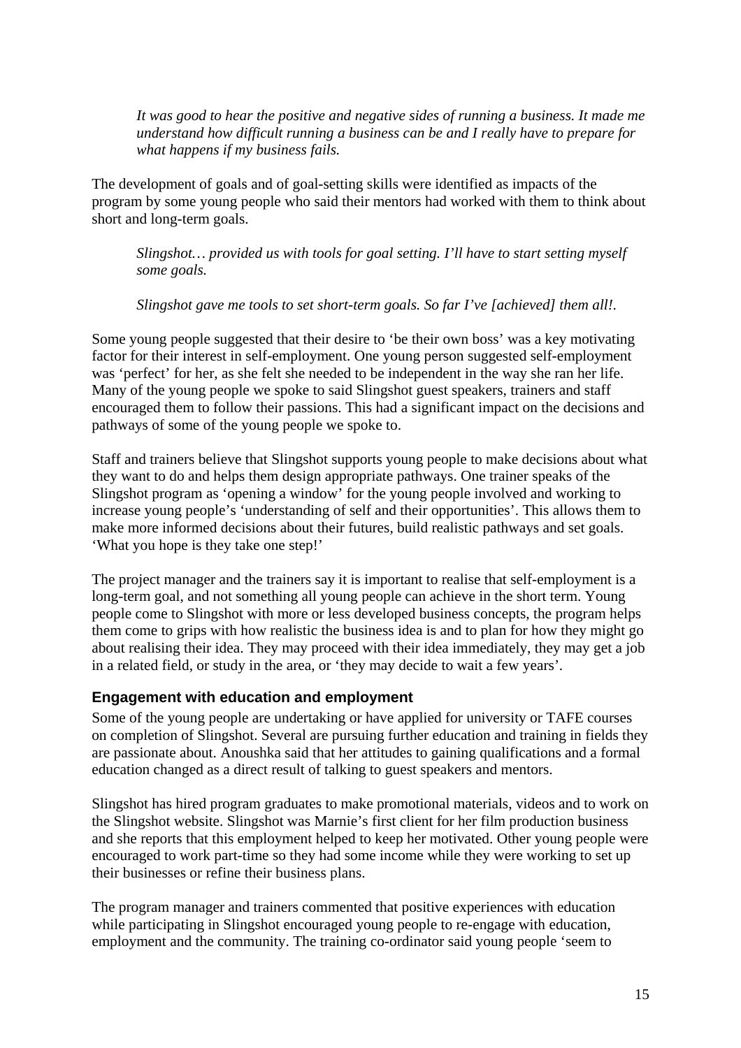*It was good to hear the positive and negative sides of running a business. It made me understand how difficult running a business can be and I really have to prepare for what happens if my business fails.*

The development of goals and of goal-setting skills were identified as impacts of the program by some young people who said their mentors had worked with them to think about short and long-term goals.

*Slingshot… provided us with tools for goal setting. I'll have to start setting myself some goals.*

*Slingshot gave me tools to set short-term goals. So far I've [achieved] them all!.*

Some young people suggested that their desire to 'be their own boss' was a key motivating factor for their interest in self-employment. One young person suggested self-employment was 'perfect' for her, as she felt she needed to be independent in the way she ran her life. Many of the young people we spoke to said Slingshot guest speakers, trainers and staff encouraged them to follow their passions. This had a significant impact on the decisions and pathways of some of the young people we spoke to.

Staff and trainers believe that Slingshot supports young people to make decisions about what they want to do and helps them design appropriate pathways. One trainer speaks of the Slingshot program as 'opening a window' for the young people involved and working to increase young people's 'understanding of self and their opportunities'. This allows them to make more informed decisions about their futures, build realistic pathways and set goals. 'What you hope is they take one step!'

The project manager and the trainers say it is important to realise that self-employment is a long-term goal, and not something all young people can achieve in the short term. Young people come to Slingshot with more or less developed business concepts, the program helps them come to grips with how realistic the business idea is and to plan for how they might go about realising their idea. They may proceed with their idea immediately, they may get a job in a related field, or study in the area, or 'they may decide to wait a few years'.

### Engagement with education and employment

Some of the young people are undertaking or have applied for university or TAFE courses on completion of Slingshot. Several are pursuing further education and training in fields they are passionate about. Anoushka said that her attitudes to gaining qualifications and a formal education changed as a direct result of talking to guest speakers and mentors.

Slingshot has hired program graduates to make promotional materials, videos and to work on the Slingshot website. Slingshot was Marnie's first client for her film production business and she reports that this employment helped to keep her motivated. Other young people were encouraged to work part-time so they had some income while they were working to set up their businesses or refine their business plans.

The program manager and trainers commented that positive experiences with education while participating in Slingshot encouraged young people to re-engage with education, employment and the community. The training co-ordinator said young people 'seem to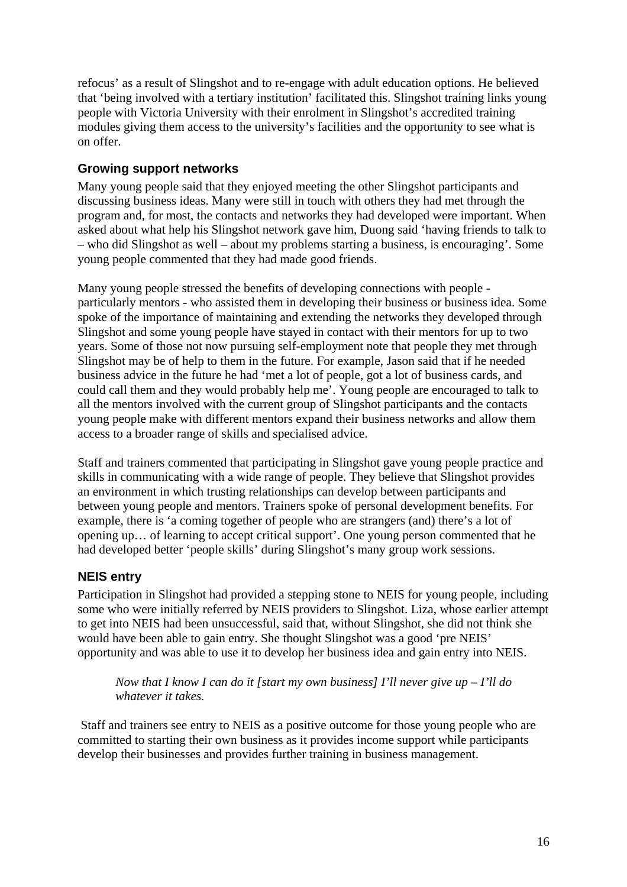refocus' as a result of Slingshot and to re-engage with adult education options. He believed that 'being involved with a tertiary institution' facilitated this. Slingshot training links young people with Victoria University with their enrolment in Slingshot's accredited training modules giving them access to the university's facilities and the opportunity to see what is on offer.

### Growing support networks

Many young people said that they enjoyed meeting the other Slingshot participants and discussing business ideas. Many were still in touch with others they had met through the program and, for most, the contacts and networks they had developed were important. When asked about what help his Slingshot network gave him, Duong said 'having friends to talk to – who did Slingshot as well – about my problems starting a business, is encouraging'. Some young people commented that they had made good friends.

Many young people stressed the benefits of developing connections with people - particularly mentors - who assisted them in developing their business or business idea. Some spoke of the importance of maintaining and extending the networks they developed through Slingshot and some young people have stayed in contact with their mentors for up to two years. Some of those not now pursuing self-employment note that people they met through Slingshot may be of help to them in the future. For example, Jason said that if he needed business advice in the future he had 'met a lot of people, got a lot of business cards, and could call them and they would probably help me'. Young people are encouraged to talk to all the mentors involved with the current group of Slingshot participants and the contacts young people make with different mentors expand their business networks and allow them access to a broader range of skills and specialised advice.

Staff and trainers commented that participating in Slingshot gave young people practice and skills in communicating with a wide range of people. They believe that Slingshot provides an environment in which trusting relationships can develop between participants and between young people and mentors. Trainers spoke of personal development benefits. For example, there is 'a coming together of people who are strangers (and) there's a lot of opening up… of learning to accept critical support'. One young person commented that he had developed better 'people skills' during Slingshot's many group work sessions.

### NEIS entry

Participation in Slingshot had provided a stepping stone to NEIS for young people, including some who were initially referred by NEIS providers to Slingshot. Liza, whose earlier attempt to get into NEIS had been unsuccessful, said that, without Slingshot, she did not think she would have been able to gain entry. She thought Slingshot was a good 'pre NEIS' opportunity and was able to use it to develop her business idea and gain entry into NEIS.

> *Now that I know I can do it [start my own business] I'll never give up – I'll do whatever it takes.*

Staff and trainers see entry to NEIS as a positive outcome for those young people who are committed to starting their own business as it provides income support while participants develop their businesses and provides further training in business management.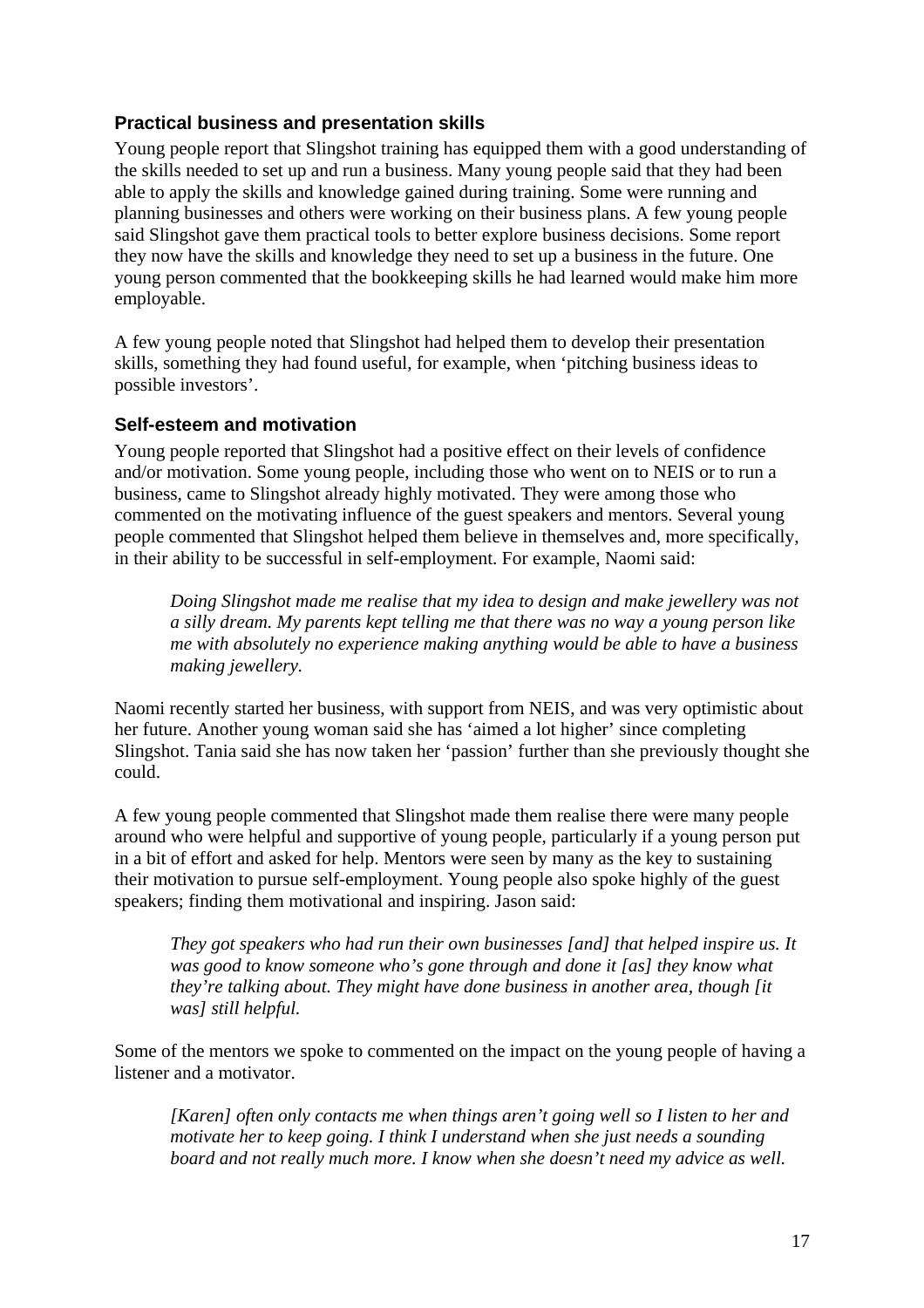### Practical business and presentation skills

Young people report that Slingshot training has equipped them with a good understanding of the skills needed to set up and run a business. Many young people said that they had been able to apply the skills and knowledge gained during training. Some were running and planning businesses and others were working on their business plans. A few young people said Slingshot gave them practical tools to better explore business decisions. Some report they now have the skills and knowledge they need to set up a business in the future. One young person commented that the bookkeeping skills he had learned would make him more employable.

A few young people noted that Slingshot had helped them to develop their presentation skills, something they had found useful, for example, when 'pitching business ideas to possible investors'.

### Self-esteem and motivation

Young people reported that Slingshot had a positive effect on their levels of confidence and/or motivation. Some young people, including those who went on to NEIS or to run a business, came to Slingshot already highly motivated. They were among those who commented on the motivating influence of the guest speakers and mentors. Several young people commented that Slingshot helped them believe in themselves and, more specifically, in their ability to be successful in self-employment. For example, Naomi said:

> *Doing Slingshot made me realise that my idea to design and make jewellery was not a silly dream. My parents kept telling me that there was no way a young person like me with absolutely no experience making anything would be able to have a business making jewellery.*

Naomi recently started her business, with support from NEIS, and was very optimistic about her future. Another young woman said she has 'aimed a lot higher' since completing Slingshot. Tania said she has now taken her 'passion' further than she previously thought she could.

A few young people commented that Slingshot made them realise there were many people around who were helpful and supportive of young people, particularly if a young person put in a bit of effort and asked for help. Mentors were seen by many as the key to sustaining their motivation to pursue self-employment. Young people also spoke highly of the guest speakers; finding them motivational and inspiring. Jason said:

> *They got speakers who had run their own businesses [and] that helped inspire us. It was good to know someone who's gone through and done it [as] they know what they're talking about. They might have done business in another area, though [it was] still helpful.*

Some of the mentors we spoke to commented on the impact on the young people of having a listener and a motivator.

> *[Karen] often only contacts me when things aren't going well so I listen to her and motivate her to keep going. I think I understand when she just needs a sounding board and not really much more. I know when she doesn't need my advice as well.*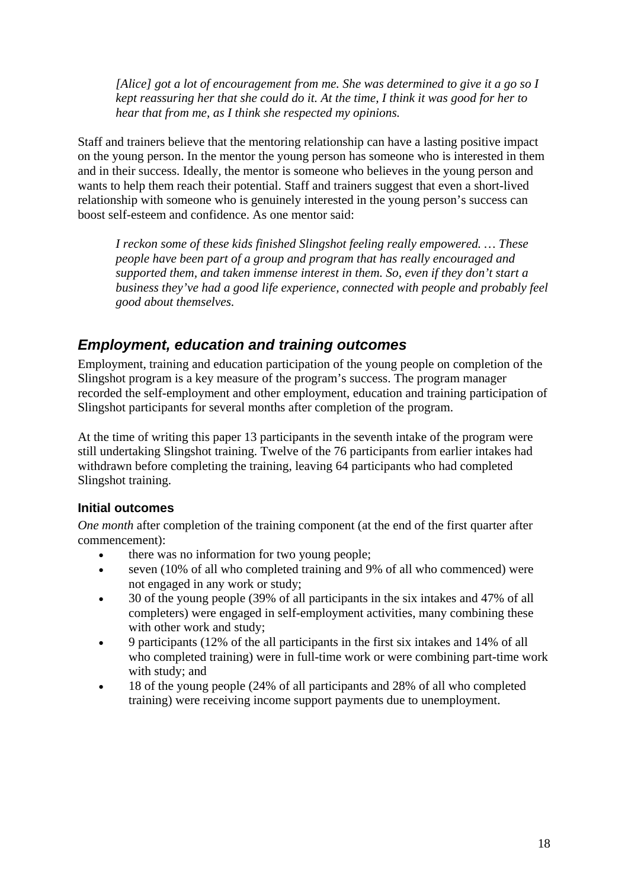*[Alice] got a lot of encouragement from me. She was determined to give it a go so I kept reassuring her that she could do it. At the time, I think it was good for her to hear that from me, as I think she respected my opinions.*

Staff and trainers believe that the mentoring relationship can have a lasting positive impact on the young person. In the mentor the young person has someone who is interested in them and in their success. Ideally, the mentor is someone who believes in the young person and wants to help them reach their potential. Staff and trainers suggest that even a short-lived relationship with someone who is genuinely interested in the young person's success can boost self-esteem and confidence. As one mentor said:

*I reckon some of these kids finished Slingshot feeling really empowered. … These people have been part of a group and program that has really encouraged and supported them, and taken immense interest in them. So, even if they don't start a business they've had a good life experience, connected with people and probably feel good about themselves.*

## *Employment, education and training outcomes*

Employment, training and education participation of the young people on completion of the Slingshot program is a key measure of the program's success. The program manager recorded the self-employment and other employment, education and training participation of Slingshot participants for several months after completion of the program.

At the time of writing this paper 13 participants in the seventh intake of the program were still undertaking Slingshot training. Twelve of the 76 participants from earlier intakes had withdrawn before completing the training, leaving 64 participants who had completed Slingshot training.

### Initial outcomes

*One month* after completion of the training component (at the end of the first quarter after commencement):

- there was no information for two young people;
- seven (10% of all who completed training and 9% of all who commenced) were not engaged in any work or study;
- 30 of the young people (39% of all participants in the six intakes and 47% of all completers) were engaged in self-employment activities, many combining these with other work and study;
- 9 participants (12% of the all participants in the first six intakes and 14% of all who completed training) were in full-time work or were combining part-time work with study; and
- 18 of the young people (24% of all participants and 28% of all who completed training) were receiving income support payments due to unemployment.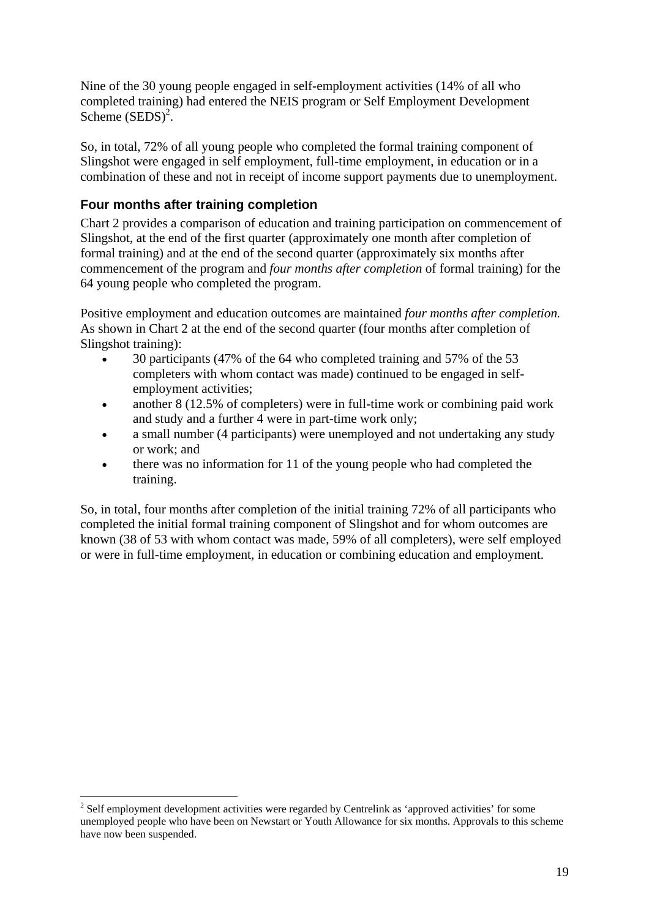Nine of the 30 young people engaged in self-employment activities (14% of all who completed training) had entered the NEIS program or Self Employment Development Scheme (SEDS)[2].

So, in total, 72% of all young people who completed the formal training component of Slingshot were engaged in self employment, full-time employment, in education or in a combination of these and not in receipt of income support payments due to unemployment.

### Four months after training completion

Chart 2 provides a comparison of education and training participation on commencement of Slingshot, at the end of the first quarter (approximately one month after completion of formal training) and at the end of the second quarter (approximately six months after commencement of the program and *four months after completion* of formal training) for the 64 young people who completed the program.

Positive employment and education outcomes are maintained *four months after completion.* As shown in Chart 2 at the end of the second quarter (four months after completion of Slingshot training):

- 30 participants (47% of the 64 who completed training and 57% of the 53 completers with whom contact was made) continued to be engaged in self-employment activities;
- another 8 (12.5% of completers) were in full-time work or combining paid work and study and a further 4 were in part-time work only;
- a small number (4 participants) were unemployed and not undertaking any study or work; and
- there was no information for 11 of the young people who had completed the training.

So, in total, four months after completion of the initial training 72% of all participants who completed the initial formal training component of Slingshot and for whom outcomes are known (38 of 53 with whom contact was made, 59% of all completers), were self employed or were in full-time employment, in education or combining education and employment.

[2] Self employment development activities were regarded by Centrelink as 'approved activities' for some unemployed people who have been on Newstart or Youth Allowance for six months. Approvals to this scheme have now been suspended.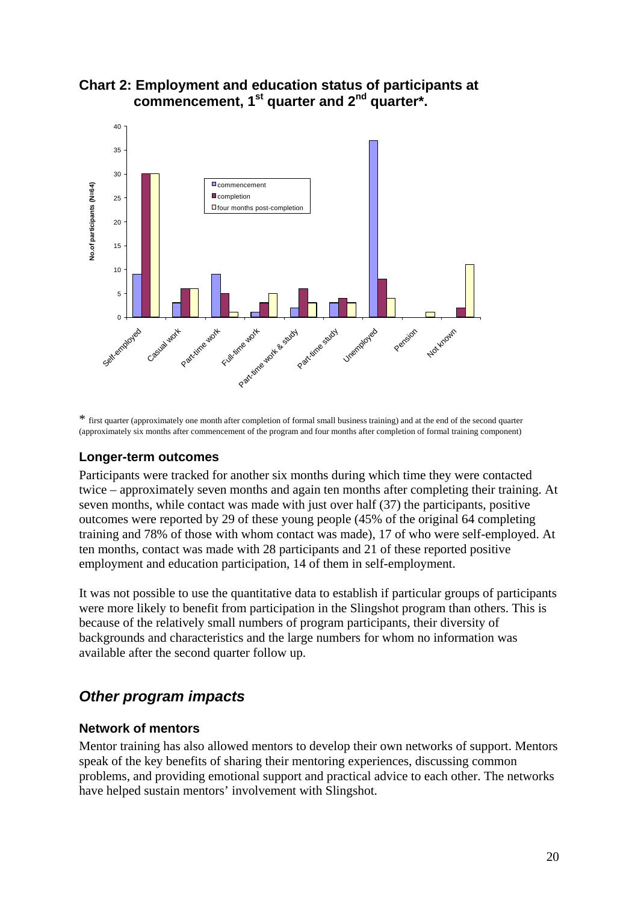## Chart 2: Employment and education status of participants at commencement, 1st quarter and 2nd quarter*.

| | commencement | completion | four months post-completion |
|---|---|---|---|
| Self-employed | 9 | 30 | 30 |
| Casual work | 3 | 6 | 6 |
| Part-time work | 9 | 5 | 1 |
| Full-time work | 1 | 3 | 5 |
| Part-time work & study | 2 | 6 | 3 |
| Part-time study | 3 | 4 | 3 |
| Unemployed | 37 | 8 | 4 |
| Pension | 0 | 0 | 1 |
| Not known | 0 | 2 | 11 |

No.of participants (N=64)

\* first quarter (approximately one month after completion of formal small business training) and at the end of the second quarter (approximately six months after commencement of the program and four months after completion of formal training component)

### Longer-term outcomes

Participants were tracked for another six months during which time they were contacted twice – approximately seven months and again ten months after completing their training. At seven months, while contact was made with just over half (37) the participants, positive outcomes were reported by 29 of these young people (45% of the original 64 completing training and 78% of those with whom contact was made), 17 of who were self-employed. At ten months, contact was made with 28 participants and 21 of these reported positive employment and education participation, 14 of them in self-employment.

It was not possible to use the quantitative data to establish if particular groups of participants were more likely to benefit from participation in the Slingshot program than others. This is because of the relatively small numbers of program participants, their diversity of backgrounds and characteristics and the large numbers for whom no information was available after the second quarter follow up.

## *Other program impacts*

### Network of mentors

Mentor training has also allowed mentors to develop their own networks of support. Mentors speak of the key benefits of sharing their mentoring experiences, discussing common problems, and providing emotional support and practical advice to each other. The networks have helped sustain mentors' involvement with Slingshot.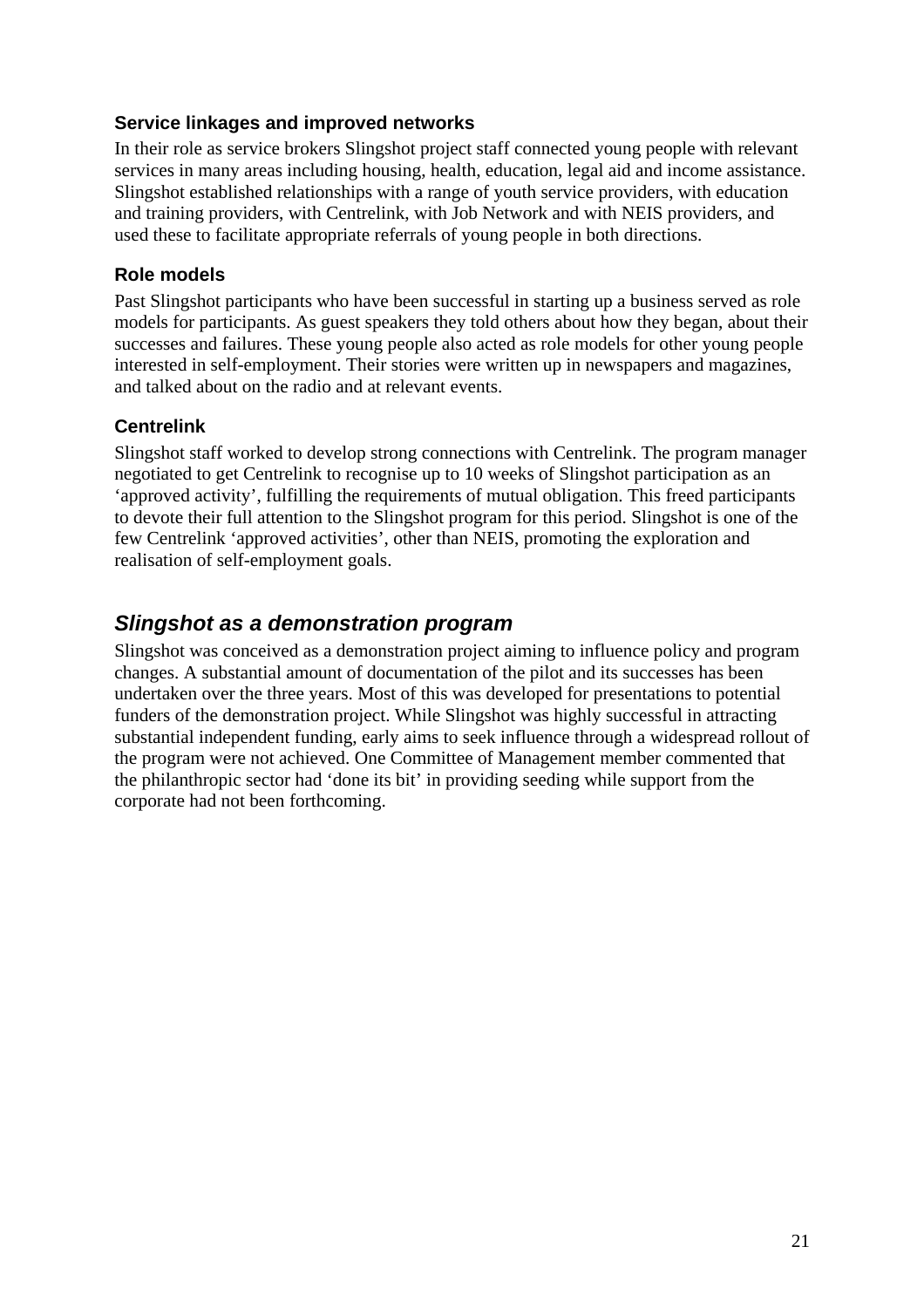### Service linkages and improved networks

In their role as service brokers Slingshot project staff connected young people with relevant services in many areas including housing, health, education, legal aid and income assistance. Slingshot established relationships with a range of youth service providers, with education and training providers, with Centrelink, with Job Network and with NEIS providers, and used these to facilitate appropriate referrals of young people in both directions.

### Role models

Past Slingshot participants who have been successful in starting up a business served as role models for participants. As guest speakers they told others about how they began, about their successes and failures. These young people also acted as role models for other young people interested in self-employment. Their stories were written up in newspapers and magazines, and talked about on the radio and at relevant events.

### Centrelink

Slingshot staff worked to develop strong connections with Centrelink. The program manager negotiated to get Centrelink to recognise up to 10 weeks of Slingshot participation as an 'approved activity', fulfilling the requirements of mutual obligation. This freed participants to devote their full attention to the Slingshot program for this period. Slingshot is one of the few Centrelink 'approved activities', other than NEIS, promoting the exploration and realisation of self-employment goals.

## *Slingshot as a demonstration program*

Slingshot was conceived as a demonstration project aiming to influence policy and program changes. A substantial amount of documentation of the pilot and its successes has been undertaken over the three years. Most of this was developed for presentations to potential funders of the demonstration project. While Slingshot was highly successful in attracting substantial independent funding, early aims to seek influence through a widespread rollout of the program were not achieved. One Committee of Management member commented that the philanthropic sector had 'done its bit' in providing seeding while support from the corporate had not been forthcoming.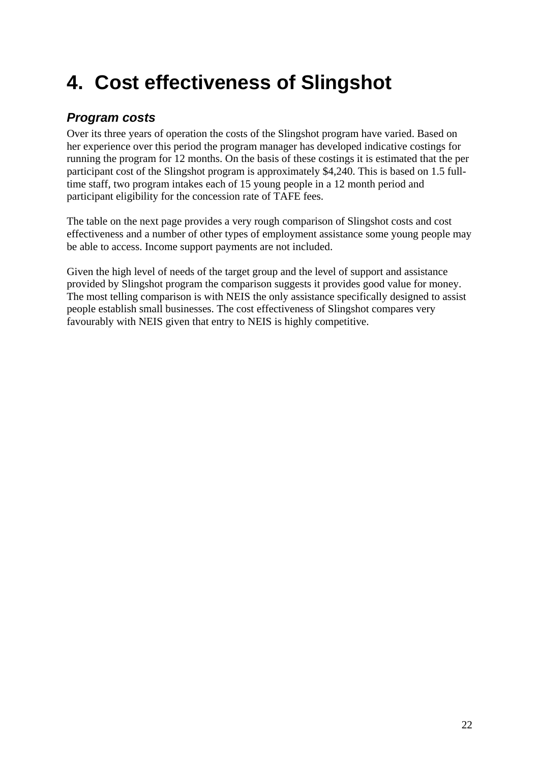# 4. Cost effectiveness of Slingshot

### *Program costs*

Over its three years of operation the costs of the Slingshot program have varied. Based on her experience over this period the program manager has developed indicative costings for running the program for 12 months. On the basis of these costings it is estimated that the per participant cost of the Slingshot program is approximately $4,240. This is based on 1.5 full-time staff, two program intakes each of 15 young people in a 12 month period and participant eligibility for the concession rate of TAFE fees.

The table on the next page provides a very rough comparison of Slingshot costs and cost effectiveness and a number of other types of employment assistance some young people may be able to access. Income support payments are not included.

Given the high level of needs of the target group and the level of support and assistance provided by Slingshot program the comparison suggests it provides good value for money. The most telling comparison is with NEIS the only assistance specifically designed to assist people establish small businesses. The cost effectiveness of Slingshot compares very favourably with NEIS given that entry to NEIS is highly competitive.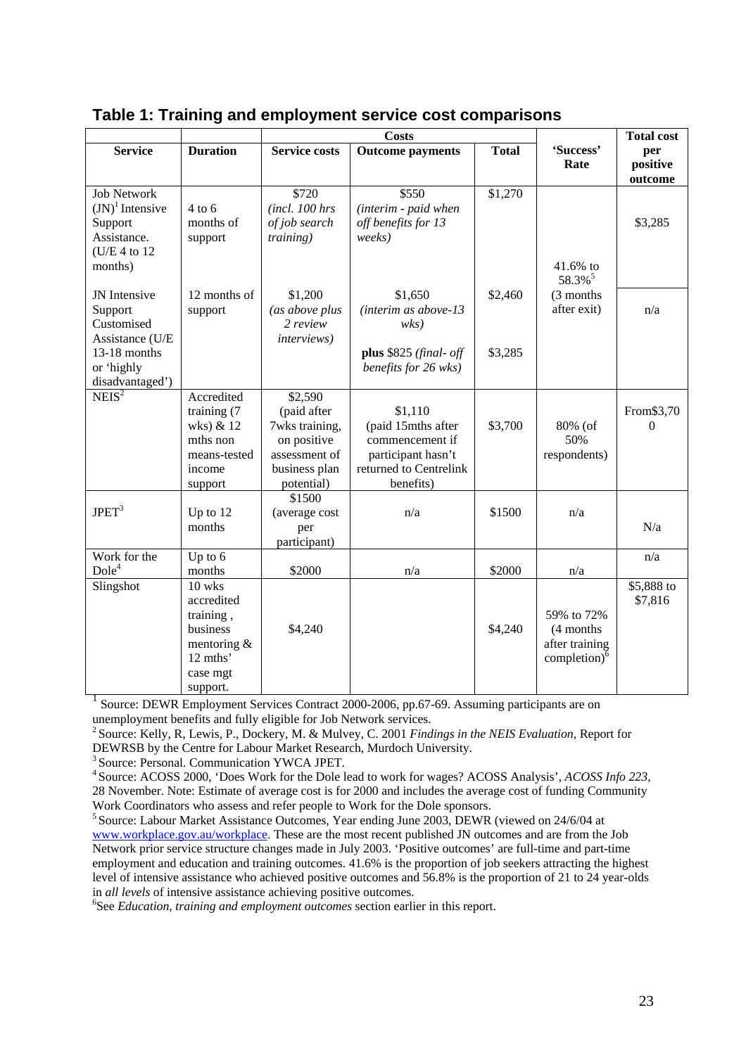## Table 1: Training and employment service cost comparisons

| | | Costs | | | | Total cost |
|---|---|---|---|---|---|---|
| **Service** | **Duration** | **Service costs** | **Outcome payments** | **Total** | **'Success' Rate** | **per positive outcome** |
| Job Network (JN)[1] Intensive Support Assistance. (U/E 4 to 12 months) | 4 to 6 months of support | $720 *(incl. 100 hrs of job search training)* | $550 *(interim - paid when off benefits for 13 weeks)* | $1,270 | 41.6% to 58.3%[5] (3 months after exit) | $3,285 |
| JN Intensive Support Customised Assistance (U/E 13-18 months or 'highly disadvantaged') | 12 months of support | $1,200 *(as above plus 2 review interviews)* | $1,650 *(interim as above-13 wks)* **plus** $825 *(final- off benefits for 26 wks)* | $2,460 $3,285 | | n/a |
| NEIS[2] | Accredited training (7 wks) & 12 mths non means-tested income support | $2,590 (paid after 7wks training, on positive assessment of business plan potential) | $1,110 (paid 15mths after commencement if participant hasn't returned to Centrelink benefits) | $3,700 | 80% (of 50% respondents) | From$3,700 |
| JPET[3] | Up to 12 months | $1500 (average cost per participant) | n/a | $1500 | n/a | N/a |
| Work for the Dole[4] | Up to 6 months | $2000 | n/a | $2000 | n/a | n/a |
| Slingshot | 10 wks accredited training , business mentoring & 12 mths' case mgt support. | $4,240 | | $4,240 | 59% to 72% (4 months after training completion)[6] | $5,888 to $7,816 |

[1] Source: DEWR Employment Services Contract 2000-2006, pp.67-69. Assuming participants are on unemployment benefits and fully eligible for Job Network services.

[2] Source: Kelly, R, Lewis, P., Dockery, M. & Mulvey, C. 2001 *Findings in the NEIS Evaluation*, Report for DEWRSB by the Centre for Labour Market Research, Murdoch University.

[3] Source: Personal. Communication YWCA JPET.

[4] Source: ACOSS 2000, 'Does Work for the Dole lead to work for wages? ACOSS Analysis', *ACOSS Info 223*, 28 November. Note: Estimate of average cost is for 2000 and includes the average cost of funding Community Work Coordinators who assess and refer people to Work for the Dole sponsors.

[5] Source: Labour Market Assistance Outcomes, Year ending June 2003, DEWR (viewed on 24/6/04 at www.workplace.gov.au/workplace. These are the most recent published JN outcomes and are from the Job Network prior service structure changes made in July 2003. 'Positive outcomes' are full-time and part-time employment and education and training outcomes. 41.6% is the proportion of job seekers attracting the highest level of intensive assistance who achieved positive outcomes and 56.8% is the proportion of 21 to 24 year-olds in *all levels* of intensive assistance achieving positive outcomes.

[6] See *Education, training and employment outcomes* section earlier in this report.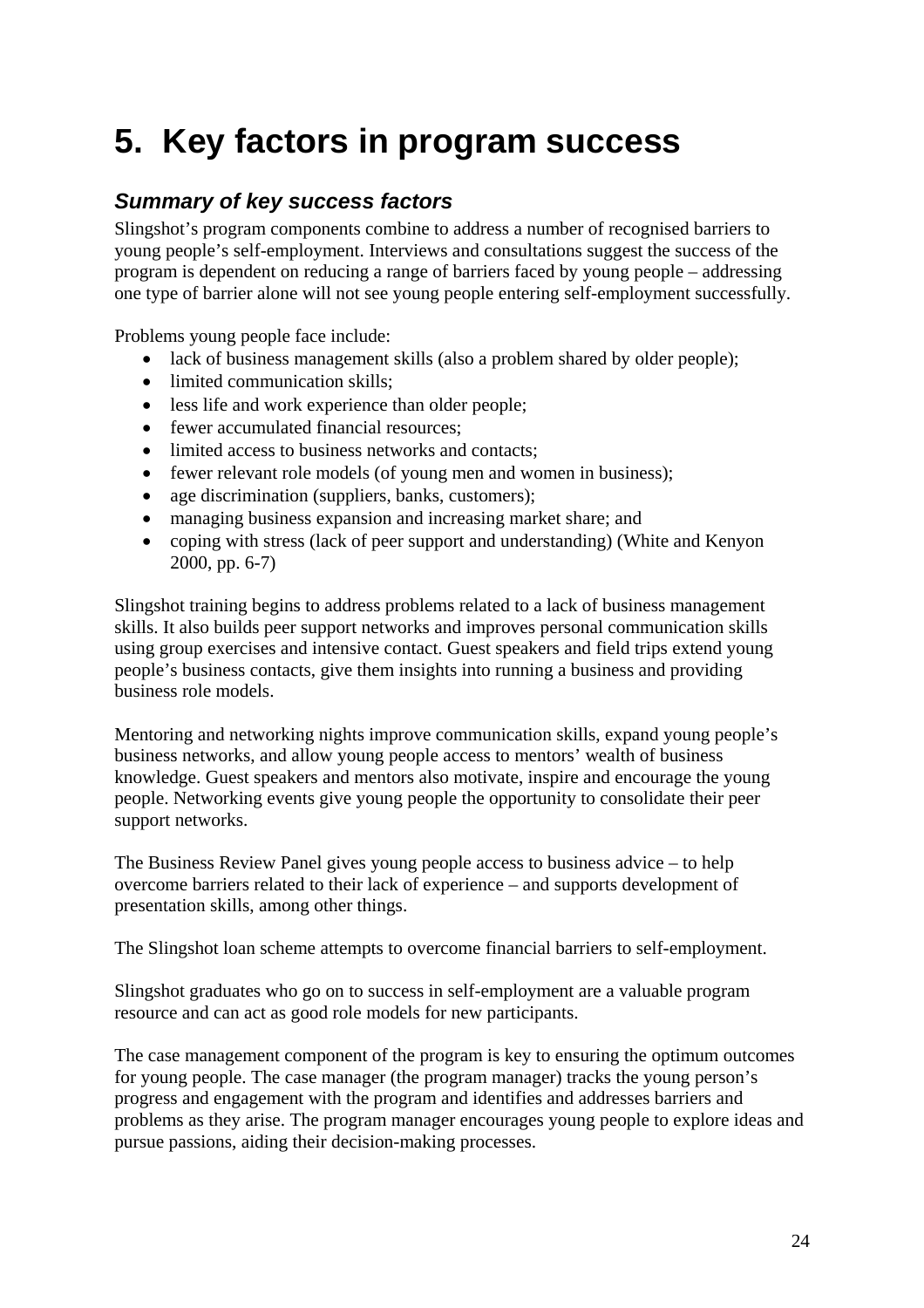# 5. Key factors in program success

## *Summary of key success factors*

Slingshot's program components combine to address a number of recognised barriers to young people's self-employment. Interviews and consultations suggest the success of the program is dependent on reducing a range of barriers faced by young people – addressing one type of barrier alone will not see young people entering self-employment successfully.

Problems young people face include:

- lack of business management skills (also a problem shared by older people);
- limited communication skills;
- less life and work experience than older people;
- fewer accumulated financial resources;
- limited access to business networks and contacts;
- fewer relevant role models (of young men and women in business);
- age discrimination (suppliers, banks, customers);
- managing business expansion and increasing market share; and
- coping with stress (lack of peer support and understanding) (White and Kenyon 2000, pp. 6-7)

Slingshot training begins to address problems related to a lack of business management skills. It also builds peer support networks and improves personal communication skills using group exercises and intensive contact. Guest speakers and field trips extend young people's business contacts, give them insights into running a business and providing business role models.

Mentoring and networking nights improve communication skills, expand young people's business networks, and allow young people access to mentors' wealth of business knowledge. Guest speakers and mentors also motivate, inspire and encourage the young people. Networking events give young people the opportunity to consolidate their peer support networks.

The Business Review Panel gives young people access to business advice – to help overcome barriers related to their lack of experience – and supports development of presentation skills, among other things.

The Slingshot loan scheme attempts to overcome financial barriers to self-employment.

Slingshot graduates who go on to success in self-employment are a valuable program resource and can act as good role models for new participants.

The case management component of the program is key to ensuring the optimum outcomes for young people. The case manager (the program manager) tracks the young person's progress and engagement with the program and identifies and addresses barriers and problems as they arise. The program manager encourages young people to explore ideas and pursue passions, aiding their decision-making processes.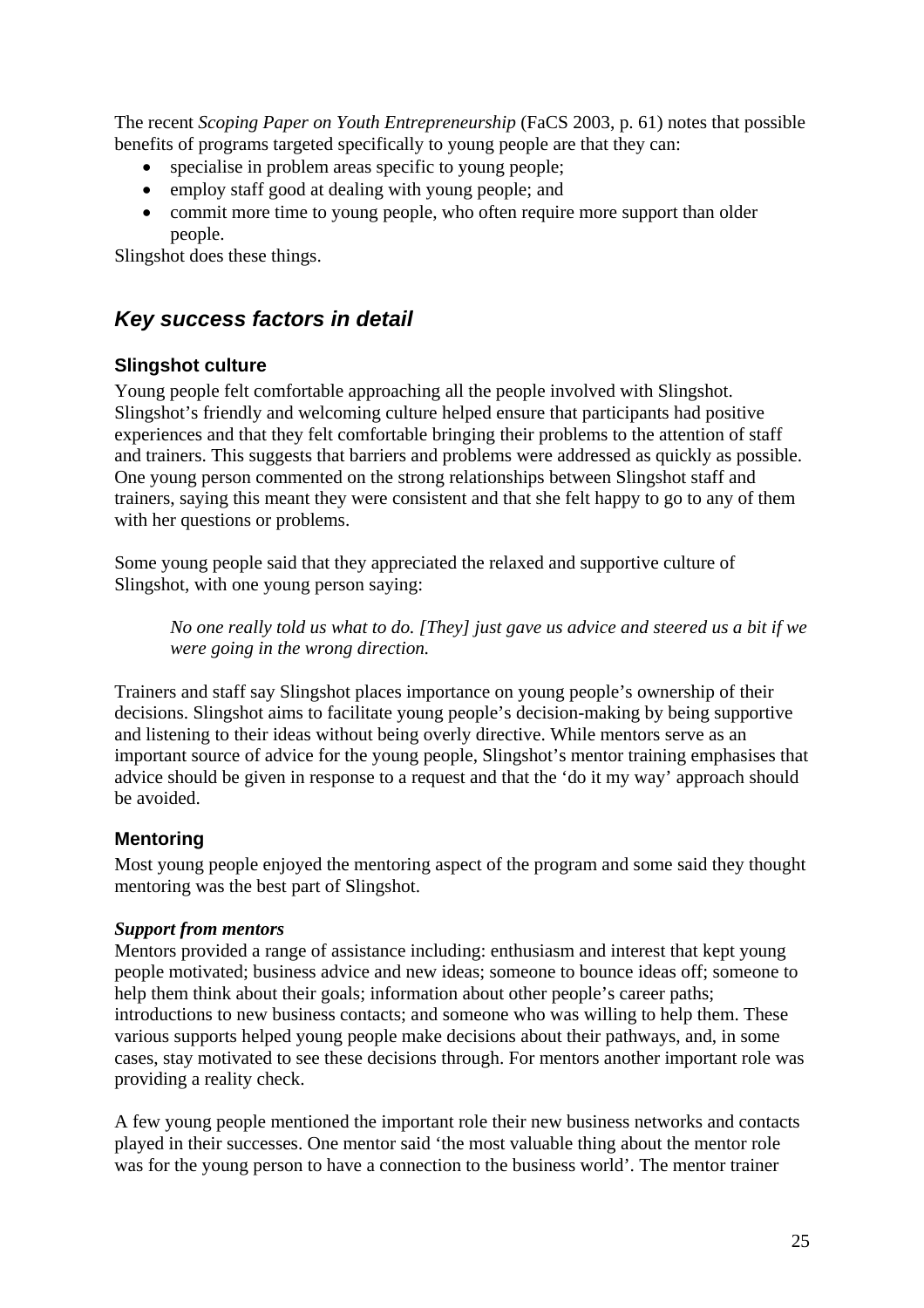The recent *Scoping Paper on Youth Entrepreneurship* (FaCS 2003, p. 61) notes that possible benefits of programs targeted specifically to young people are that they can:

- specialise in problem areas specific to young people;
- employ staff good at dealing with young people; and
- commit more time to young people, who often require more support than older people.

Slingshot does these things.

## *Key success factors in detail*

### Slingshot culture

Young people felt comfortable approaching all the people involved with Slingshot. Slingshot's friendly and welcoming culture helped ensure that participants had positive experiences and that they felt comfortable bringing their problems to the attention of staff and trainers. This suggests that barriers and problems were addressed as quickly as possible. One young person commented on the strong relationships between Slingshot staff and trainers, saying this meant they were consistent and that she felt happy to go to any of them with her questions or problems.

Some young people said that they appreciated the relaxed and supportive culture of Slingshot, with one young person saying:

> *No one really told us what to do. [They] just gave us advice and steered us a bit if we were going in the wrong direction.*

Trainers and staff say Slingshot places importance on young people's ownership of their decisions. Slingshot aims to facilitate young people's decision-making by being supportive and listening to their ideas without being overly directive. While mentors serve as an important source of advice for the young people, Slingshot's mentor training emphasises that advice should be given in response to a request and that the 'do it my way' approach should be avoided.

### Mentoring

Most young people enjoyed the mentoring aspect of the program and some said they thought mentoring was the best part of Slingshot.

***Support from mentors***

Mentors provided a range of assistance including: enthusiasm and interest that kept young people motivated; business advice and new ideas; someone to bounce ideas off; someone to help them think about their goals; information about other people's career paths; introductions to new business contacts; and someone who was willing to help them. These various supports helped young people make decisions about their pathways, and, in some cases, stay motivated to see these decisions through. For mentors another important role was providing a reality check.

A few young people mentioned the important role their new business networks and contacts played in their successes. One mentor said 'the most valuable thing about the mentor role was for the young person to have a connection to the business world'. The mentor trainer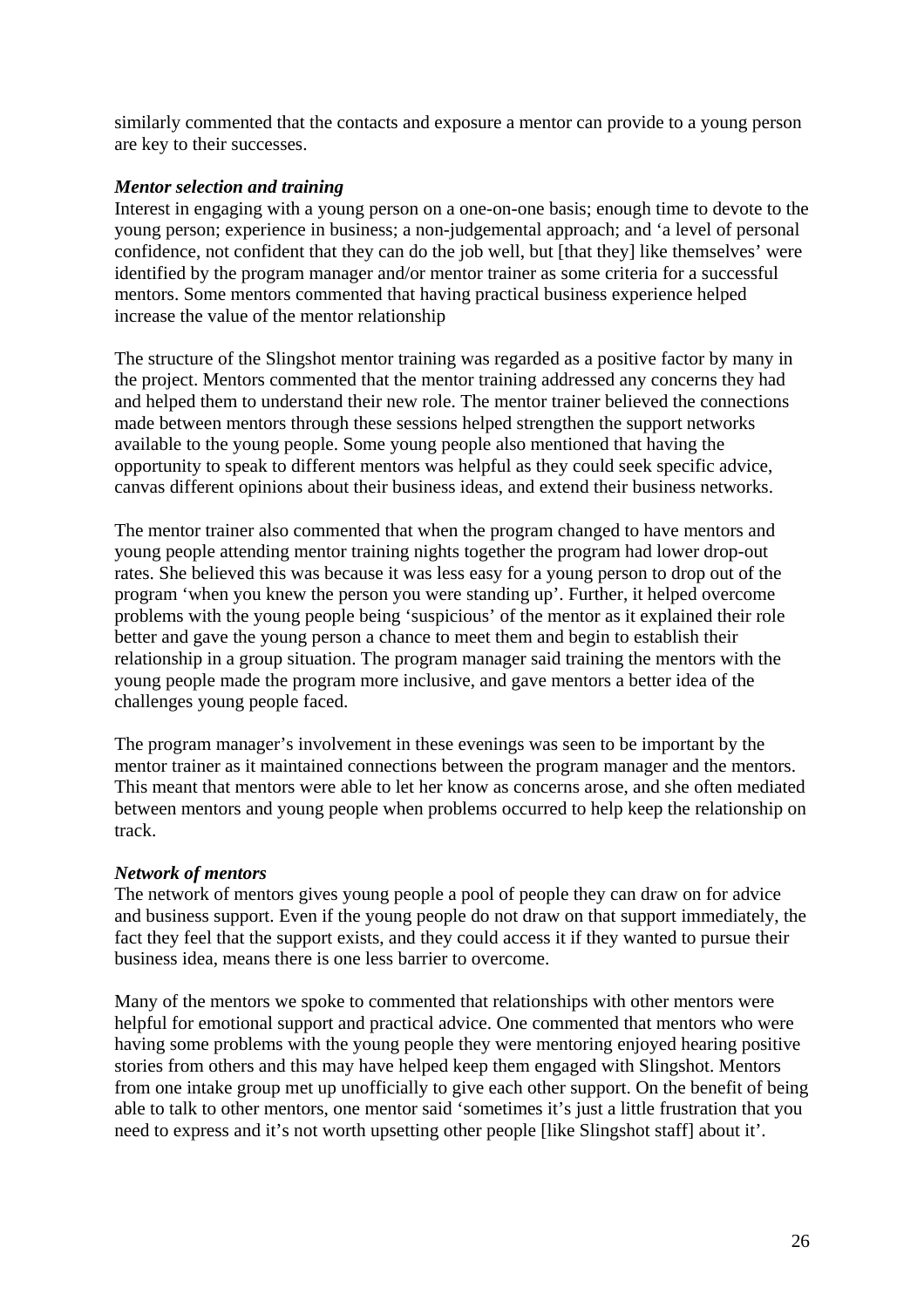similarly commented that the contacts and exposure a mentor can provide to a young person are key to their successes.

### *Mentor selection and training*

Interest in engaging with a young person on a one-on-one basis; enough time to devote to the young person; experience in business; a non-judgemental approach; and 'a level of personal confidence, not confident that they can do the job well, but [that they] like themselves' were identified by the program manager and/or mentor trainer as some criteria for a successful mentors. Some mentors commented that having practical business experience helped increase the value of the mentor relationship

The structure of the Slingshot mentor training was regarded as a positive factor by many in the project. Mentors commented that the mentor training addressed any concerns they had and helped them to understand their new role. The mentor trainer believed the connections made between mentors through these sessions helped strengthen the support networks available to the young people. Some young people also mentioned that having the opportunity to speak to different mentors was helpful as they could seek specific advice, canvas different opinions about their business ideas, and extend their business networks.

The mentor trainer also commented that when the program changed to have mentors and young people attending mentor training nights together the program had lower drop-out rates. She believed this was because it was less easy for a young person to drop out of the program 'when you knew the person you were standing up'. Further, it helped overcome problems with the young people being 'suspicious' of the mentor as it explained their role better and gave the young person a chance to meet them and begin to establish their relationship in a group situation. The program manager said training the mentors with the young people made the program more inclusive, and gave mentors a better idea of the challenges young people faced.

The program manager's involvement in these evenings was seen to be important by the mentor trainer as it maintained connections between the program manager and the mentors. This meant that mentors were able to let her know as concerns arose, and she often mediated between mentors and young people when problems occurred to help keep the relationship on track.

### *Network of mentors*

The network of mentors gives young people a pool of people they can draw on for advice and business support. Even if the young people do not draw on that support immediately, the fact they feel that the support exists, and they could access it if they wanted to pursue their business idea, means there is one less barrier to overcome.

Many of the mentors we spoke to commented that relationships with other mentors were helpful for emotional support and practical advice. One commented that mentors who were having some problems with the young people they were mentoring enjoyed hearing positive stories from others and this may have helped keep them engaged with Slingshot. Mentors from one intake group met up unofficially to give each other support. On the benefit of being able to talk to other mentors, one mentor said 'sometimes it's just a little frustration that you need to express and it's not worth upsetting other people [like Slingshot staff] about it'.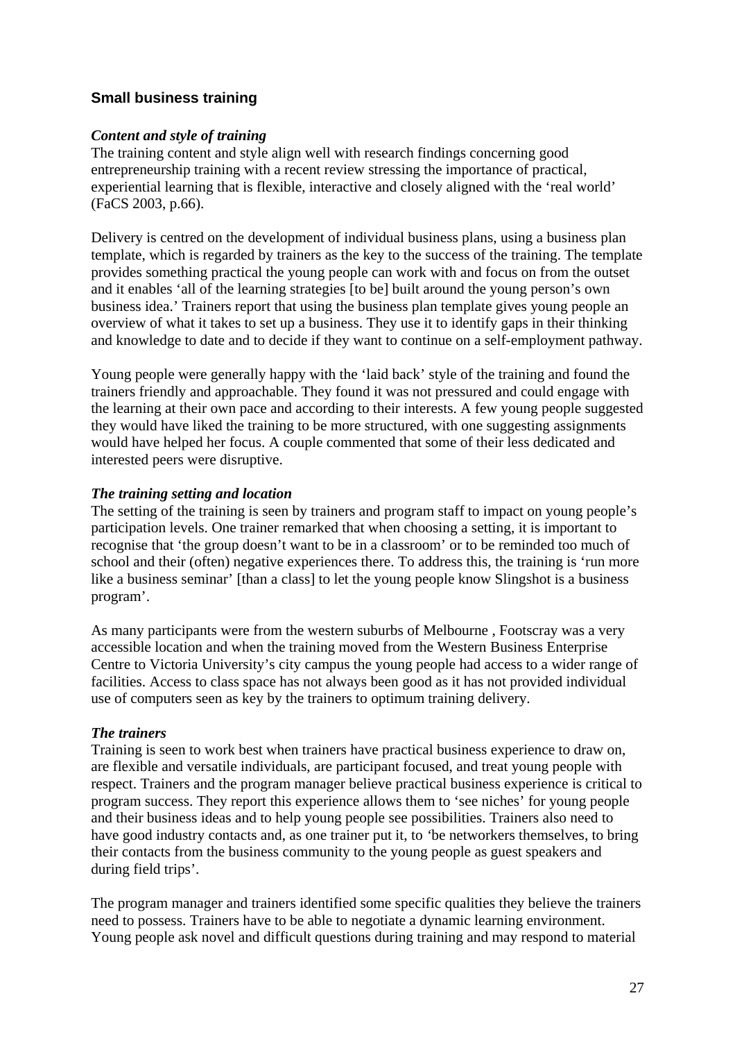## Small business training

### *Content and style of training*

The training content and style align well with research findings concerning good entrepreneurship training with a recent review stressing the importance of practical, experiential learning that is flexible, interactive and closely aligned with the 'real world' (FaCS 2003, p.66).

Delivery is centred on the development of individual business plans, using a business plan template, which is regarded by trainers as the key to the success of the training. The template provides something practical the young people can work with and focus on from the outset and it enables 'all of the learning strategies [to be] built around the young person's own business idea.' Trainers report that using the business plan template gives young people an overview of what it takes to set up a business. They use it to identify gaps in their thinking and knowledge to date and to decide if they want to continue on a self-employment pathway.

Young people were generally happy with the 'laid back' style of the training and found the trainers friendly and approachable. They found it was not pressured and could engage with the learning at their own pace and according to their interests. A few young people suggested they would have liked the training to be more structured, with one suggesting assignments would have helped her focus. A couple commented that some of their less dedicated and interested peers were disruptive.

### *The training setting and location*

The setting of the training is seen by trainers and program staff to impact on young people's participation levels. One trainer remarked that when choosing a setting, it is important to recognise that 'the group doesn't want to be in a classroom' or to be reminded too much of school and their (often) negative experiences there. To address this, the training is 'run more like a business seminar' [than a class] to let the young people know Slingshot is a business program'.

As many participants were from the western suburbs of Melbourne , Footscray was a very accessible location and when the training moved from the Western Business Enterprise Centre to Victoria University's city campus the young people had access to a wider range of facilities. Access to class space has not always been good as it has not provided individual use of computers seen as key by the trainers to optimum training delivery.

### *The trainers*

Training is seen to work best when trainers have practical business experience to draw on, are flexible and versatile individuals, are participant focused, and treat young people with respect. Trainers and the program manager believe practical business experience is critical to program success. They report this experience allows them to 'see niches' for young people and their business ideas and to help young people see possibilities. Trainers also need to have good industry contacts and, as one trainer put it, to 'be networkers themselves, to bring their contacts from the business community to the young people as guest speakers and during field trips'.

The program manager and trainers identified some specific qualities they believe the trainers need to possess. Trainers have to be able to negotiate a dynamic learning environment. Young people ask novel and difficult questions during training and may respond to material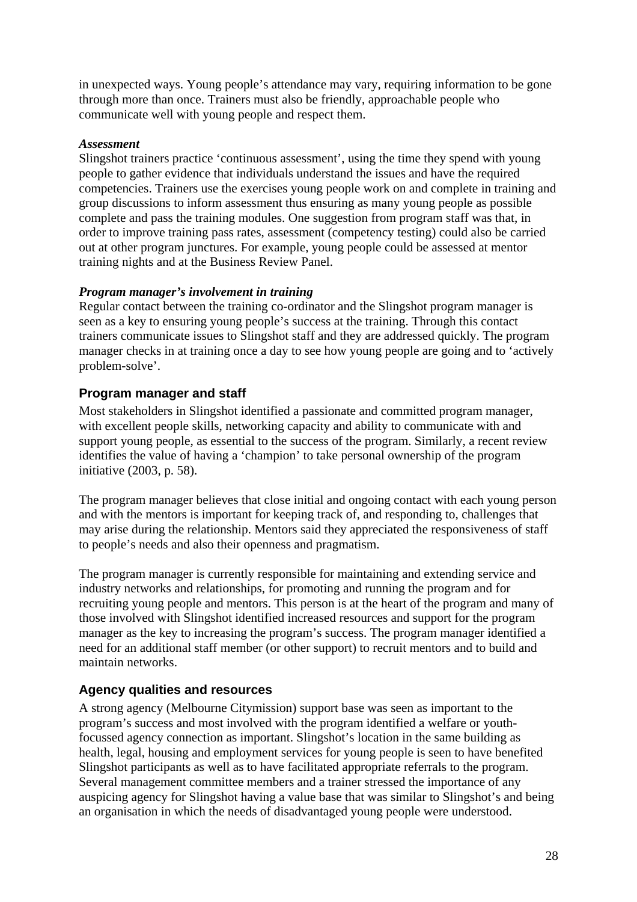in unexpected ways. Young people's attendance may vary, requiring information to be gone through more than once. Trainers must also be friendly, approachable people who communicate well with young people and respect them.

***Assessment***

Slingshot trainers practice 'continuous assessment', using the time they spend with young people to gather evidence that individuals understand the issues and have the required competencies. Trainers use the exercises young people work on and complete in training and group discussions to inform assessment thus ensuring as many young people as possible complete and pass the training modules. One suggestion from program staff was that, in order to improve training pass rates, assessment (competency testing) could also be carried out at other program junctures. For example, young people could be assessed at mentor training nights and at the Business Review Panel.

***Program manager's involvement in training***

Regular contact between the training co-ordinator and the Slingshot program manager is seen as a key to ensuring young people's success at the training. Through this contact trainers communicate issues to Slingshot staff and they are addressed quickly. The program manager checks in at training once a day to see how young people are going and to 'actively problem-solve'.

### Program manager and staff

Most stakeholders in Slingshot identified a passionate and committed program manager, with excellent people skills, networking capacity and ability to communicate with and support young people, as essential to the success of the program. Similarly, a recent review identifies the value of having a 'champion' to take personal ownership of the program initiative (2003, p. 58).

The program manager believes that close initial and ongoing contact with each young person and with the mentors is important for keeping track of, and responding to, challenges that may arise during the relationship. Mentors said they appreciated the responsiveness of staff to people's needs and also their openness and pragmatism.

The program manager is currently responsible for maintaining and extending service and industry networks and relationships, for promoting and running the program and for recruiting young people and mentors. This person is at the heart of the program and many of those involved with Slingshot identified increased resources and support for the program manager as the key to increasing the program's success. The program manager identified a need for an additional staff member (or other support) to recruit mentors and to build and maintain networks.

### Agency qualities and resources

A strong agency (Melbourne Citymission) support base was seen as important to the program's success and most involved with the program identified a welfare or youth-focussed agency connection as important. Slingshot's location in the same building as health, legal, housing and employment services for young people is seen to have benefited Slingshot participants as well as to have facilitated appropriate referrals to the program. Several management committee members and a trainer stressed the importance of any auspicing agency for Slingshot having a value base that was similar to Slingshot's and being an organisation in which the needs of disadvantaged young people were understood.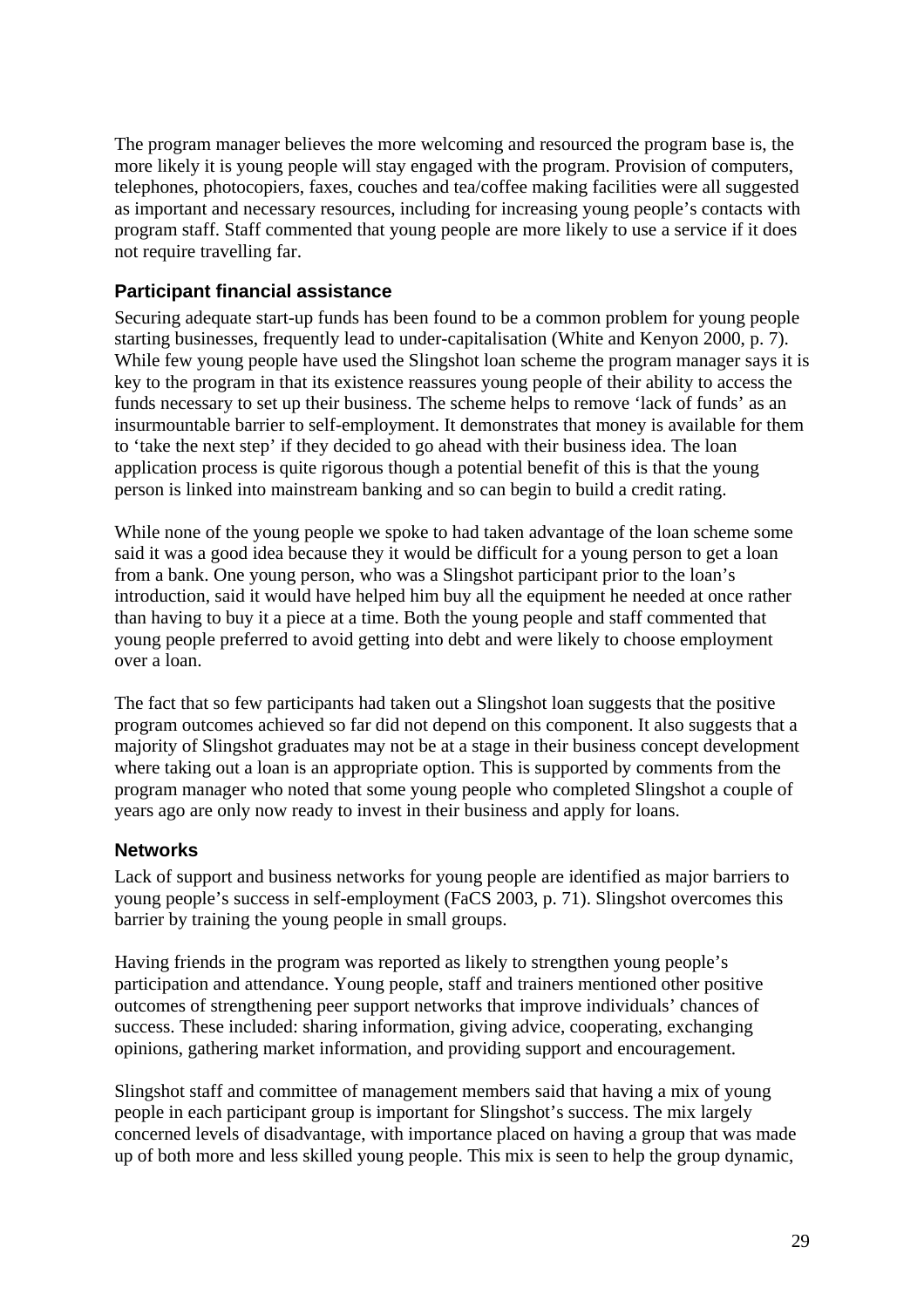The program manager believes the more welcoming and resourced the program base is, the more likely it is young people will stay engaged with the program. Provision of computers, telephones, photocopiers, faxes, couches and tea/coffee making facilities were all suggested as important and necessary resources, including for increasing young people's contacts with program staff. Staff commented that young people are more likely to use a service if it does not require travelling far.

### Participant financial assistance

Securing adequate start-up funds has been found to be a common problem for young people starting businesses, frequently lead to under-capitalisation (White and Kenyon 2000, p. 7). While few young people have used the Slingshot loan scheme the program manager says it is key to the program in that its existence reassures young people of their ability to access the funds necessary to set up their business. The scheme helps to remove 'lack of funds' as an insurmountable barrier to self-employment. It demonstrates that money is available for them to 'take the next step' if they decided to go ahead with their business idea. The loan application process is quite rigorous though a potential benefit of this is that the young person is linked into mainstream banking and so can begin to build a credit rating.

While none of the young people we spoke to had taken advantage of the loan scheme some said it was a good idea because they it would be difficult for a young person to get a loan from a bank. One young person, who was a Slingshot participant prior to the loan's introduction, said it would have helped him buy all the equipment he needed at once rather than having to buy it a piece at a time. Both the young people and staff commented that young people preferred to avoid getting into debt and were likely to choose employment over a loan.

The fact that so few participants had taken out a Slingshot loan suggests that the positive program outcomes achieved so far did not depend on this component. It also suggests that a majority of Slingshot graduates may not be at a stage in their business concept development where taking out a loan is an appropriate option. This is supported by comments from the program manager who noted that some young people who completed Slingshot a couple of years ago are only now ready to invest in their business and apply for loans.

### Networks

Lack of support and business networks for young people are identified as major barriers to young people's success in self-employment (FaCS 2003, p. 71). Slingshot overcomes this barrier by training the young people in small groups.

Having friends in the program was reported as likely to strengthen young people's participation and attendance. Young people, staff and trainers mentioned other positive outcomes of strengthening peer support networks that improve individuals' chances of success. These included: sharing information, giving advice, cooperating, exchanging opinions, gathering market information, and providing support and encouragement.

Slingshot staff and committee of management members said that having a mix of young people in each participant group is important for Slingshot's success. The mix largely concerned levels of disadvantage, with importance placed on having a group that was made up of both more and less skilled young people. This mix is seen to help the group dynamic,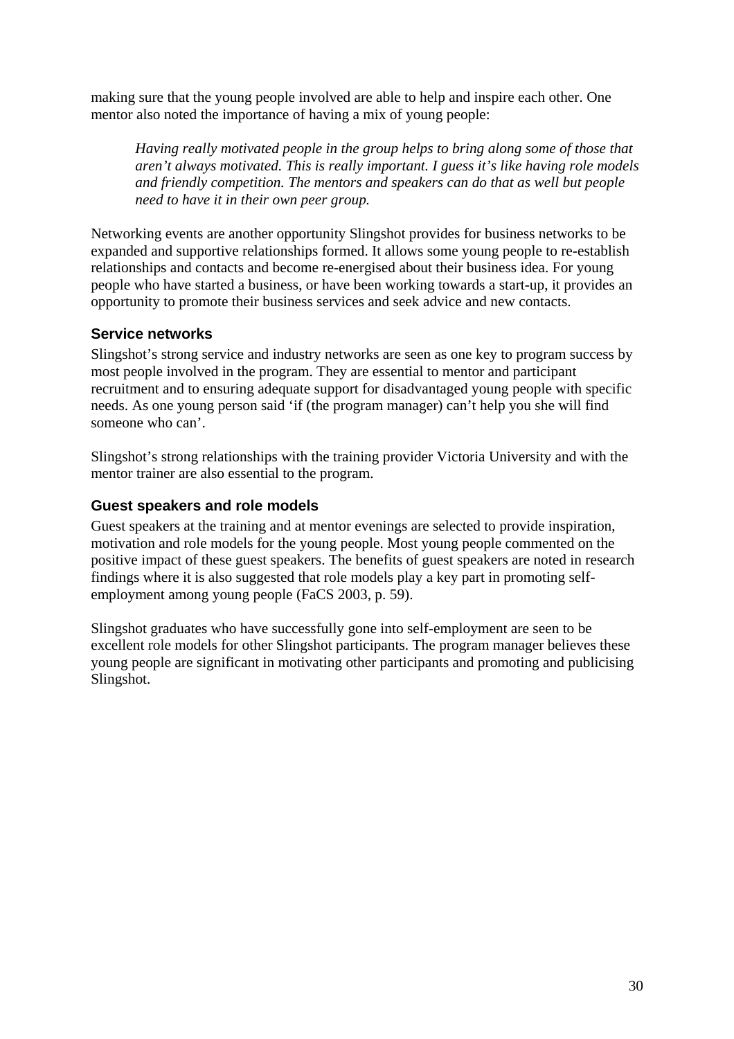making sure that the young people involved are able to help and inspire each other. One mentor also noted the importance of having a mix of young people:

> *Having really motivated people in the group helps to bring along some of those that aren't always motivated. This is really important. I guess it's like having role models and friendly competition. The mentors and speakers can do that as well but people need to have it in their own peer group.*

Networking events are another opportunity Slingshot provides for business networks to be expanded and supportive relationships formed. It allows some young people to re-establish relationships and contacts and become re-energised about their business idea. For young people who have started a business, or have been working towards a start-up, it provides an opportunity to promote their business services and seek advice and new contacts.

### Service networks

Slingshot's strong service and industry networks are seen as one key to program success by most people involved in the program. They are essential to mentor and participant recruitment and to ensuring adequate support for disadvantaged young people with specific needs. As one young person said 'if (the program manager) can't help you she will find someone who can'.

Slingshot's strong relationships with the training provider Victoria University and with the mentor trainer are also essential to the program.

### Guest speakers and role models

Guest speakers at the training and at mentor evenings are selected to provide inspiration, motivation and role models for the young people. Most young people commented on the positive impact of these guest speakers. The benefits of guest speakers are noted in research findings where it is also suggested that role models play a key part in promoting self-employment among young people (FaCS 2003, p. 59).

Slingshot graduates who have successfully gone into self-employment are seen to be excellent role models for other Slingshot participants. The program manager believes these young people are significant in motivating other participants and promoting and publicising Slingshot.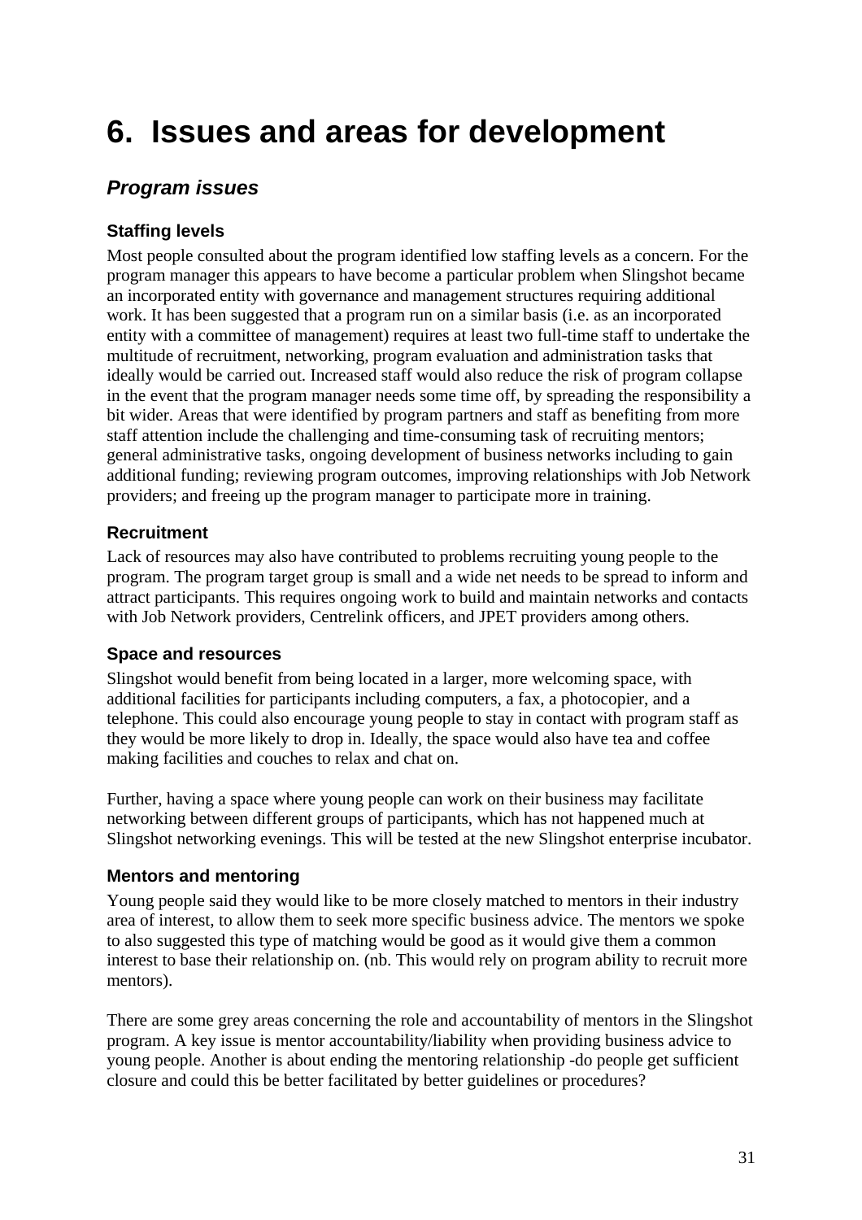# 6. Issues and areas for development

## *Program issues*

### Staffing levels

Most people consulted about the program identified low staffing levels as a concern. For the program manager this appears to have become a particular problem when Slingshot became an incorporated entity with governance and management structures requiring additional work. It has been suggested that a program run on a similar basis (i.e. as an incorporated entity with a committee of management) requires at least two full-time staff to undertake the multitude of recruitment, networking, program evaluation and administration tasks that ideally would be carried out. Increased staff would also reduce the risk of program collapse in the event that the program manager needs some time off, by spreading the responsibility a bit wider. Areas that were identified by program partners and staff as benefiting from more staff attention include the challenging and time-consuming task of recruiting mentors; general administrative tasks, ongoing development of business networks including to gain additional funding; reviewing program outcomes, improving relationships with Job Network providers; and freeing up the program manager to participate more in training.

### Recruitment

Lack of resources may also have contributed to problems recruiting young people to the program. The program target group is small and a wide net needs to be spread to inform and attract participants. This requires ongoing work to build and maintain networks and contacts with Job Network providers, Centrelink officers, and JPET providers among others.

### Space and resources

Slingshot would benefit from being located in a larger, more welcoming space, with additional facilities for participants including computers, a fax, a photocopier, and a telephone. This could also encourage young people to stay in contact with program staff as they would be more likely to drop in. Ideally, the space would also have tea and coffee making facilities and couches to relax and chat on.

Further, having a space where young people can work on their business may facilitate networking between different groups of participants, which has not happened much at Slingshot networking evenings. This will be tested at the new Slingshot enterprise incubator.

### Mentors and mentoring

Young people said they would like to be more closely matched to mentors in their industry area of interest, to allow them to seek more specific business advice. The mentors we spoke to also suggested this type of matching would be good as it would give them a common interest to base their relationship on. (nb. This would rely on program ability to recruit more mentors).

There are some grey areas concerning the role and accountability of mentors in the Slingshot program. A key issue is mentor accountability/liability when providing business advice to young people. Another is about ending the mentoring relationship -do people get sufficient closure and could this be better facilitated by better guidelines or procedures?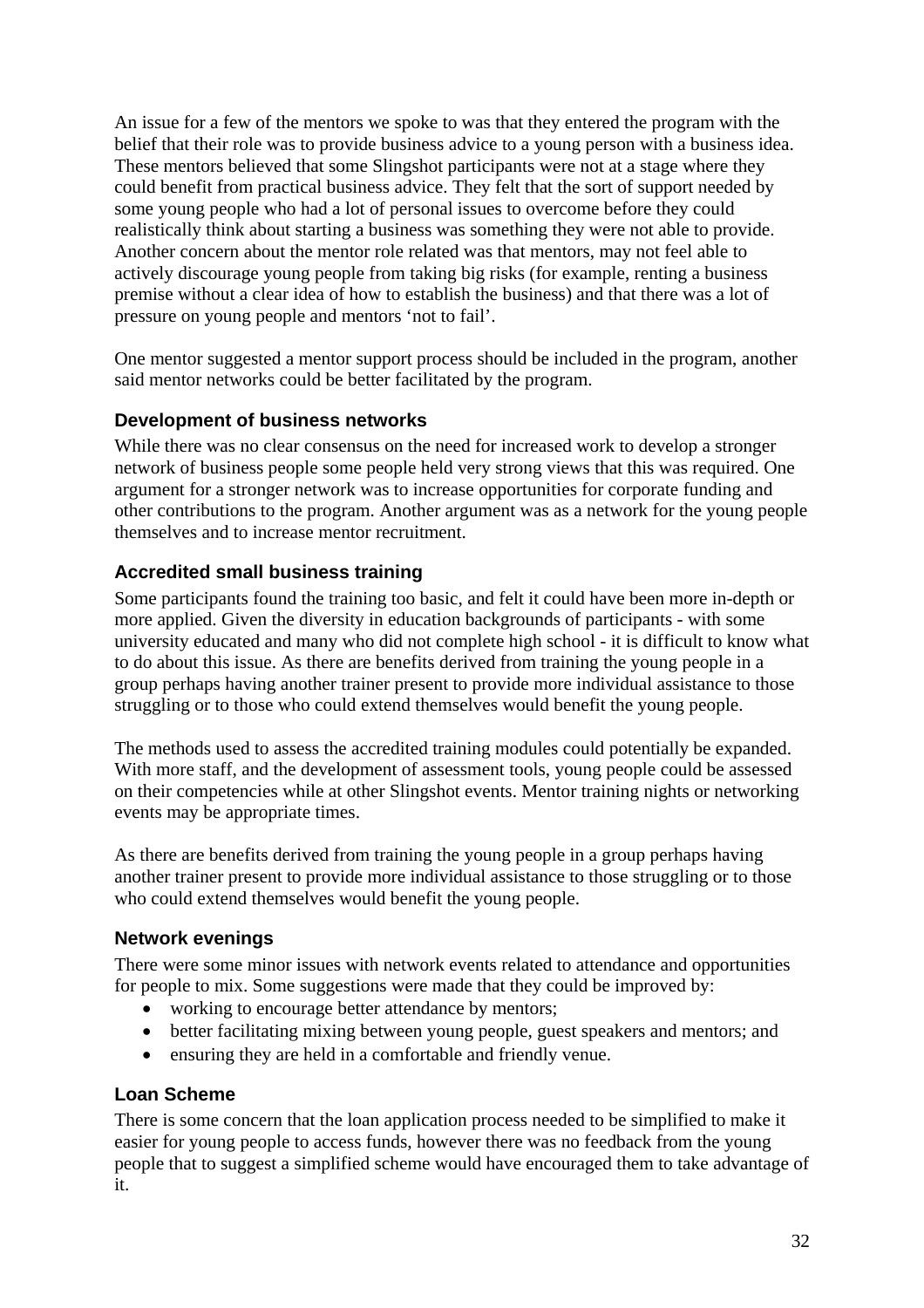An issue for a few of the mentors we spoke to was that they entered the program with the belief that their role was to provide business advice to a young person with a business idea. These mentors believed that some Slingshot participants were not at a stage where they could benefit from practical business advice. They felt that the sort of support needed by some young people who had a lot of personal issues to overcome before they could realistically think about starting a business was something they were not able to provide. Another concern about the mentor role related was that mentors, may not feel able to actively discourage young people from taking big risks (for example, renting a business premise without a clear idea of how to establish the business) and that there was a lot of pressure on young people and mentors 'not to fail'.

One mentor suggested a mentor support process should be included in the program, another said mentor networks could be better facilitated by the program.

### Development of business networks

While there was no clear consensus on the need for increased work to develop a stronger network of business people some people held very strong views that this was required. One argument for a stronger network was to increase opportunities for corporate funding and other contributions to the program. Another argument was as a network for the young people themselves and to increase mentor recruitment.

### Accredited small business training

Some participants found the training too basic, and felt it could have been more in-depth or more applied. Given the diversity in education backgrounds of participants - with some university educated and many who did not complete high school - it is difficult to know what to do about this issue. As there are benefits derived from training the young people in a group perhaps having another trainer present to provide more individual assistance to those struggling or to those who could extend themselves would benefit the young people.

The methods used to assess the accredited training modules could potentially be expanded. With more staff, and the development of assessment tools, young people could be assessed on their competencies while at other Slingshot events. Mentor training nights or networking events may be appropriate times.

As there are benefits derived from training the young people in a group perhaps having another trainer present to provide more individual assistance to those struggling or to those who could extend themselves would benefit the young people.

### Network evenings

There were some minor issues with network events related to attendance and opportunities for people to mix. Some suggestions were made that they could be improved by:

- working to encourage better attendance by mentors;
- better facilitating mixing between young people, guest speakers and mentors; and
- ensuring they are held in a comfortable and friendly venue.

### Loan Scheme

There is some concern that the loan application process needed to be simplified to make it easier for young people to access funds, however there was no feedback from the young people that to suggest a simplified scheme would have encouraged them to take advantage of it.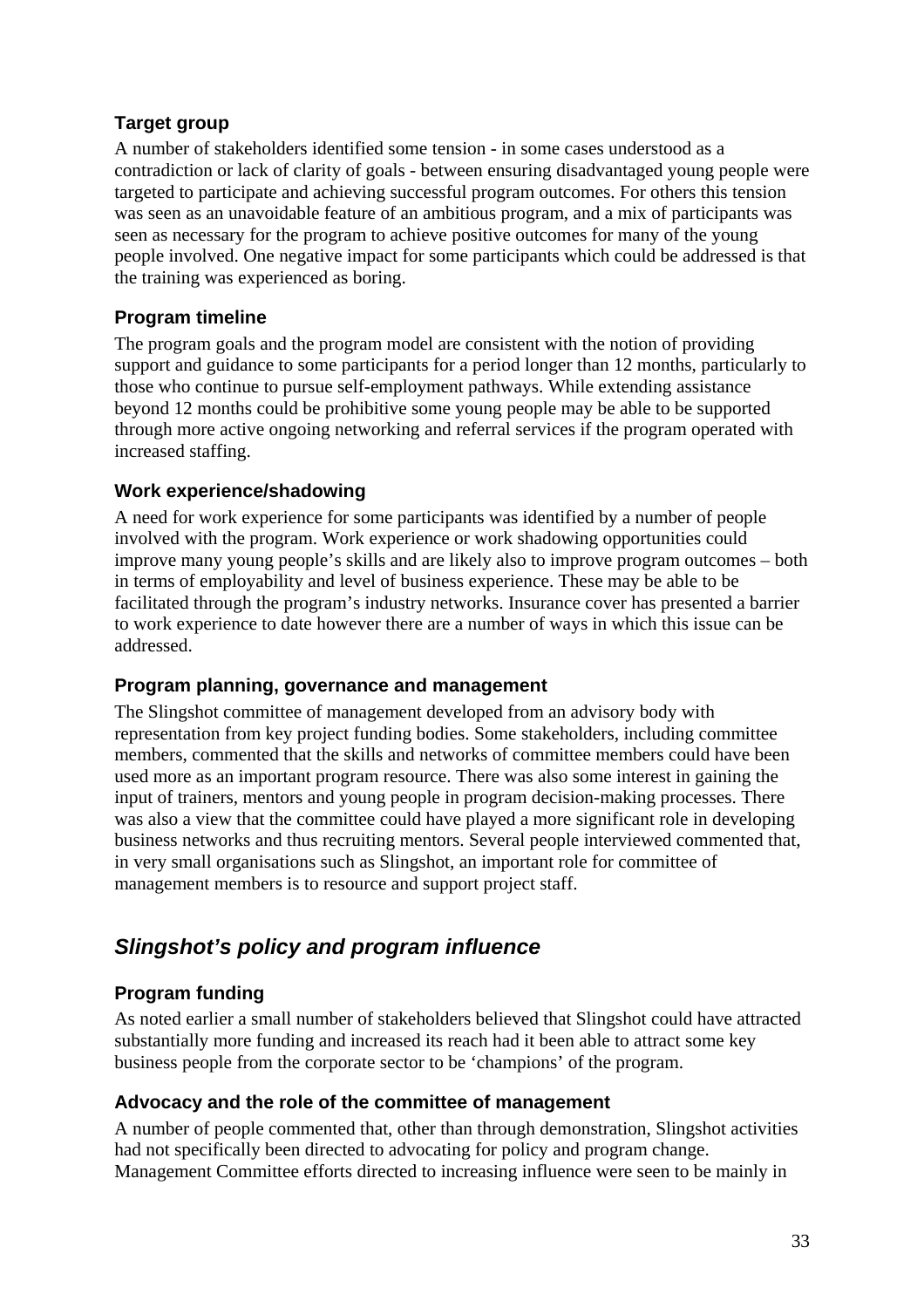### Target group

A number of stakeholders identified some tension - in some cases understood as a contradiction or lack of clarity of goals - between ensuring disadvantaged young people were targeted to participate and achieving successful program outcomes. For others this tension was seen as an unavoidable feature of an ambitious program, and a mix of participants was seen as necessary for the program to achieve positive outcomes for many of the young people involved. One negative impact for some participants which could be addressed is that the training was experienced as boring.

### Program timeline

The program goals and the program model are consistent with the notion of providing support and guidance to some participants for a period longer than 12 months, particularly to those who continue to pursue self-employment pathways. While extending assistance beyond 12 months could be prohibitive some young people may be able to be supported through more active ongoing networking and referral services if the program operated with increased staffing.

### Work experience/shadowing

A need for work experience for some participants was identified by a number of people involved with the program. Work experience or work shadowing opportunities could improve many young people's skills and are likely also to improve program outcomes – both in terms of employability and level of business experience. These may be able to be facilitated through the program's industry networks. Insurance cover has presented a barrier to work experience to date however there are a number of ways in which this issue can be addressed.

### Program planning, governance and management

The Slingshot committee of management developed from an advisory body with representation from key project funding bodies. Some stakeholders, including committee members, commented that the skills and networks of committee members could have been used more as an important program resource. There was also some interest in gaining the input of trainers, mentors and young people in program decision-making processes. There was also a view that the committee could have played a more significant role in developing business networks and thus recruiting mentors. Several people interviewed commented that, in very small organisations such as Slingshot, an important role for committee of management members is to resource and support project staff.

## *Slingshot's policy and program influence*

### Program funding

As noted earlier a small number of stakeholders believed that Slingshot could have attracted substantially more funding and increased its reach had it been able to attract some key business people from the corporate sector to be 'champions' of the program.

### Advocacy and the role of the committee of management

A number of people commented that, other than through demonstration, Slingshot activities had not specifically been directed to advocating for policy and program change. Management Committee efforts directed to increasing influence were seen to be mainly in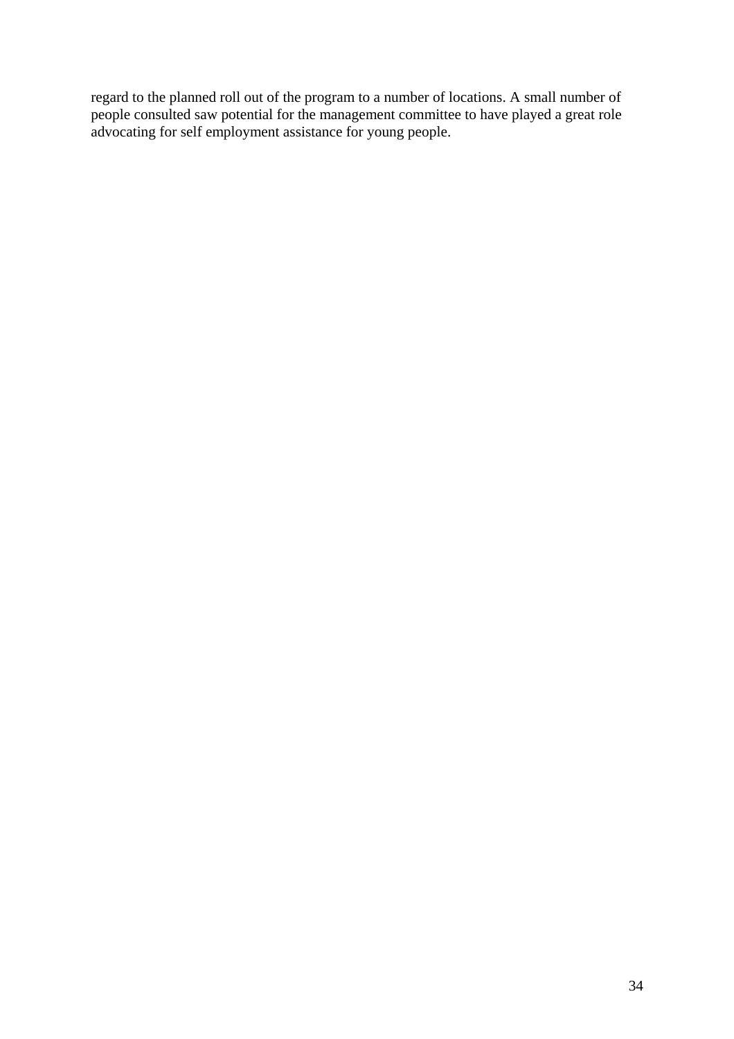regard to the planned roll out of the program to a number of locations. A small number of people consulted saw potential for the management committee to have played a great role advocating for self employment assistance for young people.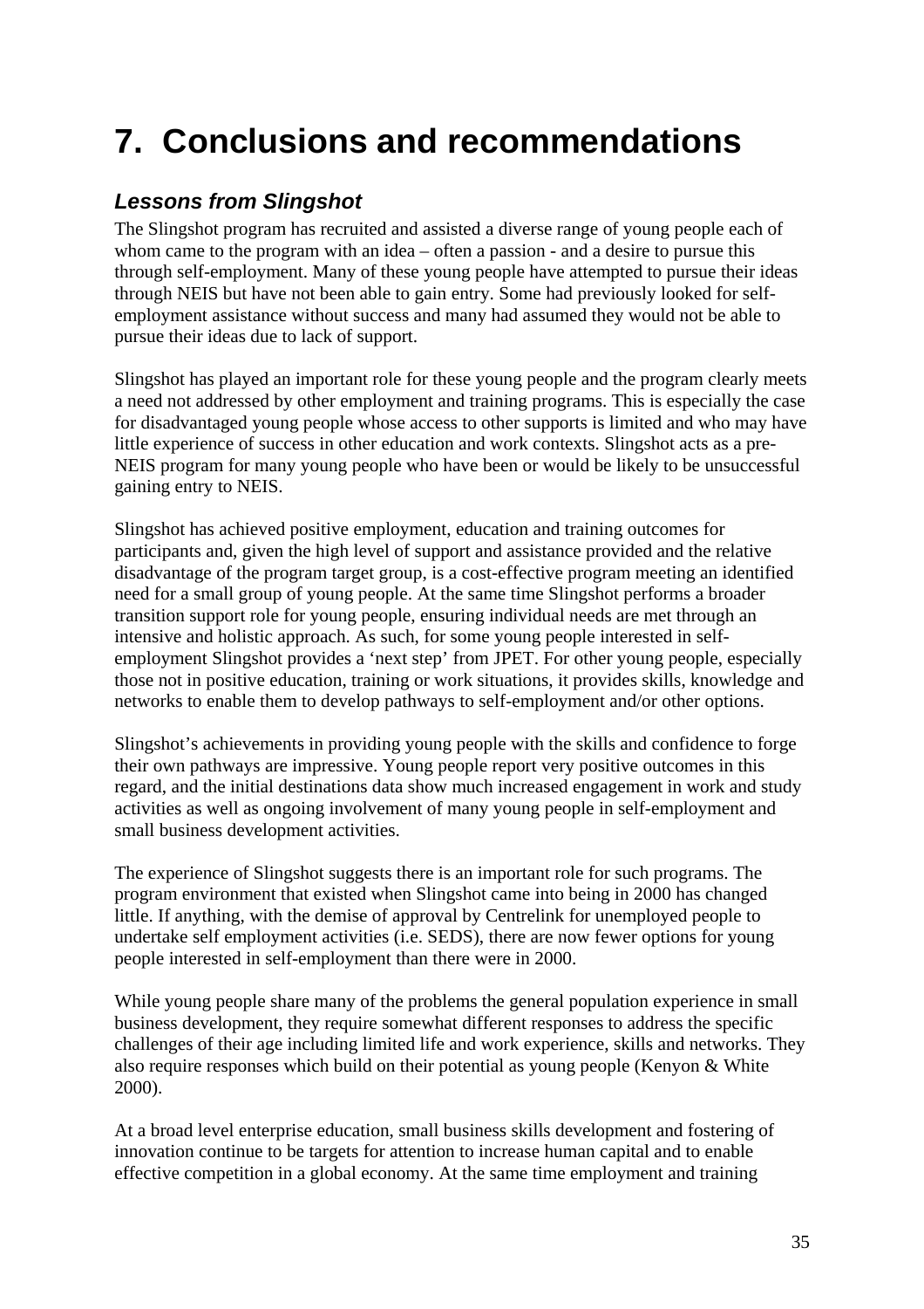# 7. Conclusions and recommendations

## *Lessons from Slingshot*

The Slingshot program has recruited and assisted a diverse range of young people each of whom came to the program with an idea – often a passion - and a desire to pursue this through self-employment. Many of these young people have attempted to pursue their ideas through NEIS but have not been able to gain entry. Some had previously looked for self-employment assistance without success and many had assumed they would not be able to pursue their ideas due to lack of support.

Slingshot has played an important role for these young people and the program clearly meets a need not addressed by other employment and training programs. This is especially the case for disadvantaged young people whose access to other supports is limited and who may have little experience of success in other education and work contexts. Slingshot acts as a pre-NEIS program for many young people who have been or would be likely to be unsuccessful gaining entry to NEIS.

Slingshot has achieved positive employment, education and training outcomes for participants and, given the high level of support and assistance provided and the relative disadvantage of the program target group, is a cost-effective program meeting an identified need for a small group of young people. At the same time Slingshot performs a broader transition support role for young people, ensuring individual needs are met through an intensive and holistic approach. As such, for some young people interested in self-employment Slingshot provides a 'next step' from JPET. For other young people, especially those not in positive education, training or work situations, it provides skills, knowledge and networks to enable them to develop pathways to self-employment and/or other options.

Slingshot's achievements in providing young people with the skills and confidence to forge their own pathways are impressive. Young people report very positive outcomes in this regard, and the initial destinations data show much increased engagement in work and study activities as well as ongoing involvement of many young people in self-employment and small business development activities.

The experience of Slingshot suggests there is an important role for such programs. The program environment that existed when Slingshot came into being in 2000 has changed little. If anything, with the demise of approval by Centrelink for unemployed people to undertake self employment activities (i.e. SEDS), there are now fewer options for young people interested in self-employment than there were in 2000.

While young people share many of the problems the general population experience in small business development, they require somewhat different responses to address the specific challenges of their age including limited life and work experience, skills and networks. They also require responses which build on their potential as young people (Kenyon & White 2000).

At a broad level enterprise education, small business skills development and fostering of innovation continue to be targets for attention to increase human capital and to enable effective competition in a global economy. At the same time employment and training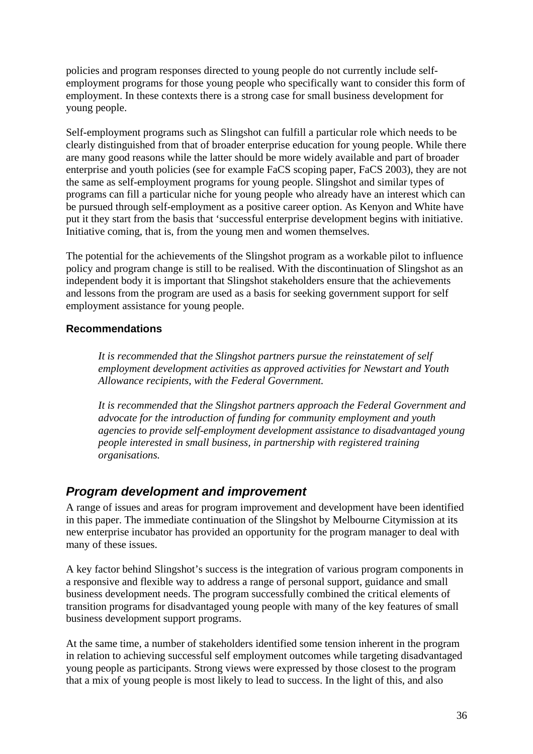policies and program responses directed to young people do not currently include self-employment programs for those young people who specifically want to consider this form of employment. In these contexts there is a strong case for small business development for young people.

Self-employment programs such as Slingshot can fulfill a particular role which needs to be clearly distinguished from that of broader enterprise education for young people. While there are many good reasons while the latter should be more widely available and part of broader enterprise and youth policies (see for example FaCS scoping paper, FaCS 2003), they are not the same as self-employment programs for young people. Slingshot and similar types of programs can fill a particular niche for young people who already have an interest which can be pursued through self-employment as a positive career option. As Kenyon and White have put it they start from the basis that 'successful enterprise development begins with initiative. Initiative coming, that is, from the young men and women themselves.

The potential for the achievements of the Slingshot program as a workable pilot to influence policy and program change is still to be realised. With the discontinuation of Slingshot as an independent body it is important that Slingshot stakeholders ensure that the achievements and lessons from the program are used as a basis for seeking government support for self employment assistance for young people.

#### Recommendations

> *It is recommended that the Slingshot partners pursue the reinstatement of self employment development activities as approved activities for Newstart and Youth Allowance recipients, with the Federal Government.*
>
> *It is recommended that the Slingshot partners approach the Federal Government and advocate for the introduction of funding for community employment and youth agencies to provide self-employment development assistance to disadvantaged young people interested in small business, in partnership with registered training organisations.*

### *Program development and improvement*

A range of issues and areas for program improvement and development have been identified in this paper. The immediate continuation of the Slingshot by Melbourne Citymission at its new enterprise incubator has provided an opportunity for the program manager to deal with many of these issues.

A key factor behind Slingshot's success is the integration of various program components in a responsive and flexible way to address a range of personal support, guidance and small business development needs. The program successfully combined the critical elements of transition programs for disadvantaged young people with many of the key features of small business development support programs.

At the same time, a number of stakeholders identified some tension inherent in the program in relation to achieving successful self employment outcomes while targeting disadvantaged young people as participants. Strong views were expressed by those closest to the program that a mix of young people is most likely to lead to success. In the light of this, and also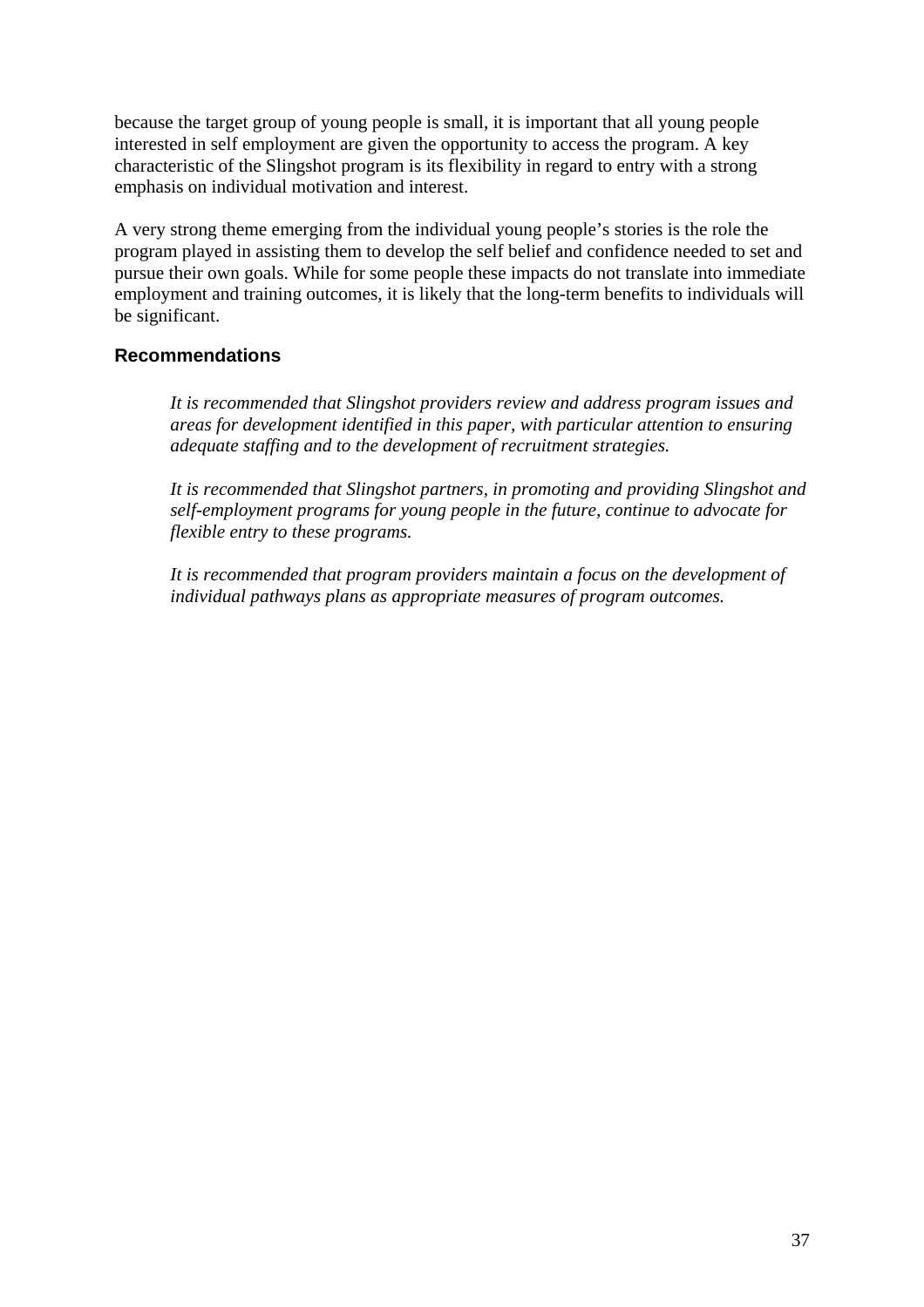because the target group of young people is small, it is important that all young people interested in self employment are given the opportunity to access the program. A key characteristic of the Slingshot program is its flexibility in regard to entry with a strong emphasis on individual motivation and interest.

A very strong theme emerging from the individual young people's stories is the role the program played in assisting them to develop the self belief and confidence needed to set and pursue their own goals. While for some people these impacts do not translate into immediate employment and training outcomes, it is likely that the long-term benefits to individuals will be significant.

### Recommendations

> *It is recommended that Slingshot providers review and address program issues and areas for development identified in this paper, with particular attention to ensuring adequate staffing and to the development of recruitment strategies.*
>
> *It is recommended that Slingshot partners, in promoting and providing Slingshot and self-employment programs for young people in the future, continue to advocate for flexible entry to these programs.*
>
> *It is recommended that program providers maintain a focus on the development of individual pathways plans as appropriate measures of program outcomes.*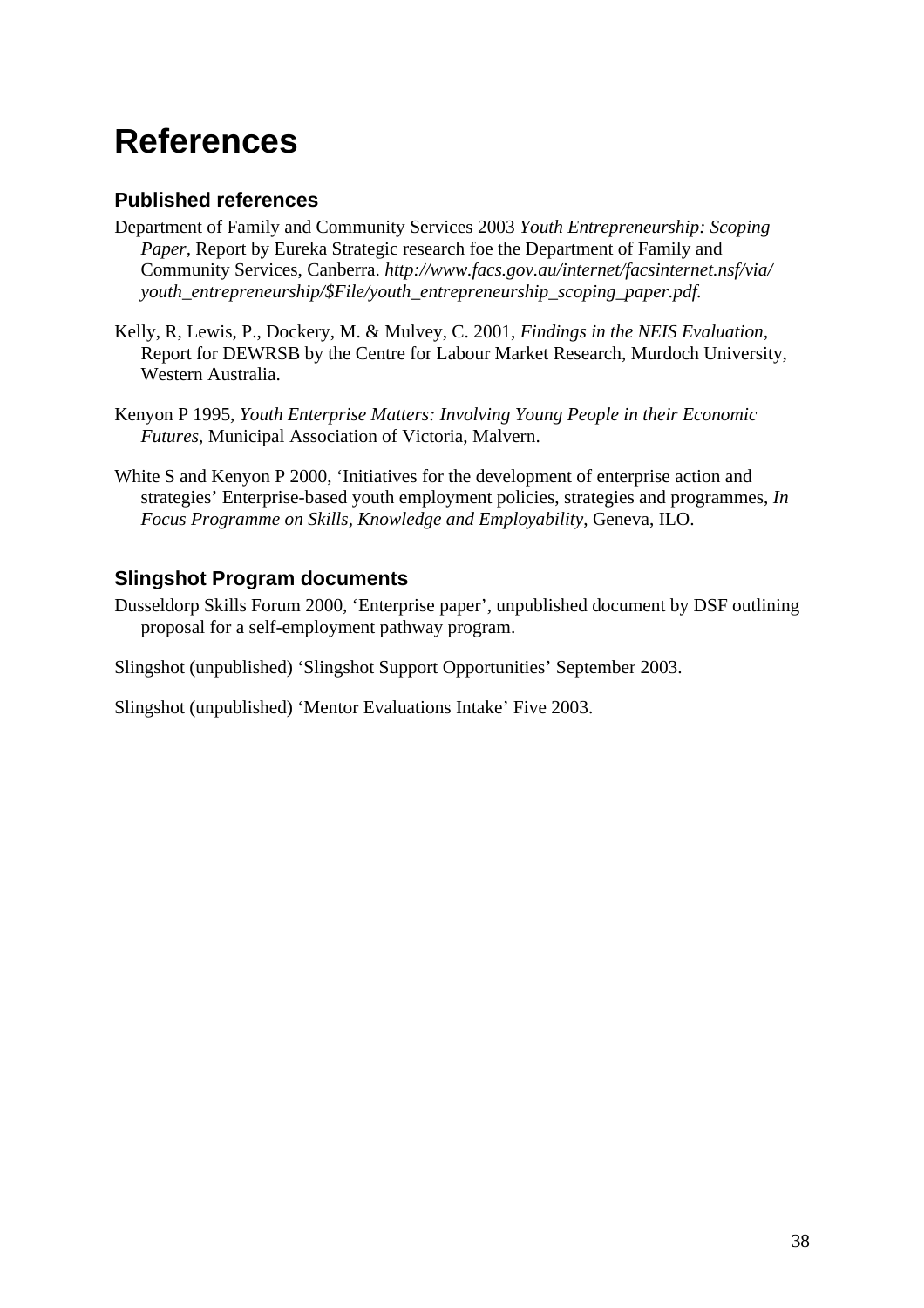# References

## Published references

Department of Family and Community Services 2003 *Youth Entrepreneurship: Scoping Paper*, Report by Eureka Strategic research foe the Department of Family and Community Services, Canberra. *http://www.facs.gov.au/internet/facsinternet.nsf/via/youth_entrepreneurship/$File/youth_entrepreneurship_scoping_paper.pdf.*

Kelly, R, Lewis, P., Dockery, M. & Mulvey, C. 2001, *Findings in the NEIS Evaluation*, Report for DEWRSB by the Centre for Labour Market Research, Murdoch University, Western Australia.

Kenyon P 1995, *Youth Enterprise Matters: Involving Young People in their Economic Futures*, Municipal Association of Victoria, Malvern.

White S and Kenyon P 2000, 'Initiatives for the development of enterprise action and strategies' Enterprise-based youth employment policies, strategies and programmes, *In Focus Programme on Skills, Knowledge and Employability*, Geneva, ILO.

## Slingshot Program documents

Dusseldorp Skills Forum 2000, 'Enterprise paper', unpublished document by DSF outlining proposal for a self-employment pathway program.

Slingshot (unpublished) 'Slingshot Support Opportunities' September 2003.

Slingshot (unpublished) 'Mentor Evaluations Intake' Five 2003.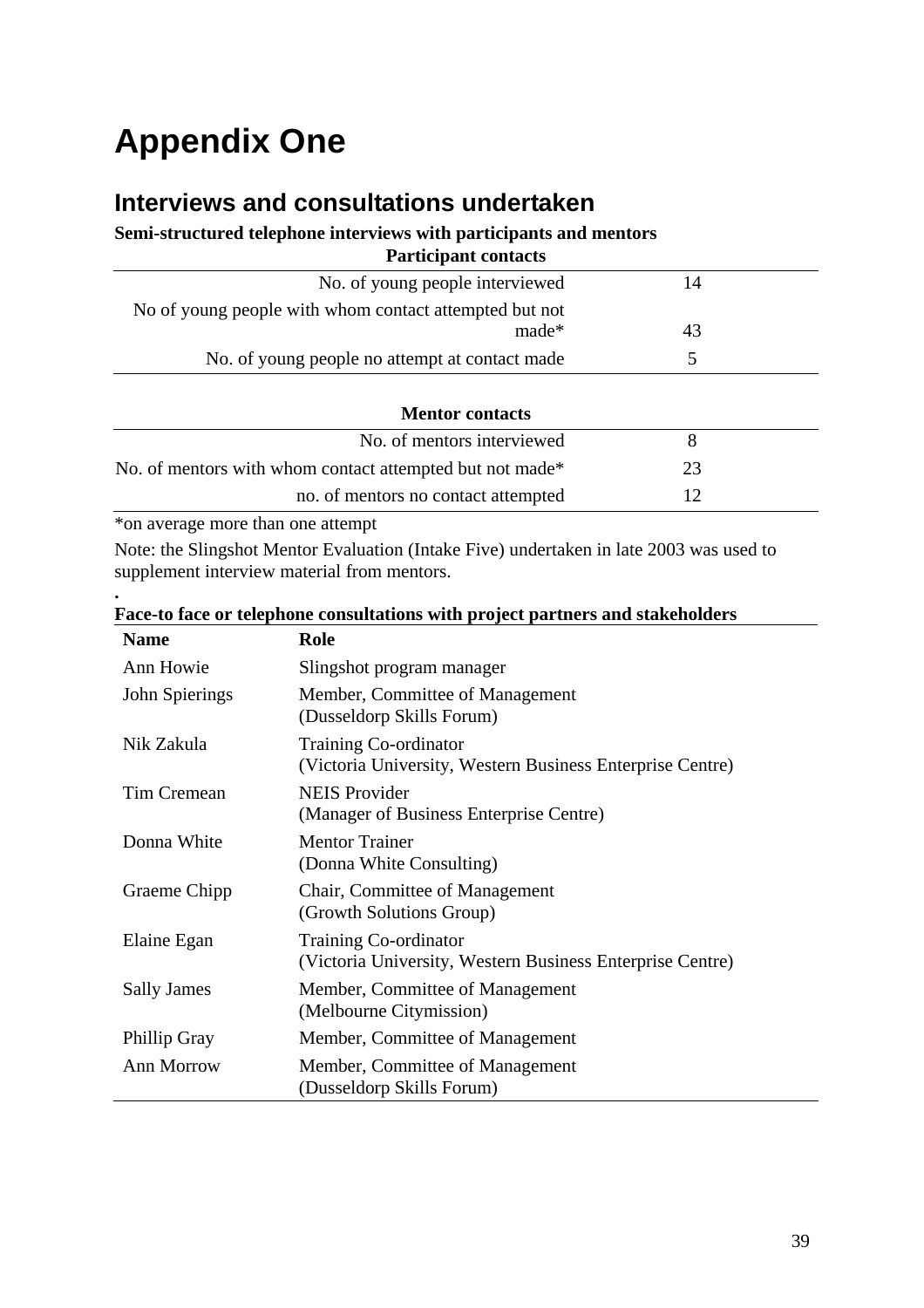# Appendix One

## Interviews and consultations undertaken

**Semi-structured telephone interviews with participants and mentors**

| **Participant contacts** | |
|---|---|
| No. of young people interviewed | 14 |
| No of young people with whom contact attempted but not made* | 43 |
| No. of young people no attempt at contact made | 5 |

| **Mentor contacts** | |
|---|---|
| No. of mentors interviewed | 8 |
| No. of mentors with whom contact attempted but not made* | 23 |
| no. of mentors no contact attempted | 12 |

*on average more than one attempt

Note: the Slingshot Mentor Evaluation (Intake Five) undertaken in late 2003 was used to supplement interview material from mentors.

.

**Face-to face or telephone consultations with project partners and stakeholders**

| Name | Role |
|---|---|
| Ann Howie | Slingshot program manager |
| John Spierings | Member, Committee of Management (Dusseldorp Skills Forum) |
| Nik Zakula | Training Co-ordinator (Victoria University, Western Business Enterprise Centre) |
| Tim Cremean | NEIS Provider (Manager of Business Enterprise Centre) |
| Donna White | Mentor Trainer (Donna White Consulting) |
| Graeme Chipp | Chair, Committee of Management (Growth Solutions Group) |
| Elaine Egan | Training Co-ordinator (Victoria University, Western Business Enterprise Centre) |
| Sally James | Member, Committee of Management (Melbourne Citymission) |
| Phillip Gray | Member, Committee of Management |
| Ann Morrow | Member, Committee of Management (Dusseldorp Skills Forum) |